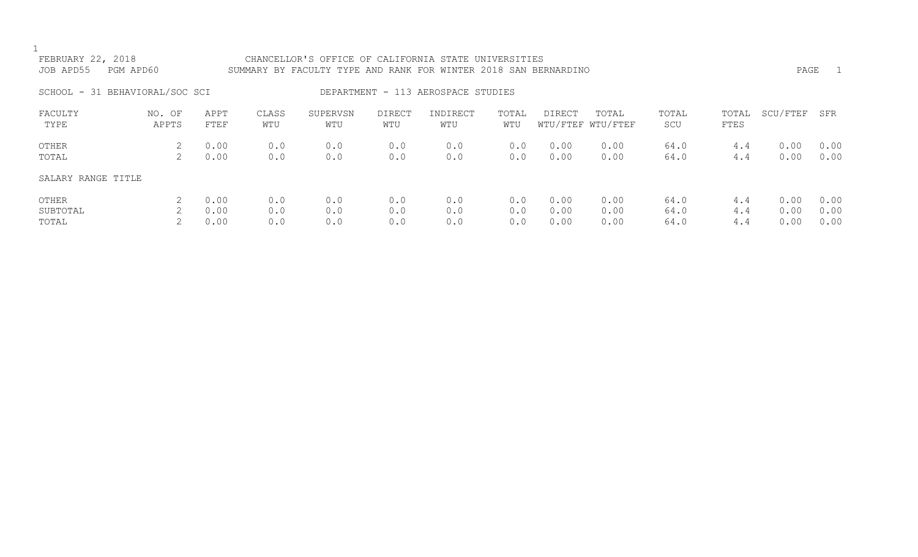FEBRUARY 22, 2018 CHANCELLOR'S OFFICE OF CALIFORNIA STATE UNIVERSITIES

JOB APD55 PGM APD60 SUMMARY BY FACULTY TYPE AND RANK FOR WINTER 2018 SAN BERNARDINO

SCHOOL - 31 BEHAVIORAL/SOC SCI DEPARTMENT - 113 AEROSPACE STUDIES

| FACULTY TYPE | NO. OF APPTS | APPT FTEF | CLASS WTU | SUPERVSN WTU | DIRECT WTU | INDIRECT WTU | TOTAL WTU | DIRECT WTU/FTEF | TOTAL WTU/FTEF | TOTAL SCU | TOTAL FTES | SCU/FTEF | SFR |
|---|---|---|---|---|---|---|---|---|---|---|---|---|---|
| OTHER | 2 | 0.00 | 0.0 | 0.0 | 0.0 | 0.0 | 0.0 | 0.00 | 0.00 | 64.0 | 4.4 | 0.00 | 0.00 |
| TOTAL | 2 | 0.00 | 0.0 | 0.0 | 0.0 | 0.0 | 0.0 | 0.00 | 0.00 | 64.0 | 4.4 | 0.00 | 0.00 |
| SALARY RANGE TITLE | | | | | | | | | | | | | |
| OTHER | 2 | 0.00 | 0.0 | 0.0 | 0.0 | 0.0 | 0.0 | 0.00 | 0.00 | 64.0 | 4.4 | 0.00 | 0.00 |
| SUBTOTAL | 2 | 0.00 | 0.0 | 0.0 | 0.0 | 0.0 | 0.0 | 0.00 | 0.00 | 64.0 | 4.4 | 0.00 | 0.00 |
| TOTAL | 2 | 0.00 | 0.0 | 0.0 | 0.0 | 0.0 | 0.0 | 0.00 | 0.00 | 64.0 | 4.4 | 0.00 | 0.00 |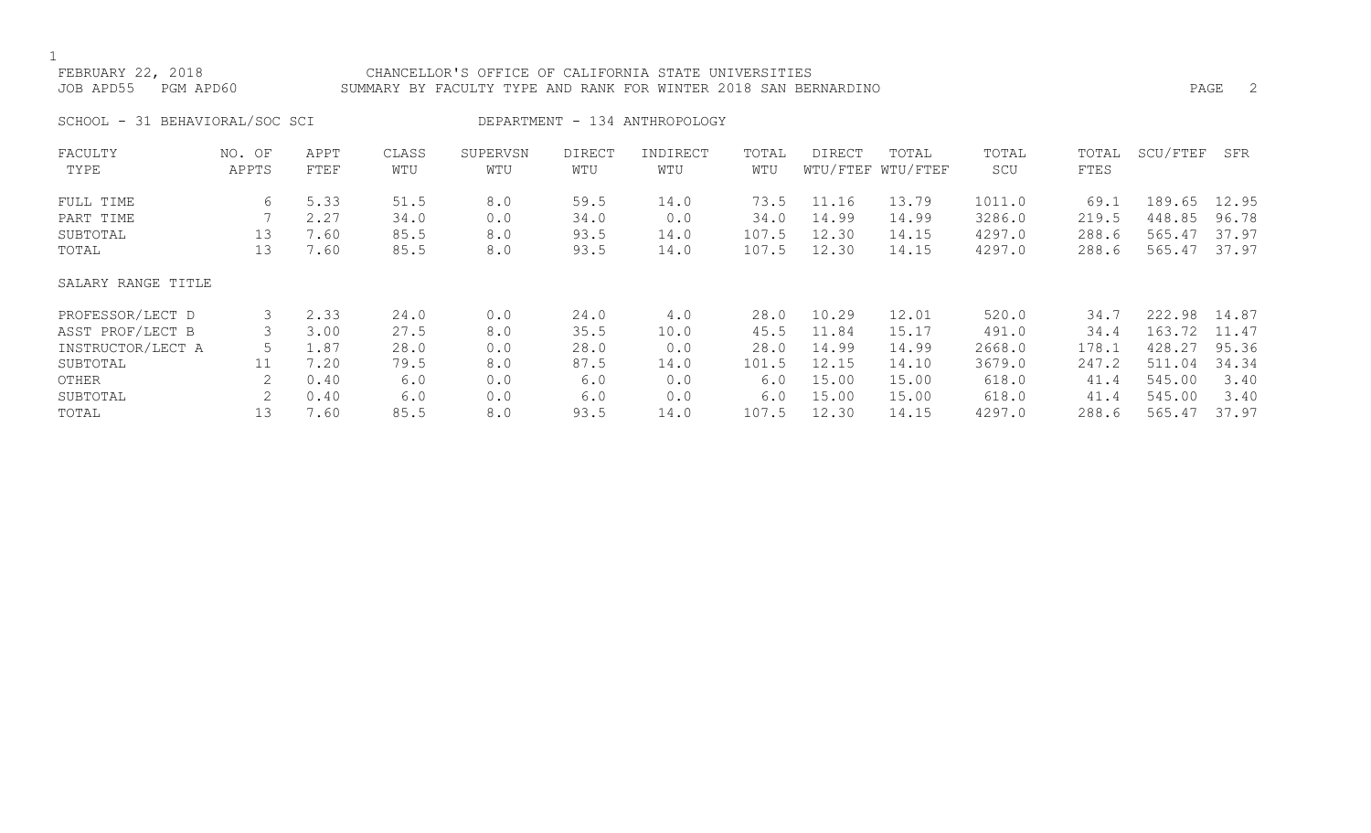FEBRUARY 22, 2018 CHANCELLOR'S OFFICE OF CALIFORNIA STATE UNIVERSITIES
JOB APD55 PGM APD60 SUMMARY BY FACULTY TYPE AND RANK FOR WINTER 2018 SAN BERNARDINO

SCHOOL - 31 BEHAVIORAL/SOC SCI DEPARTMENT - 134 ANTHROPOLOGY

| FACULTY TYPE | NO. OF APPTS | APPT FTEF | CLASS WTU | SUPERVSN WTU | DIRECT WTU | INDIRECT WTU | TOTAL WTU | DIRECT WTU/FTEF | TOTAL WTU/FTEF | TOTAL SCU | TOTAL FTES | SCU/FTEF | SFR |
|---|---|---|---|---|---|---|---|---|---|---|---|---|---|
| FULL TIME | 6 | 5.33 | 51.5 | 8.0 | 59.5 | 14.0 | 73.5 | 11.16 | 13.79 | 1011.0 | 69.1 | 189.65 | 12.95 |
| PART TIME | 7 | 2.27 | 34.0 | 0.0 | 34.0 | 0.0 | 34.0 | 14.99 | 14.99 | 3286.0 | 219.5 | 448.85 | 96.78 |
| SUBTOTAL | 13 | 7.60 | 85.5 | 8.0 | 93.5 | 14.0 | 107.5 | 12.30 | 14.15 | 4297.0 | 288.6 | 565.47 | 37.97 |
| TOTAL | 13 | 7.60 | 85.5 | 8.0 | 93.5 | 14.0 | 107.5 | 12.30 | 14.15 | 4297.0 | 288.6 | 565.47 | 37.97 |
| SALARY RANGE TITLE | | | | | | | | | | | | | |
| PROFESSOR/LECT D | 3 | 2.33 | 24.0 | 0.0 | 24.0 | 4.0 | 28.0 | 10.29 | 12.01 | 520.0 | 34.7 | 222.98 | 14.87 |
| ASST PROF/LECT B | 3 | 3.00 | 27.5 | 8.0 | 35.5 | 10.0 | 45.5 | 11.84 | 15.17 | 491.0 | 34.4 | 163.72 | 11.47 |
| INSTRUCTOR/LECT A | 5 | 1.87 | 28.0 | 0.0 | 28.0 | 0.0 | 28.0 | 14.99 | 14.99 | 2668.0 | 178.1 | 428.27 | 95.36 |
| SUBTOTAL | 11 | 7.20 | 79.5 | 8.0 | 87.5 | 14.0 | 101.5 | 12.15 | 14.10 | 3679.0 | 247.2 | 511.04 | 34.34 |
| OTHER | 2 | 0.40 | 6.0 | 0.0 | 6.0 | 0.0 | 6.0 | 15.00 | 15.00 | 618.0 | 41.4 | 545.00 | 3.40 |
| SUBTOTAL | 2 | 0.40 | 6.0 | 0.0 | 6.0 | 0.0 | 6.0 | 15.00 | 15.00 | 618.0 | 41.4 | 545.00 | 3.40 |
| TOTAL | 13 | 7.60 | 85.5 | 8.0 | 93.5 | 14.0 | 107.5 | 12.30 | 14.15 | 4297.0 | 288.6 | 565.47 | 37.97 |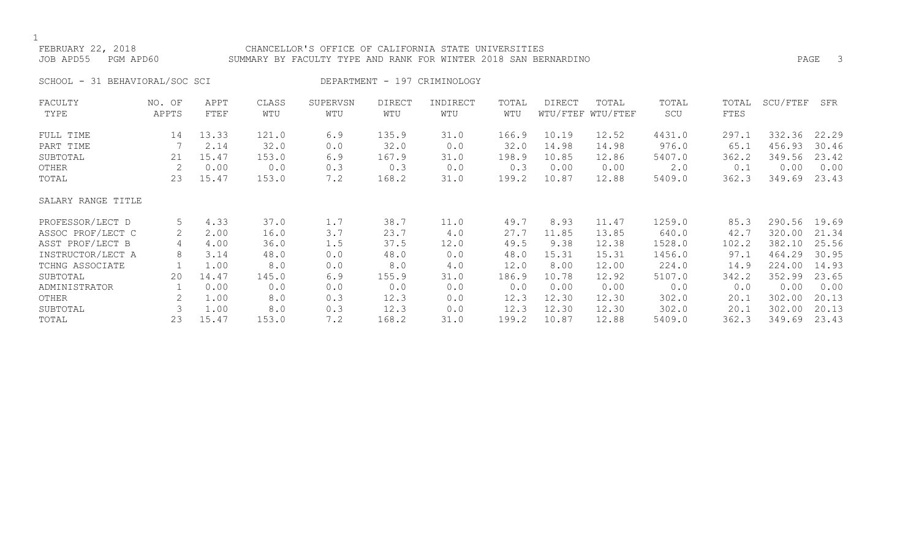FEBRUARY 22, 2018 CHANCELLOR'S OFFICE OF CALIFORNIA STATE UNIVERSITIES
JOB APD55 PGM APD60 SUMMARY BY FACULTY TYPE AND RANK FOR WINTER 2018 SAN BERNARDINO

SCHOOL - 31 BEHAVIORAL/SOC SCI DEPARTMENT - 197 CRIMINOLOGY

| FACULTY TYPE | NO. OF APPTS | APPT FTEF | CLASS WTU | SUPERVSN WTU | DIRECT WTU | INDIRECT WTU | TOTAL WTU | DIRECT WTU/FTEF | TOTAL WTU/FTEF | TOTAL SCU | TOTAL FTES | SCU/FTEF | SFR |
|---|---|---|---|---|---|---|---|---|---|---|---|---|---|
| FULL TIME | 14 | 13.33 | 121.0 | 6.9 | 135.9 | 31.0 | 166.9 | 10.19 | 12.52 | 4431.0 | 297.1 | 332.36 | 22.29 |
| PART TIME | 7 | 2.14 | 32.0 | 0.0 | 32.0 | 0.0 | 32.0 | 14.98 | 14.98 | 976.0 | 65.1 | 456.93 | 30.46 |
| SUBTOTAL | 21 | 15.47 | 153.0 | 6.9 | 167.9 | 31.0 | 198.9 | 10.85 | 12.86 | 5407.0 | 362.2 | 349.56 | 23.42 |
| OTHER | 2 | 0.00 | 0.0 | 0.3 | 0.3 | 0.0 | 0.3 | 0.00 | 0.00 | 2.0 | 0.1 | 0.00 | 0.00 |
| TOTAL | 23 | 15.47 | 153.0 | 7.2 | 168.2 | 31.0 | 199.2 | 10.87 | 12.88 | 5409.0 | 362.3 | 349.69 | 23.43 |
| SALARY RANGE TITLE | | | | | | | | | | | | | |
| PROFESSOR/LECT D | 5 | 4.33 | 37.0 | 1.7 | 38.7 | 11.0 | 49.7 | 8.93 | 11.47 | 1259.0 | 85.3 | 290.56 | 19.69 |
| ASSOC PROF/LECT C | 2 | 2.00 | 16.0 | 3.7 | 23.7 | 4.0 | 27.7 | 11.85 | 13.85 | 640.0 | 42.7 | 320.00 | 21.34 |
| ASST PROF/LECT B | 4 | 4.00 | 36.0 | 1.5 | 37.5 | 12.0 | 49.5 | 9.38 | 12.38 | 1528.0 | 102.2 | 382.10 | 25.56 |
| INSTRUCTOR/LECT A | 8 | 3.14 | 48.0 | 0.0 | 48.0 | 0.0 | 48.0 | 15.31 | 15.31 | 1456.0 | 97.1 | 464.29 | 30.95 |
| TCHNG ASSOCIATE | 1 | 1.00 | 8.0 | 0.0 | 8.0 | 4.0 | 12.0 | 8.00 | 12.00 | 224.0 | 14.9 | 224.00 | 14.93 |
| SUBTOTAL | 20 | 14.47 | 145.0 | 6.9 | 155.9 | 31.0 | 186.9 | 10.78 | 12.92 | 5107.0 | 342.2 | 352.99 | 23.65 |
| ADMINISTRATOR | 1 | 0.00 | 0.0 | 0.0 | 0.0 | 0.0 | 0.0 | 0.00 | 0.00 | 0.0 | 0.0 | 0.00 | 0.00 |
| OTHER | 2 | 1.00 | 8.0 | 0.3 | 12.3 | 0.0 | 12.3 | 12.30 | 12.30 | 302.0 | 20.1 | 302.00 | 20.13 |
| SUBTOTAL | 3 | 1.00 | 8.0 | 0.3 | 12.3 | 0.0 | 12.3 | 12.30 | 12.30 | 302.0 | 20.1 | 302.00 | 20.13 |
| TOTAL | 23 | 15.47 | 153.0 | 7.2 | 168.2 | 31.0 | 199.2 | 10.87 | 12.88 | 5409.0 | 362.3 | 349.69 | 23.43 |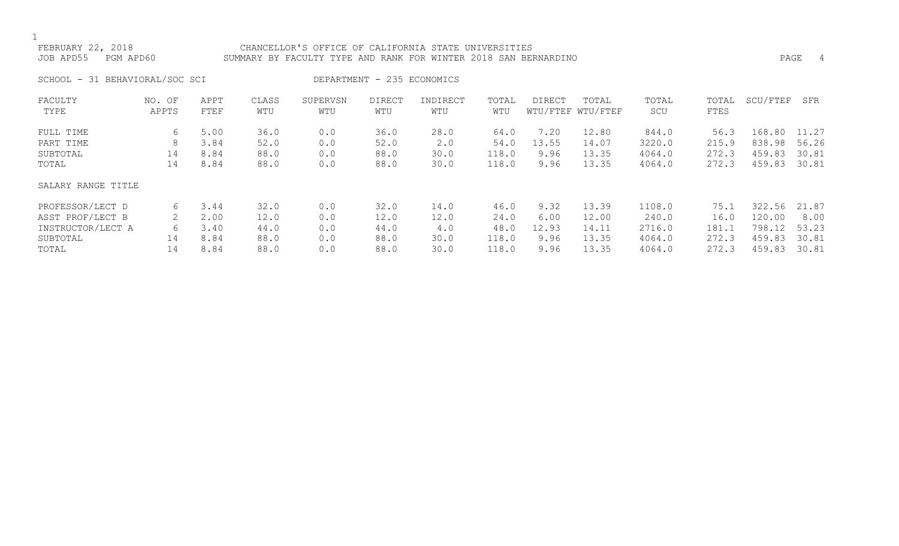FEBRUARY 22, 2018 CHANCELLOR'S OFFICE OF CALIFORNIA STATE UNIVERSITIES
JOB APD55 PGM APD60 SUMMARY BY FACULTY TYPE AND RANK FOR WINTER 2018 SAN BERNARDINO

SCHOOL - 31 BEHAVIORAL/SOC SCI DEPARTMENT - 235 ECONOMICS

| FACULTY TYPE | NO. OF APPTS | APPT FTEF | CLASS WTU | SUPERVSN WTU | DIRECT WTU | INDIRECT WTU | TOTAL WTU | DIRECT WTU/FTEF | TOTAL WTU/FTEF | TOTAL SCU | TOTAL FTES | SCU/FTEF | SFR |
|---|---|---|---|---|---|---|---|---|---|---|---|---|---|
| FULL TIME | 6 | 5.00 | 36.0 | 0.0 | 36.0 | 28.0 | 64.0 | 7.20 | 12.80 | 844.0 | 56.3 | 168.80 | 11.27 |
| PART TIME | 8 | 3.84 | 52.0 | 0.0 | 52.0 | 2.0 | 54.0 | 13.55 | 14.07 | 3220.0 | 215.9 | 838.98 | 56.26 |
| SUBTOTAL | 14 | 8.84 | 88.0 | 0.0 | 88.0 | 30.0 | 118.0 | 9.96 | 13.35 | 4064.0 | 272.3 | 459.83 | 30.81 |
| TOTAL | 14 | 8.84 | 88.0 | 0.0 | 88.0 | 30.0 | 118.0 | 9.96 | 13.35 | 4064.0 | 272.3 | 459.83 | 30.81 |
| SALARY RANGE TITLE | | | | | | | | | | | | | |
| PROFESSOR/LECT D | 6 | 3.44 | 32.0 | 0.0 | 32.0 | 14.0 | 46.0 | 9.32 | 13.39 | 1108.0 | 75.1 | 322.56 | 21.87 |
| ASST PROF/LECT B | 2 | 2.00 | 12.0 | 0.0 | 12.0 | 12.0 | 24.0 | 6.00 | 12.00 | 240.0 | 16.0 | 120.00 | 8.00 |
| INSTRUCTOR/LECT A | 6 | 3.40 | 44.0 | 0.0 | 44.0 | 4.0 | 48.0 | 12.93 | 14.11 | 2716.0 | 181.1 | 798.12 | 53.23 |
| SUBTOTAL | 14 | 8.84 | 88.0 | 0.0 | 88.0 | 30.0 | 118.0 | 9.96 | 13.35 | 4064.0 | 272.3 | 459.83 | 30.81 |
| TOTAL | 14 | 8.84 | 88.0 | 0.0 | 88.0 | 30.0 | 118.0 | 9.96 | 13.35 | 4064.0 | 272.3 | 459.83 | 30.81 |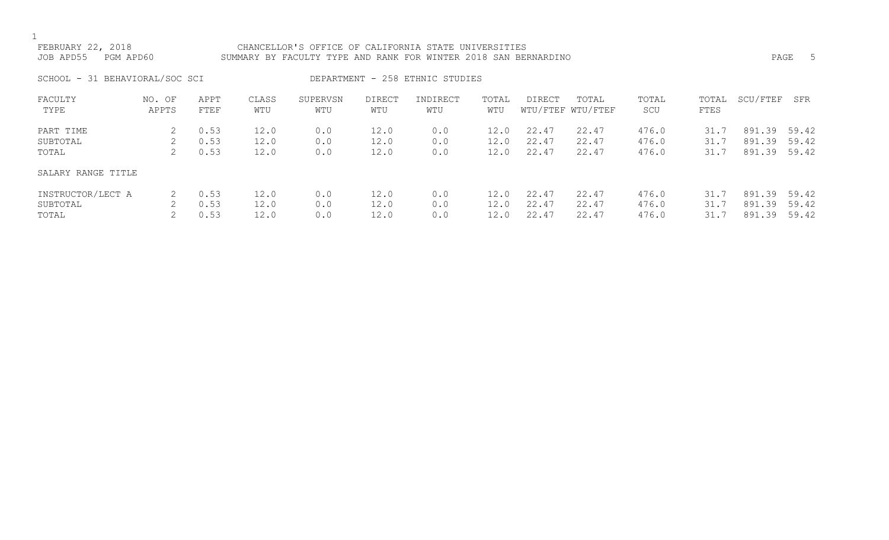FEBRUARY 22, 2018 CHANCELLOR'S OFFICE OF CALIFORNIA STATE UNIVERSITIES
JOB APD55 PGM APD60 SUMMARY BY FACULTY TYPE AND RANK FOR WINTER 2018 SAN BERNARDINO

SCHOOL - 31 BEHAVIORAL/SOC SCI DEPARTMENT - 258 ETHNIC STUDIES

| FACULTY TYPE | NO. OF APPTS | APPT FTEF | CLASS WTU | SUPERVSN WTU | DIRECT WTU | INDIRECT WTU | TOTAL WTU | DIRECT WTU/FTEF | TOTAL WTU/FTEF | TOTAL SCU | TOTAL FTES | SCU/FTEF | SFR |
|---|---|---|---|---|---|---|---|---|---|---|---|---|---|
| PART TIME | 2 | 0.53 | 12.0 | 0.0 | 12.0 | 0.0 | 12.0 | 22.47 | 22.47 | 476.0 | 31.7 | 891.39 | 59.42 |
| SUBTOTAL | 2 | 0.53 | 12.0 | 0.0 | 12.0 | 0.0 | 12.0 | 22.47 | 22.47 | 476.0 | 31.7 | 891.39 | 59.42 |
| TOTAL | 2 | 0.53 | 12.0 | 0.0 | 12.0 | 0.0 | 12.0 | 22.47 | 22.47 | 476.0 | 31.7 | 891.39 | 59.42 |
| SALARY RANGE TITLE | | | | | | | | | | | | | |
| INSTRUCTOR/LECT A | 2 | 0.53 | 12.0 | 0.0 | 12.0 | 0.0 | 12.0 | 22.47 | 22.47 | 476.0 | 31.7 | 891.39 | 59.42 |
| SUBTOTAL | 2 | 0.53 | 12.0 | 0.0 | 12.0 | 0.0 | 12.0 | 22.47 | 22.47 | 476.0 | 31.7 | 891.39 | 59.42 |
| TOTAL | 2 | 0.53 | 12.0 | 0.0 | 12.0 | 0.0 | 12.0 | 22.47 | 22.47 | 476.0 | 31.7 | 891.39 | 59.42 |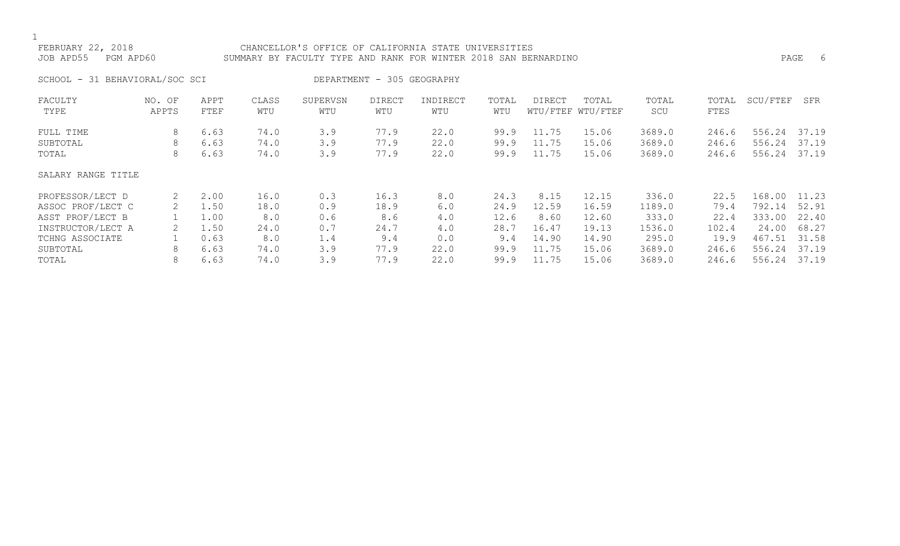FEBRUARY 22, 2018 CHANCELLOR'S OFFICE OF CALIFORNIA STATE UNIVERSITIES
JOB APD55 PGM APD60 SUMMARY BY FACULTY TYPE AND RANK FOR WINTER 2018 SAN BERNARDINO

SCHOOL - 31 BEHAVIORAL/SOC SCI DEPARTMENT - 305 GEOGRAPHY

| FACULTY TYPE | NO. OF APPTS | APPT FTEF | CLASS WTU | SUPERVSN WTU | DIRECT WTU | INDIRECT WTU | TOTAL WTU | DIRECT WTU/FTEF | TOTAL WTU/FTEF | TOTAL SCU | TOTAL FTES | SCU/FTEF | SFR |
|---|---|---|---|---|---|---|---|---|---|---|---|---|---|
| FULL TIME | 8 | 6.63 | 74.0 | 3.9 | 77.9 | 22.0 | 99.9 | 11.75 | 15.06 | 3689.0 | 246.6 | 556.24 | 37.19 |
| SUBTOTAL | 8 | 6.63 | 74.0 | 3.9 | 77.9 | 22.0 | 99.9 | 11.75 | 15.06 | 3689.0 | 246.6 | 556.24 | 37.19 |
| TOTAL | 8 | 6.63 | 74.0 | 3.9 | 77.9 | 22.0 | 99.9 | 11.75 | 15.06 | 3689.0 | 246.6 | 556.24 | 37.19 |
| SALARY RANGE TITLE | | | | | | | | | | | | | |
| PROFESSOR/LECT D | 2 | 2.00 | 16.0 | 0.3 | 16.3 | 8.0 | 24.3 | 8.15 | 12.15 | 336.0 | 22.5 | 168.00 | 11.23 |
| ASSOC PROF/LECT C | 2 | 1.50 | 18.0 | 0.9 | 18.9 | 6.0 | 24.9 | 12.59 | 16.59 | 1189.0 | 79.4 | 792.14 | 52.91 |
| ASST PROF/LECT B | 1 | 1.00 | 8.0 | 0.6 | 8.6 | 4.0 | 12.6 | 8.60 | 12.60 | 333.0 | 22.4 | 333.00 | 22.40 |
| INSTRUCTOR/LECT A | 2 | 1.50 | 24.0 | 0.7 | 24.7 | 4.0 | 28.7 | 16.47 | 19.13 | 1536.0 | 102.4 | 24.00 | 68.27 |
| TCHNG ASSOCIATE | 1 | 0.63 | 8.0 | 1.4 | 9.4 | 0.0 | 9.4 | 14.90 | 14.90 | 295.0 | 19.9 | 467.51 | 31.58 |
| SUBTOTAL | 8 | 6.63 | 74.0 | 3.9 | 77.9 | 22.0 | 99.9 | 11.75 | 15.06 | 3689.0 | 246.6 | 556.24 | 37.19 |
| TOTAL | 8 | 6.63 | 74.0 | 3.9 | 77.9 | 22.0 | 99.9 | 11.75 | 15.06 | 3689.0 | 246.6 | 556.24 | 37.19 |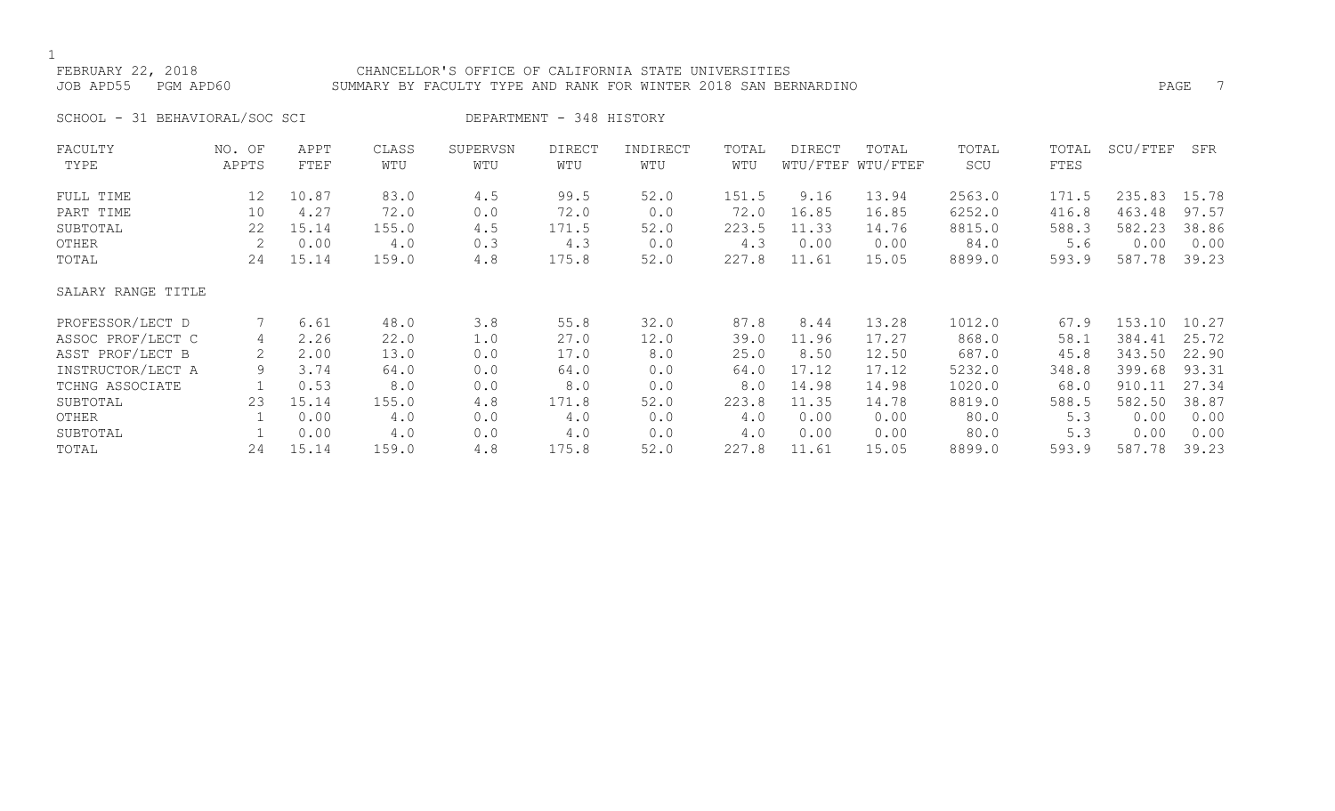FEBRUARY 22, 2018 CHANCELLOR'S OFFICE OF CALIFORNIA STATE UNIVERSITIES
JOB APD55 PGM APD60 SUMMARY BY FACULTY TYPE AND RANK FOR WINTER 2018 SAN BERNARDINO

SCHOOL - 31 BEHAVIORAL/SOC SCI DEPARTMENT - 348 HISTORY

| FACULTY TYPE | NO. OF APPTS | APPT FTEF | CLASS WTU | SUPERVSN WTU | DIRECT WTU | INDIRECT WTU | TOTAL WTU | DIRECT WTU/FTEF | TOTAL WTU/FTEF | TOTAL SCU | TOTAL FTES | SCU/FTEF | SFR |
|---|---|---|---|---|---|---|---|---|---|---|---|---|---|
| FULL TIME | 12 | 10.87 | 83.0 | 4.5 | 99.5 | 52.0 | 151.5 | 9.16 | 13.94 | 2563.0 | 171.5 | 235.83 | 15.78 |
| PART TIME | 10 | 4.27 | 72.0 | 0.0 | 72.0 | 0.0 | 72.0 | 16.85 | 16.85 | 6252.0 | 416.8 | 463.48 | 97.57 |
| SUBTOTAL | 22 | 15.14 | 155.0 | 4.5 | 171.5 | 52.0 | 223.5 | 11.33 | 14.76 | 8815.0 | 588.3 | 582.23 | 38.86 |
| OTHER | 2 | 0.00 | 4.0 | 0.3 | 4.3 | 0.0 | 4.3 | 0.00 | 0.00 | 84.0 | 5.6 | 0.00 | 0.00 |
| TOTAL | 24 | 15.14 | 159.0 | 4.8 | 175.8 | 52.0 | 227.8 | 11.61 | 15.05 | 8899.0 | 593.9 | 587.78 | 39.23 |
| SALARY RANGE TITLE | | | | | | | | | | | | | |
| PROFESSOR/LECT D | 7 | 6.61 | 48.0 | 3.8 | 55.8 | 32.0 | 87.8 | 8.44 | 13.28 | 1012.0 | 67.9 | 153.10 | 10.27 |
| ASSOC PROF/LECT C | 4 | 2.26 | 22.0 | 1.0 | 27.0 | 12.0 | 39.0 | 11.96 | 17.27 | 868.0 | 58.1 | 384.41 | 25.72 |
| ASST PROF/LECT B | 2 | 2.00 | 13.0 | 0.0 | 17.0 | 8.0 | 25.0 | 8.50 | 12.50 | 687.0 | 45.8 | 343.50 | 22.90 |
| INSTRUCTOR/LECT A | 9 | 3.74 | 64.0 | 0.0 | 64.0 | 0.0 | 64.0 | 17.12 | 17.12 | 5232.0 | 348.8 | 399.68 | 93.31 |
| TCHNG ASSOCIATE | 1 | 0.53 | 8.0 | 0.0 | 8.0 | 0.0 | 8.0 | 14.98 | 14.98 | 1020.0 | 68.0 | 910.11 | 27.34 |
| SUBTOTAL | 23 | 15.14 | 155.0 | 4.8 | 171.8 | 52.0 | 223.8 | 11.35 | 14.78 | 8819.0 | 588.5 | 582.50 | 38.87 |
| OTHER | 1 | 0.00 | 4.0 | 0.0 | 4.0 | 0.0 | 4.0 | 0.00 | 0.00 | 80.0 | 5.3 | 0.00 | 0.00 |
| SUBTOTAL | 1 | 0.00 | 4.0 | 0.0 | 4.0 | 0.0 | 4.0 | 0.00 | 0.00 | 80.0 | 5.3 | 0.00 | 0.00 |
| TOTAL | 24 | 15.14 | 159.0 | 4.8 | 175.8 | 52.0 | 227.8 | 11.61 | 15.05 | 8899.0 | 593.9 | 587.78 | 39.23 |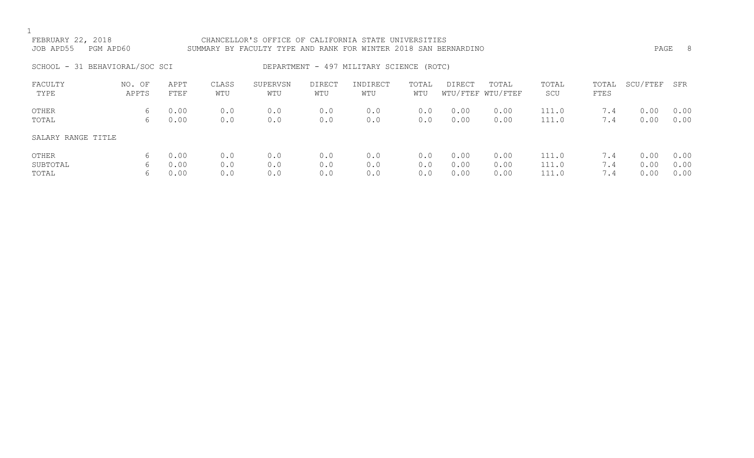CHANCELLOR'S OFFICE OF CALIFORNIA STATE UNIVERSITIES
SUMMARY BY FACULTY TYPE AND RANK FOR WINTER 2018 SAN BERNARDINO

FEBRUARY 22, 2018
JOB APD55 PGM APD60

SCHOOL - 31 BEHAVIORAL/SOC SCI

DEPARTMENT - 497 MILITARY SCIENCE (ROTC)

| FACULTY TYPE | NO. OF APPTS | APPT FTEF | CLASS WTU | SUPERVSN WTU | DIRECT WTU | INDIRECT WTU | TOTAL WTU | DIRECT WTU/FTEF | TOTAL WTU/FTEF | TOTAL SCU | TOTAL FTES | SCU/FTEF | SFR |
|---|---|---|---|---|---|---|---|---|---|---|---|---|---|
| OTHER | 6 | 0.00 | 0.0 | 0.0 | 0.0 | 0.0 | 0.0 | 0.00 | 0.00 | 111.0 | 7.4 | 0.00 | 0.00 |
| TOTAL | 6 | 0.00 | 0.0 | 0.0 | 0.0 | 0.0 | 0.0 | 0.00 | 0.00 | 111.0 | 7.4 | 0.00 | 0.00 |
| SALARY RANGE TITLE | | | | | | | | | | | | | |
| OTHER | 6 | 0.00 | 0.0 | 0.0 | 0.0 | 0.0 | 0.0 | 0.00 | 0.00 | 111.0 | 7.4 | 0.00 | 0.00 |
| SUBTOTAL | 6 | 0.00 | 0.0 | 0.0 | 0.0 | 0.0 | 0.0 | 0.00 | 0.00 | 111.0 | 7.4 | 0.00 | 0.00 |
| TOTAL | 6 | 0.00 | 0.0 | 0.0 | 0.0 | 0.0 | 0.0 | 0.00 | 0.00 | 111.0 | 7.4 | 0.00 | 0.00 |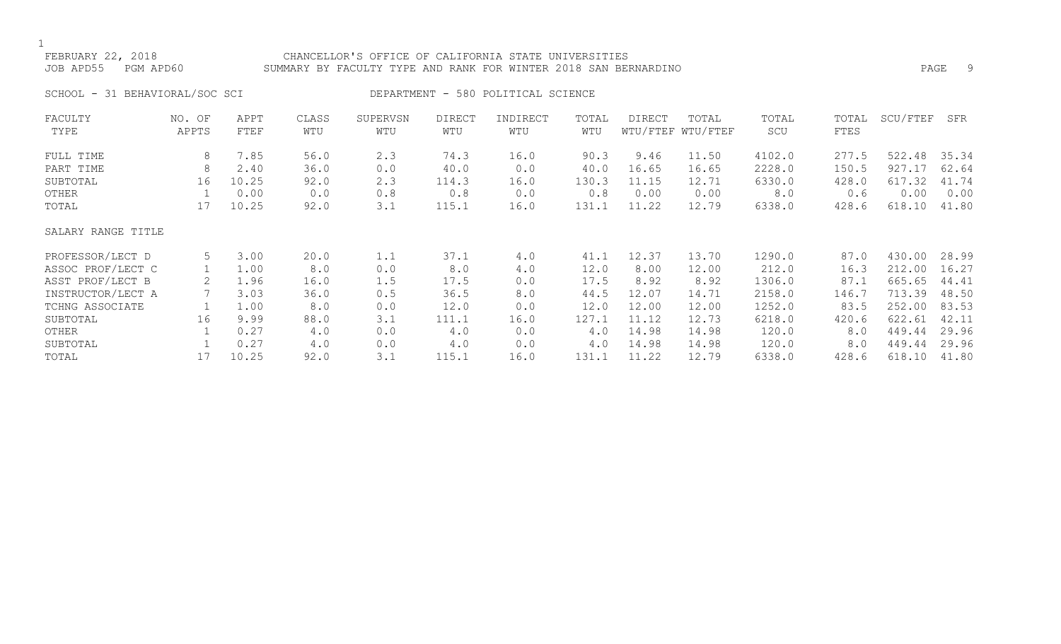FEBRUARY 22, 2018 CHANCELLOR'S OFFICE OF CALIFORNIA STATE UNIVERSITIES
JOB APD55 PGM APD60 SUMMARY BY FACULTY TYPE AND RANK FOR WINTER 2018 SAN BERNARDINO

SCHOOL - 31 BEHAVIORAL/SOC SCI DEPARTMENT - 580 POLITICAL SCIENCE

| FACULTY TYPE | NO. OF APPTS | APPT FTEF | CLASS WTU | SUPERVSN WTU | DIRECT WTU | INDIRECT WTU | TOTAL WTU | DIRECT WTU/FTEF | TOTAL WTU/FTEF | TOTAL SCU | TOTAL FTES | SCU/FTEF | SFR |
|---|---|---|---|---|---|---|---|---|---|---|---|---|---|
| FULL TIME | 8 | 7.85 | 56.0 | 2.3 | 74.3 | 16.0 | 90.3 | 9.46 | 11.50 | 4102.0 | 277.5 | 522.48 | 35.34 |
| PART TIME | 8 | 2.40 | 36.0 | 0.0 | 40.0 | 0.0 | 40.0 | 16.65 | 16.65 | 2228.0 | 150.5 | 927.17 | 62.64 |
| SUBTOTAL | 16 | 10.25 | 92.0 | 2.3 | 114.3 | 16.0 | 130.3 | 11.15 | 12.71 | 6330.0 | 428.0 | 617.32 | 41.74 |
| OTHER | 1 | 0.00 | 0.0 | 0.8 | 0.8 | 0.0 | 0.8 | 0.00 | 0.00 | 8.0 | 0.6 | 0.00 | 0.00 |
| TOTAL | 17 | 10.25 | 92.0 | 3.1 | 115.1 | 16.0 | 131.1 | 11.22 | 12.79 | 6338.0 | 428.6 | 618.10 | 41.80 |
| SALARY RANGE TITLE | | | | | | | | | | | | | |
| PROFESSOR/LECT D | 5 | 3.00 | 20.0 | 1.1 | 37.1 | 4.0 | 41.1 | 12.37 | 13.70 | 1290.0 | 87.0 | 430.00 | 28.99 |
| ASSOC PROF/LECT C | 1 | 1.00 | 8.0 | 0.0 | 8.0 | 4.0 | 12.0 | 8.00 | 12.00 | 212.0 | 16.3 | 212.00 | 16.27 |
| ASST PROF/LECT B | 2 | 1.96 | 16.0 | 1.5 | 17.5 | 0.0 | 17.5 | 8.92 | 8.92 | 1306.0 | 87.1 | 665.65 | 44.41 |
| INSTRUCTOR/LECT A | 7 | 3.03 | 36.0 | 0.5 | 36.5 | 8.0 | 44.5 | 12.07 | 14.71 | 2158.0 | 146.7 | 713.39 | 48.50 |
| TCHNG ASSOCIATE | 1 | 1.00 | 8.0 | 0.0 | 12.0 | 0.0 | 12.0 | 12.00 | 12.00 | 1252.0 | 83.5 | 252.00 | 83.53 |
| SUBTOTAL | 16 | 9.99 | 88.0 | 3.1 | 111.1 | 16.0 | 127.1 | 11.12 | 12.73 | 6218.0 | 420.6 | 622.61 | 42.11 |
| OTHER | 1 | 0.27 | 4.0 | 0.0 | 4.0 | 0.0 | 4.0 | 14.98 | 14.98 | 120.0 | 8.0 | 449.44 | 29.96 |
| SUBTOTAL | 1 | 0.27 | 4.0 | 0.0 | 4.0 | 0.0 | 4.0 | 14.98 | 14.98 | 120.0 | 8.0 | 449.44 | 29.96 |
| TOTAL | 17 | 10.25 | 92.0 | 3.1 | 115.1 | 16.0 | 131.1 | 11.22 | 12.79 | 6338.0 | 428.6 | 618.10 | 41.80 |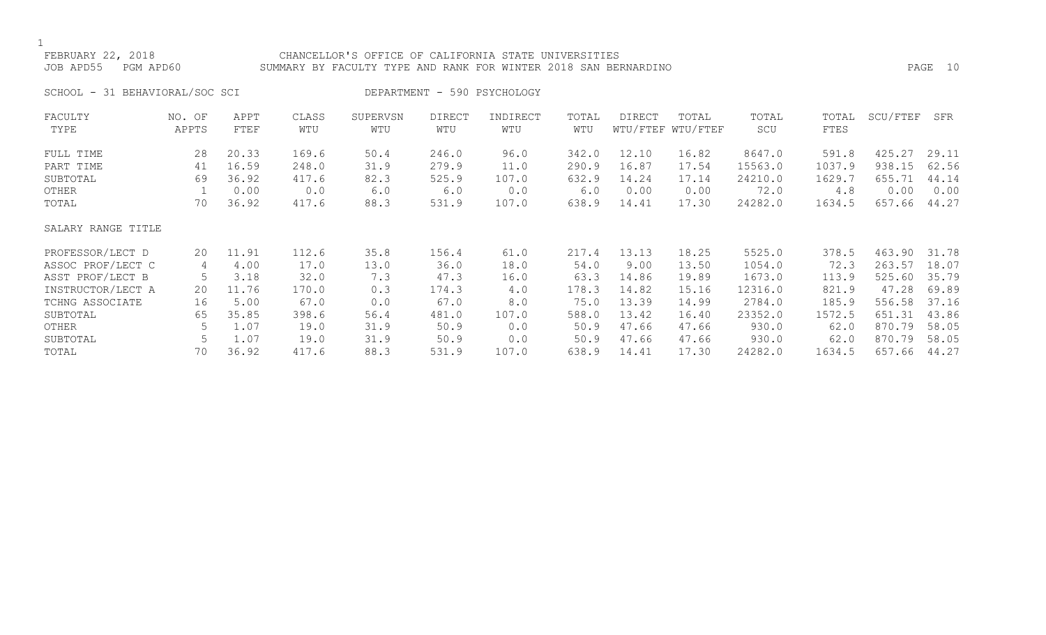FEBRUARY 22, 2018 CHANCELLOR'S OFFICE OF CALIFORNIA STATE UNIVERSITIES
JOB APD55 PGM APD60 SUMMARY BY FACULTY TYPE AND RANK FOR WINTER 2018 SAN BERNARDINO

SCHOOL - 31 BEHAVIORAL/SOC SCI DEPARTMENT - 590 PSYCHOLOGY

| FACULTY TYPE | NO. OF APPTS | APPT FTEF | CLASS WTU | SUPERVSN WTU | DIRECT WTU | INDIRECT WTU | TOTAL WTU | DIRECT WTU/FTEF | TOTAL WTU/FTEF | TOTAL SCU | TOTAL FTES | SCU/FTEF | SFR |
|---|---|---|---|---|---|---|---|---|---|---|---|---|---|
| FULL TIME | 28 | 20.33 | 169.6 | 50.4 | 246.0 | 96.0 | 342.0 | 12.10 | 16.82 | 8647.0 | 591.8 | 425.27 | 29.11 |
| PART TIME | 41 | 16.59 | 248.0 | 31.9 | 279.9 | 11.0 | 290.9 | 16.87 | 17.54 | 15563.0 | 1037.9 | 938.15 | 62.56 |
| SUBTOTAL | 69 | 36.92 | 417.6 | 82.3 | 525.9 | 107.0 | 632.9 | 14.24 | 17.14 | 24210.0 | 1629.7 | 655.71 | 44.14 |
| OTHER | 1 | 0.00 | 0.0 | 6.0 | 6.0 | 0.0 | 6.0 | 0.00 | 0.00 | 72.0 | 4.8 | 0.00 | 0.00 |
| TOTAL | 70 | 36.92 | 417.6 | 88.3 | 531.9 | 107.0 | 638.9 | 14.41 | 17.30 | 24282.0 | 1634.5 | 657.66 | 44.27 |
| SALARY RANGE TITLE | | | | | | | | | | | | | |
| PROFESSOR/LECT D | 20 | 11.91 | 112.6 | 35.8 | 156.4 | 61.0 | 217.4 | 13.13 | 18.25 | 5525.0 | 378.5 | 463.90 | 31.78 |
| ASSOC PROF/LECT C | 4 | 4.00 | 17.0 | 13.0 | 36.0 | 18.0 | 54.0 | 9.00 | 13.50 | 1054.0 | 72.3 | 263.57 | 18.07 |
| ASST PROF/LECT B | 5 | 3.18 | 32.0 | 7.3 | 47.3 | 16.0 | 63.3 | 14.86 | 19.89 | 1673.0 | 113.9 | 525.60 | 35.79 |
| INSTRUCTOR/LECT A | 20 | 11.76 | 170.0 | 0.3 | 174.3 | 4.0 | 178.3 | 14.82 | 15.16 | 12316.0 | 821.9 | 47.28 | 69.89 |
| TCHNG ASSOCIATE | 16 | 5.00 | 67.0 | 0.0 | 67.0 | 8.0 | 75.0 | 13.39 | 14.99 | 2784.0 | 185.9 | 556.58 | 37.16 |
| SUBTOTAL | 65 | 35.85 | 398.6 | 56.4 | 481.0 | 107.0 | 588.0 | 13.42 | 16.40 | 23352.0 | 1572.5 | 651.31 | 43.86 |
| OTHER | 5 | 1.07 | 19.0 | 31.9 | 50.9 | 0.0 | 50.9 | 47.66 | 47.66 | 930.0 | 62.0 | 870.79 | 58.05 |
| SUBTOTAL | 5 | 1.07 | 19.0 | 31.9 | 50.9 | 0.0 | 50.9 | 47.66 | 47.66 | 930.0 | 62.0 | 870.79 | 58.05 |
| TOTAL | 70 | 36.92 | 417.6 | 88.3 | 531.9 | 107.0 | 638.9 | 14.41 | 17.30 | 24282.0 | 1634.5 | 657.66 | 44.27 |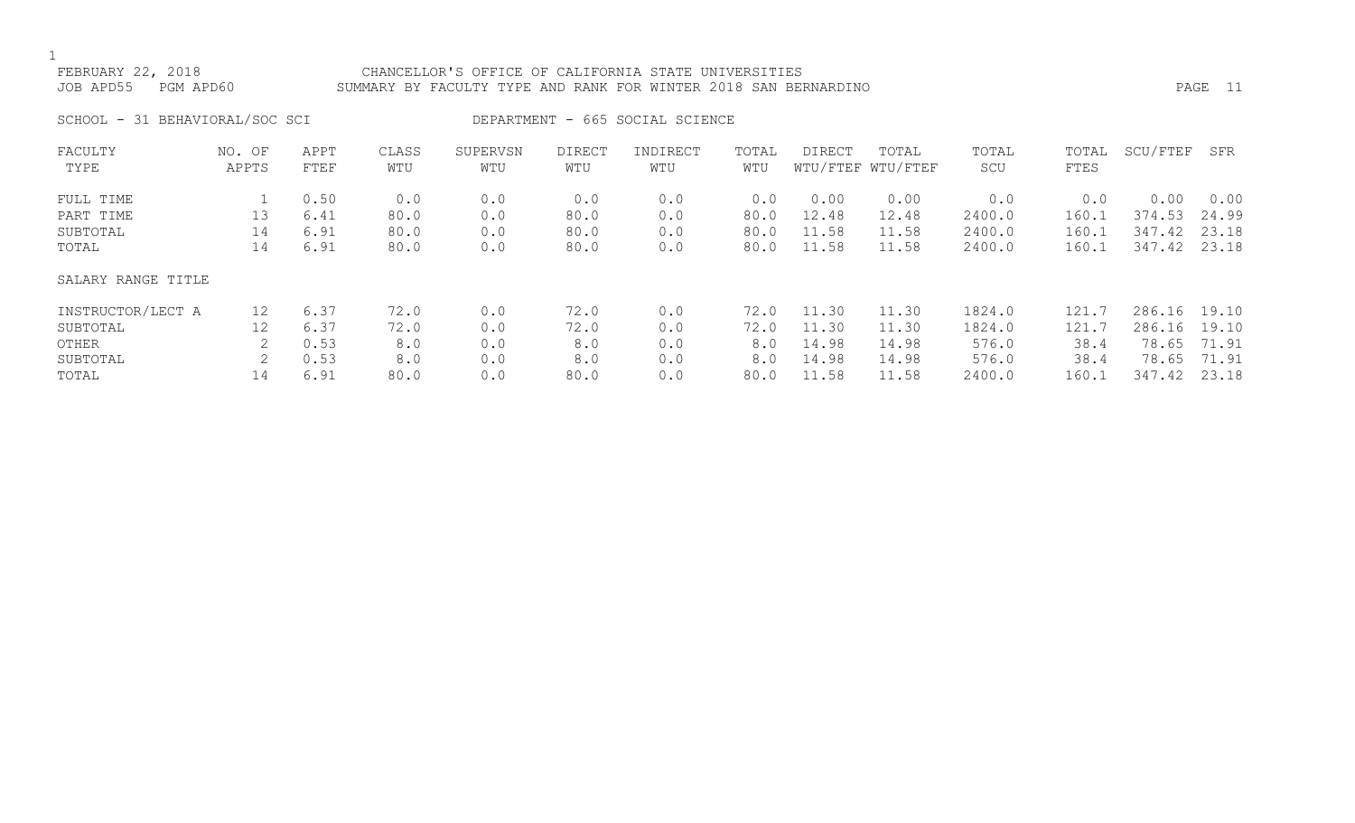CHANCELLOR'S OFFICE OF CALIFORNIA STATE UNIVERSITIES

SUMMARY BY FACULTY TYPE AND RANK FOR WINTER 2018 SAN BERNARDINO

FEBRUARY 22, 2018
JOB APD55 PGM APD60

SCHOOL - 31 BEHAVIORAL/SOC SCI

DEPARTMENT - 665 SOCIAL SCIENCE

| FACULTY TYPE | NO. OF APPTS | APPT FTEF | CLASS WTU | SUPERVSN WTU | DIRECT WTU | INDIRECT WTU | TOTAL WTU | DIRECT WTU/FTEF | TOTAL WTU/FTEF | TOTAL SCU | TOTAL FTES | SCU/FTEF | SFR |
|---|---|---|---|---|---|---|---|---|---|---|---|---|---|
| FULL TIME | 1 | 0.50 | 0.0 | 0.0 | 0.0 | 0.0 | 0.0 | 0.00 | 0.00 | 0.0 | 0.0 | 0.00 | 0.00 |
| PART TIME | 13 | 6.41 | 80.0 | 0.0 | 80.0 | 0.0 | 80.0 | 12.48 | 12.48 | 2400.0 | 160.1 | 374.53 | 24.99 |
| SUBTOTAL | 14 | 6.91 | 80.0 | 0.0 | 80.0 | 0.0 | 80.0 | 11.58 | 11.58 | 2400.0 | 160.1 | 347.42 | 23.18 |
| TOTAL | 14 | 6.91 | 80.0 | 0.0 | 80.0 | 0.0 | 80.0 | 11.58 | 11.58 | 2400.0 | 160.1 | 347.42 | 23.18 |
| SALARY RANGE TITLE | | | | | | | | | | | | | |
| INSTRUCTOR/LECT A | 12 | 6.37 | 72.0 | 0.0 | 72.0 | 0.0 | 72.0 | 11.30 | 11.30 | 1824.0 | 121.7 | 286.16 | 19.10 |
| SUBTOTAL | 12 | 6.37 | 72.0 | 0.0 | 72.0 | 0.0 | 72.0 | 11.30 | 11.30 | 1824.0 | 121.7 | 286.16 | 19.10 |
| OTHER | 2 | 0.53 | 8.0 | 0.0 | 8.0 | 0.0 | 8.0 | 14.98 | 14.98 | 576.0 | 38.4 | 78.65 | 71.91 |
| SUBTOTAL | 2 | 0.53 | 8.0 | 0.0 | 8.0 | 0.0 | 8.0 | 14.98 | 14.98 | 576.0 | 38.4 | 78.65 | 71.91 |
| TOTAL | 14 | 6.91 | 80.0 | 0.0 | 80.0 | 0.0 | 80.0 | 11.58 | 11.58 | 2400.0 | 160.1 | 347.42 | 23.18 |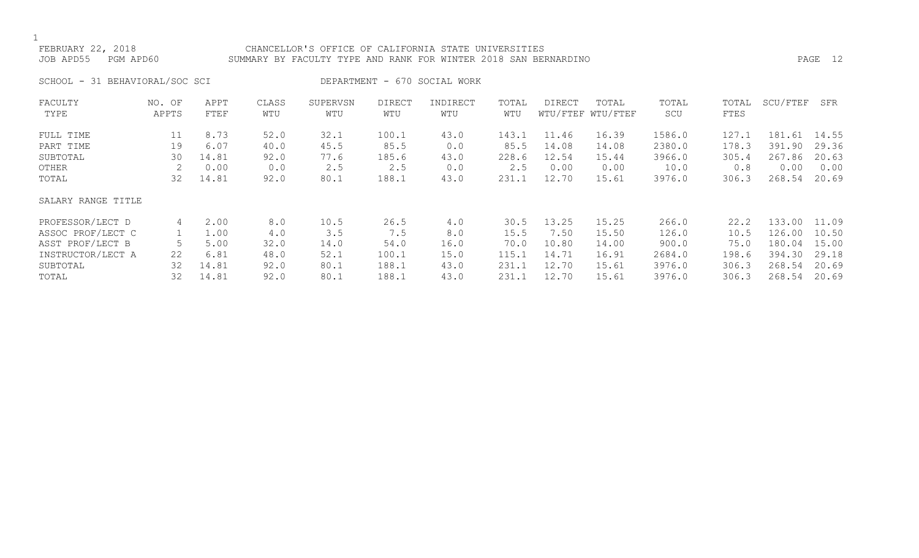FEBRUARY 22, 2018 CHANCELLOR'S OFFICE OF CALIFORNIA STATE UNIVERSITIES
JOB APD55 PGM APD60 SUMMARY BY FACULTY TYPE AND RANK FOR WINTER 2018 SAN BERNARDINO

SCHOOL - 31 BEHAVIORAL/SOC SCI DEPARTMENT - 670 SOCIAL WORK

| FACULTY TYPE | NO. OF APPTS | APPT FTEF | CLASS WTU | SUPERVSN WTU | DIRECT WTU | INDIRECT WTU | TOTAL WTU | DIRECT WTU/FTEF | TOTAL WTU/FTEF | TOTAL SCU | TOTAL FTES | SCU/FTEF | SFR |
|---|---|---|---|---|---|---|---|---|---|---|---|---|---|
| FULL TIME | 11 | 8.73 | 52.0 | 32.1 | 100.1 | 43.0 | 143.1 | 11.46 | 16.39 | 1586.0 | 127.1 | 181.61 | 14.55 |
| PART TIME | 19 | 6.07 | 40.0 | 45.5 | 85.5 | 0.0 | 85.5 | 14.08 | 14.08 | 2380.0 | 178.3 | 391.90 | 29.36 |
| SUBTOTAL | 30 | 14.81 | 92.0 | 77.6 | 185.6 | 43.0 | 228.6 | 12.54 | 15.44 | 3966.0 | 305.4 | 267.86 | 20.63 |
| OTHER | 2 | 0.00 | 0.0 | 2.5 | 2.5 | 0.0 | 2.5 | 0.00 | 0.00 | 10.0 | 0.8 | 0.00 | 0.00 |
| TOTAL | 32 | 14.81 | 92.0 | 80.1 | 188.1 | 43.0 | 231.1 | 12.70 | 15.61 | 3976.0 | 306.3 | 268.54 | 20.69 |
| SALARY RANGE TITLE | | | | | | | | | | | | | |
| PROFESSOR/LECT D | 4 | 2.00 | 8.0 | 10.5 | 26.5 | 4.0 | 30.5 | 13.25 | 15.25 | 266.0 | 22.2 | 133.00 | 11.09 |
| ASSOC PROF/LECT C | 1 | 1.00 | 4.0 | 3.5 | 7.5 | 8.0 | 15.5 | 7.50 | 15.50 | 126.0 | 10.5 | 126.00 | 10.50 |
| ASST PROF/LECT B | 5 | 5.00 | 32.0 | 14.0 | 54.0 | 16.0 | 70.0 | 10.80 | 14.00 | 900.0 | 75.0 | 180.04 | 15.00 |
| INSTRUCTOR/LECT A | 22 | 6.81 | 48.0 | 52.1 | 100.1 | 15.0 | 115.1 | 14.71 | 16.91 | 2684.0 | 198.6 | 394.30 | 29.18 |
| SUBTOTAL | 32 | 14.81 | 92.0 | 80.1 | 188.1 | 43.0 | 231.1 | 12.70 | 15.61 | 3976.0 | 306.3 | 268.54 | 20.69 |
| TOTAL | 32 | 14.81 | 92.0 | 80.1 | 188.1 | 43.0 | 231.1 | 12.70 | 15.61 | 3976.0 | 306.3 | 268.54 | 20.69 |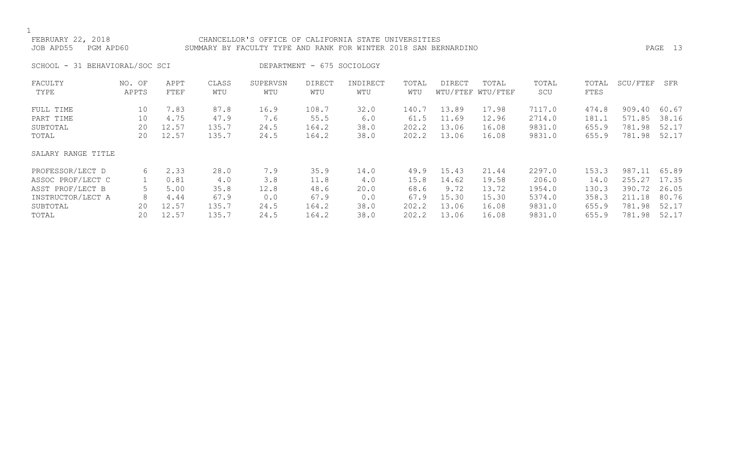FEBRUARY 22, 2018 — CHANCELLOR'S OFFICE OF CALIFORNIA STATE UNIVERSITIES

JOB APD55 PGM APD60 — SUMMARY BY FACULTY TYPE AND RANK FOR WINTER 2018 SAN BERNARDINO

SCHOOL - 31 BEHAVIORAL/SOC SCI — DEPARTMENT - 675 SOCIOLOGY

| FACULTY TYPE | NO. OF APPTS | APPT FTEF | CLASS WTU | SUPERVSN WTU | DIRECT WTU | INDIRECT WTU | TOTAL WTU | DIRECT WTU/FTEF | TOTAL WTU/FTEF | TOTAL SCU | TOTAL FTES | SCU/FTEF | SFR |
|---|---|---|---|---|---|---|---|---|---|---|---|---|---|
| FULL TIME | 10 | 7.83 | 87.8 | 16.9 | 108.7 | 32.0 | 140.7 | 13.89 | 17.98 | 7117.0 | 474.8 | 909.40 | 60.67 |
| PART TIME | 10 | 4.75 | 47.9 | 7.6 | 55.5 | 6.0 | 61.5 | 11.69 | 12.96 | 2714.0 | 181.1 | 571.85 | 38.16 |
| SUBTOTAL | 20 | 12.57 | 135.7 | 24.5 | 164.2 | 38.0 | 202.2 | 13.06 | 16.08 | 9831.0 | 655.9 | 781.98 | 52.17 |
| TOTAL | 20 | 12.57 | 135.7 | 24.5 | 164.2 | 38.0 | 202.2 | 13.06 | 16.08 | 9831.0 | 655.9 | 781.98 | 52.17 |
| **SALARY RANGE TITLE** | | | | | | | | | | | | | |
| PROFESSOR/LECT D | 6 | 2.33 | 28.0 | 7.9 | 35.9 | 14.0 | 49.9 | 15.43 | 21.44 | 2297.0 | 153.3 | 987.11 | 65.89 |
| ASSOC PROF/LECT C | 1 | 0.81 | 4.0 | 3.8 | 11.8 | 4.0 | 15.8 | 14.62 | 19.58 | 206.0 | 14.0 | 255.27 | 17.35 |
| ASST PROF/LECT B | 5 | 5.00 | 35.8 | 12.8 | 48.6 | 20.0 | 68.6 | 9.72 | 13.72 | 1954.0 | 130.3 | 390.72 | 26.05 |
| INSTRUCTOR/LECT A | 8 | 4.44 | 67.9 | 0.0 | 67.9 | 0.0 | 67.9 | 15.30 | 15.30 | 5374.0 | 358.3 | 211.18 | 80.76 |
| SUBTOTAL | 20 | 12.57 | 135.7 | 24.5 | 164.2 | 38.0 | 202.2 | 13.06 | 16.08 | 9831.0 | 655.9 | 781.98 | 52.17 |
| TOTAL | 20 | 12.57 | 135.7 | 24.5 | 164.2 | 38.0 | 202.2 | 13.06 | 16.08 | 9831.0 | 655.9 | 781.98 | 52.17 |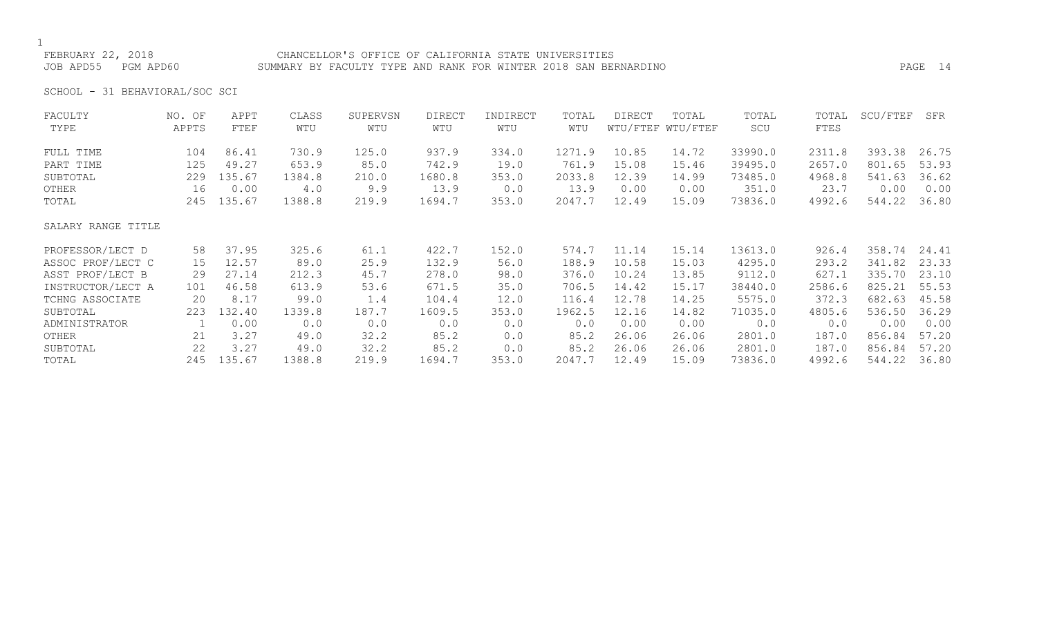FEBRUARY 22, 2018 CHANCELLOR'S OFFICE OF CALIFORNIA STATE UNIVERSITIES
JOB APD55 PGM APD60 SUMMARY BY FACULTY TYPE AND RANK FOR WINTER 2018 SAN BERNARDINO

SCHOOL - 31 BEHAVIORAL/SOC SCI

| FACULTY TYPE | NO. OF APPTS | APPT FTEF | CLASS WTU | SUPERVSN WTU | DIRECT WTU | INDIRECT WTU | TOTAL WTU | DIRECT WTU/FTEF | TOTAL WTU/FTEF | TOTAL SCU | TOTAL FTES | SCU/FTEF | SFR |
|---|---|---|---|---|---|---|---|---|---|---|---|---|---|
| FULL TIME | 104 | 86.41 | 730.9 | 125.0 | 937.9 | 334.0 | 1271.9 | 10.85 | 14.72 | 33990.0 | 2311.8 | 393.38 | 26.75 |
| PART TIME | 125 | 49.27 | 653.9 | 85.0 | 742.9 | 19.0 | 761.9 | 15.08 | 15.46 | 39495.0 | 2657.0 | 801.65 | 53.93 |
| SUBTOTAL | 229 | 135.67 | 1384.8 | 210.0 | 1680.8 | 353.0 | 2033.8 | 12.39 | 14.99 | 73485.0 | 4968.8 | 541.63 | 36.62 |
| OTHER | 16 | 0.00 | 4.0 | 9.9 | 13.9 | 0.0 | 13.9 | 0.00 | 0.00 | 351.0 | 23.7 | 0.00 | 0.00 |
| TOTAL | 245 | 135.67 | 1388.8 | 219.9 | 1694.7 | 353.0 | 2047.7 | 12.49 | 15.09 | 73836.0 | 4992.6 | 544.22 | 36.80 |
| SALARY RANGE TITLE | | | | | | | | | | | | | |
| PROFESSOR/LECT D | 58 | 37.95 | 325.6 | 61.1 | 422.7 | 152.0 | 574.7 | 11.14 | 15.14 | 13613.0 | 926.4 | 358.74 | 24.41 |
| ASSOC PROF/LECT C | 15 | 12.57 | 89.0 | 25.9 | 132.9 | 56.0 | 188.9 | 10.58 | 15.03 | 4295.0 | 293.2 | 341.82 | 23.33 |
| ASST PROF/LECT B | 29 | 27.14 | 212.3 | 45.7 | 278.0 | 98.0 | 376.0 | 10.24 | 13.85 | 9112.0 | 627.1 | 335.70 | 23.10 |
| INSTRUCTOR/LECT A | 101 | 46.58 | 613.9 | 53.6 | 671.5 | 35.0 | 706.5 | 14.42 | 15.17 | 38440.0 | 2586.6 | 825.21 | 55.53 |
| TCHNG ASSOCIATE | 20 | 8.17 | 99.0 | 1.4 | 104.4 | 12.0 | 116.4 | 12.78 | 14.25 | 5575.0 | 372.3 | 682.63 | 45.58 |
| SUBTOTAL | 223 | 132.40 | 1339.8 | 187.7 | 1609.5 | 353.0 | 1962.5 | 12.16 | 14.82 | 71035.0 | 4805.6 | 536.50 | 36.29 |
| ADMINISTRATOR | 1 | 0.00 | 0.0 | 0.0 | 0.0 | 0.0 | 0.0 | 0.00 | 0.00 | 0.0 | 0.0 | 0.00 | 0.00 |
| OTHER | 21 | 3.27 | 49.0 | 32.2 | 85.2 | 0.0 | 85.2 | 26.06 | 26.06 | 2801.0 | 187.0 | 856.84 | 57.20 |
| SUBTOTAL | 22 | 3.27 | 49.0 | 32.2 | 85.2 | 0.0 | 85.2 | 26.06 | 26.06 | 2801.0 | 187.0 | 856.84 | 57.20 |
| TOTAL | 245 | 135.67 | 1388.8 | 219.9 | 1694.7 | 353.0 | 2047.7 | 12.49 | 15.09 | 73836.0 | 4992.6 | 544.22 | 36.80 |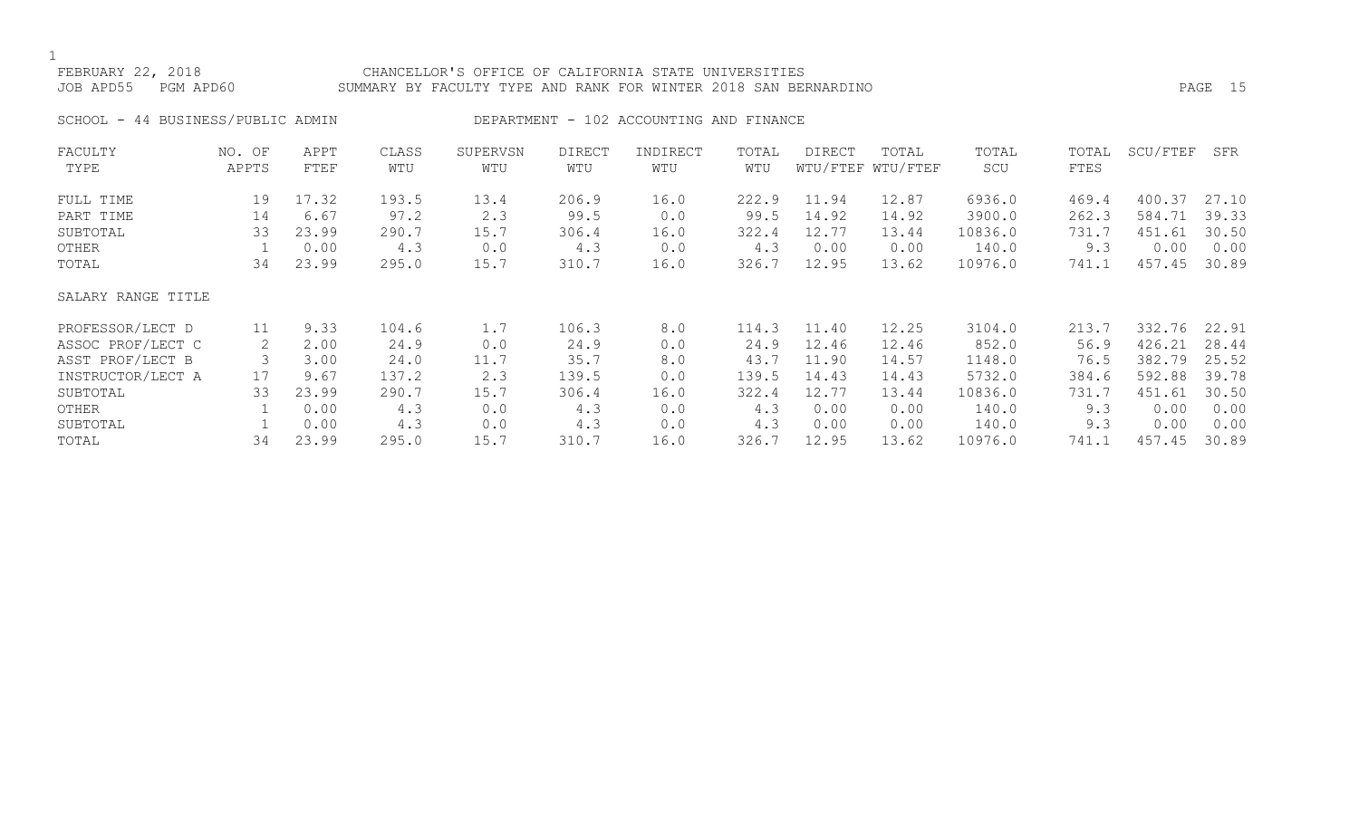FEBRUARY 22, 2018 CHANCELLOR'S OFFICE OF CALIFORNIA STATE UNIVERSITIES
JOB APD55 PGM APD60 SUMMARY BY FACULTY TYPE AND RANK FOR WINTER 2018 SAN BERNARDINO

SCHOOL - 44 BUSINESS/PUBLIC ADMIN DEPARTMENT - 102 ACCOUNTING AND FINANCE

| FACULTY TYPE | NO. OF APPTS | APPT FTEF | CLASS WTU | SUPERVSN WTU | DIRECT WTU | INDIRECT WTU | TOTAL WTU | DIRECT WTU/FTEF | TOTAL WTU/FTEF | TOTAL SCU | TOTAL FTES | SCU/FTEF | SFR |
|---|---|---|---|---|---|---|---|---|---|---|---|---|---|
| FULL TIME | 19 | 17.32 | 193.5 | 13.4 | 206.9 | 16.0 | 222.9 | 11.94 | 12.87 | 6936.0 | 469.4 | 400.37 | 27.10 |
| PART TIME | 14 | 6.67 | 97.2 | 2.3 | 99.5 | 0.0 | 99.5 | 14.92 | 14.92 | 3900.0 | 262.3 | 584.71 | 39.33 |
| SUBTOTAL | 33 | 23.99 | 290.7 | 15.7 | 306.4 | 16.0 | 322.4 | 12.77 | 13.44 | 10836.0 | 731.7 | 451.61 | 30.50 |
| OTHER | 1 | 0.00 | 4.3 | 0.0 | 4.3 | 0.0 | 4.3 | 0.00 | 0.00 | 140.0 | 9.3 | 0.00 | 0.00 |
| TOTAL | 34 | 23.99 | 295.0 | 15.7 | 310.7 | 16.0 | 326.7 | 12.95 | 13.62 | 10976.0 | 741.1 | 457.45 | 30.89 |
| **SALARY RANGE TITLE** | | | | | | | | | | | | | |
| PROFESSOR/LECT D | 11 | 9.33 | 104.6 | 1.7 | 106.3 | 8.0 | 114.3 | 11.40 | 12.25 | 3104.0 | 213.7 | 332.76 | 22.91 |
| ASSOC PROF/LECT C | 2 | 2.00 | 24.9 | 0.0 | 24.9 | 0.0 | 24.9 | 12.46 | 12.46 | 852.0 | 56.9 | 426.21 | 28.44 |
| ASST PROF/LECT B | 3 | 3.00 | 24.0 | 11.7 | 35.7 | 8.0 | 43.7 | 11.90 | 14.57 | 1148.0 | 76.5 | 382.79 | 25.52 |
| INSTRUCTOR/LECT A | 17 | 9.67 | 137.2 | 2.3 | 139.5 | 0.0 | 139.5 | 14.43 | 14.43 | 5732.0 | 384.6 | 592.88 | 39.78 |
| SUBTOTAL | 33 | 23.99 | 290.7 | 15.7 | 306.4 | 16.0 | 322.4 | 12.77 | 13.44 | 10836.0 | 731.7 | 451.61 | 30.50 |
| OTHER | 1 | 0.00 | 4.3 | 0.0 | 4.3 | 0.0 | 4.3 | 0.00 | 0.00 | 140.0 | 9.3 | 0.00 | 0.00 |
| SUBTOTAL | 1 | 0.00 | 4.3 | 0.0 | 4.3 | 0.0 | 4.3 | 0.00 | 0.00 | 140.0 | 9.3 | 0.00 | 0.00 |
| TOTAL | 34 | 23.99 | 295.0 | 15.7 | 310.7 | 16.0 | 326.7 | 12.95 | 13.62 | 10976.0 | 741.1 | 457.45 | 30.89 |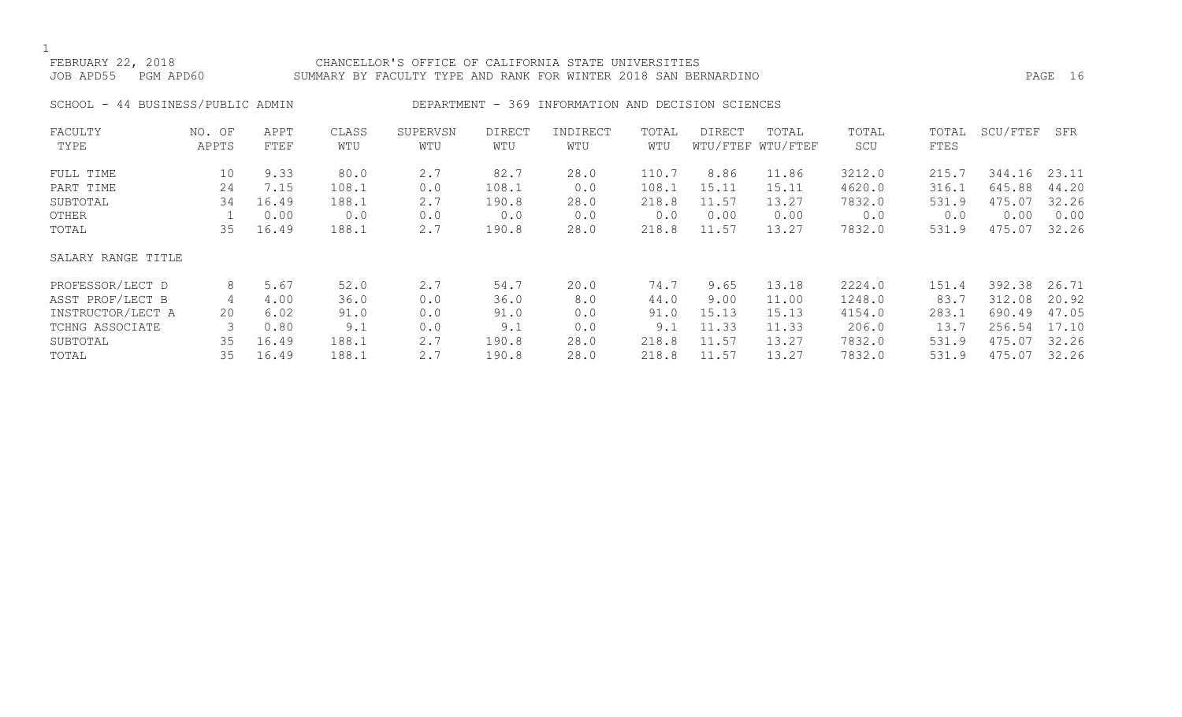FEBRUARY 22, 2018 CHANCELLOR'S OFFICE OF CALIFORNIA STATE UNIVERSITIES
JOB APD55 PGM APD60 SUMMARY BY FACULTY TYPE AND RANK FOR WINTER 2018 SAN BERNARDINO

SCHOOL - 44 BUSINESS/PUBLIC ADMIN DEPARTMENT - 369 INFORMATION AND DECISION SCIENCES

| FACULTY TYPE | NO. OF APPTS | APPT FTEF | CLASS WTU | SUPERVSN WTU | DIRECT WTU | INDIRECT WTU | TOTAL WTU | DIRECT WTU/FTEF | TOTAL WTU/FTEF | TOTAL SCU | TOTAL FTES | SCU/FTEF | SFR |
|---|---|---|---|---|---|---|---|---|---|---|---|---|---|
| FULL TIME | 10 | 9.33 | 80.0 | 2.7 | 82.7 | 28.0 | 110.7 | 8.86 | 11.86 | 3212.0 | 215.7 | 344.16 | 23.11 |
| PART TIME | 24 | 7.15 | 108.1 | 0.0 | 108.1 | 0.0 | 108.1 | 15.11 | 15.11 | 4620.0 | 316.1 | 645.88 | 44.20 |
| SUBTOTAL | 34 | 16.49 | 188.1 | 2.7 | 190.8 | 28.0 | 218.8 | 11.57 | 13.27 | 7832.0 | 531.9 | 475.07 | 32.26 |
| OTHER | 1 | 0.00 | 0.0 | 0.0 | 0.0 | 0.0 | 0.0 | 0.00 | 0.00 | 0.0 | 0.0 | 0.00 | 0.00 |
| TOTAL | 35 | 16.49 | 188.1 | 2.7 | 190.8 | 28.0 | 218.8 | 11.57 | 13.27 | 7832.0 | 531.9 | 475.07 | 32.26 |

| SALARY RANGE TITLE | NO. OF APPTS | APPT FTEF | CLASS WTU | SUPERVSN WTU | DIRECT WTU | INDIRECT WTU | TOTAL WTU | DIRECT WTU/FTEF | TOTAL WTU/FTEF | TOTAL SCU | TOTAL FTES | SCU/FTEF | SFR |
|---|---|---|---|---|---|---|---|---|---|---|---|---|---|
| PROFESSOR/LECT D | 8 | 5.67 | 52.0 | 2.7 | 54.7 | 20.0 | 74.7 | 9.65 | 13.18 | 2224.0 | 151.4 | 392.38 | 26.71 |
| ASST PROF/LECT B | 4 | 4.00 | 36.0 | 0.0 | 36.0 | 8.0 | 44.0 | 9.00 | 11.00 | 1248.0 | 83.7 | 312.08 | 20.92 |
| INSTRUCTOR/LECT A | 20 | 6.02 | 91.0 | 0.0 | 91.0 | 0.0 | 91.0 | 15.13 | 15.13 | 4154.0 | 283.1 | 690.49 | 47.05 |
| TCHNG ASSOCIATE | 3 | 0.80 | 9.1 | 0.0 | 9.1 | 0.0 | 9.1 | 11.33 | 11.33 | 206.0 | 13.7 | 256.54 | 17.10 |
| SUBTOTAL | 35 | 16.49 | 188.1 | 2.7 | 190.8 | 28.0 | 218.8 | 11.57 | 13.27 | 7832.0 | 531.9 | 475.07 | 32.26 |
| TOTAL | 35 | 16.49 | 188.1 | 2.7 | 190.8 | 28.0 | 218.8 | 11.57 | 13.27 | 7832.0 | 531.9 | 475.07 | 32.26 |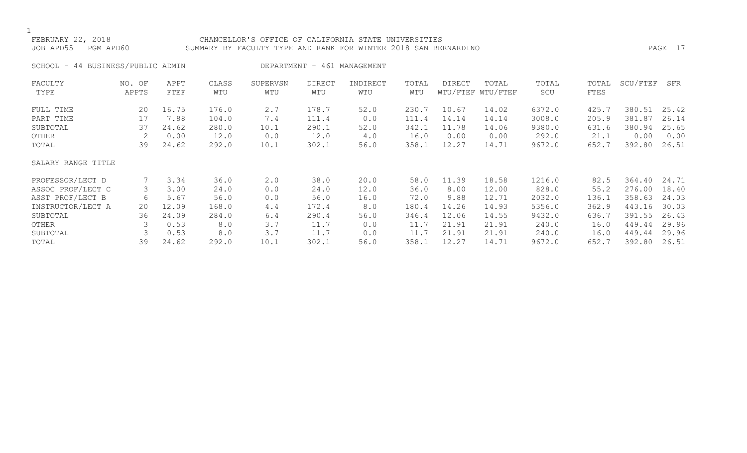FEBRUARY 22, 2018 CHANCELLOR'S OFFICE OF CALIFORNIA STATE UNIVERSITIES
JOB APD55 PGM APD60 SUMMARY BY FACULTY TYPE AND RANK FOR WINTER 2018 SAN BERNARDINO

SCHOOL - 44 BUSINESS/PUBLIC ADMIN DEPARTMENT - 461 MANAGEMENT

| FACULTY TYPE | NO. OF APPTS | APPT FTEF | CLASS WTU | SUPERVSN WTU | DIRECT WTU | INDIRECT WTU | TOTAL WTU | DIRECT WTU/FTEF | TOTAL WTU/FTEF | TOTAL SCU | TOTAL FTES | SCU/FTEF | SFR |
|---|---|---|---|---|---|---|---|---|---|---|---|---|---|
| FULL TIME | 20 | 16.75 | 176.0 | 2.7 | 178.7 | 52.0 | 230.7 | 10.67 | 14.02 | 6372.0 | 425.7 | 380.51 | 25.42 |
| PART TIME | 17 | 7.88 | 104.0 | 7.4 | 111.4 | 0.0 | 111.4 | 14.14 | 14.14 | 3008.0 | 205.9 | 381.87 | 26.14 |
| SUBTOTAL | 37 | 24.62 | 280.0 | 10.1 | 290.1 | 52.0 | 342.1 | 11.78 | 14.06 | 9380.0 | 631.6 | 380.94 | 25.65 |
| OTHER | 2 | 0.00 | 12.0 | 0.0 | 12.0 | 4.0 | 16.0 | 0.00 | 0.00 | 292.0 | 21.1 | 0.00 | 0.00 |
| TOTAL | 39 | 24.62 | 292.0 | 10.1 | 302.1 | 56.0 | 358.1 | 12.27 | 14.71 | 9672.0 | 652.7 | 392.80 | 26.51 |
| **SALARY RANGE TITLE** | | | | | | | | | | | | | |
| PROFESSOR/LECT D | 7 | 3.34 | 36.0 | 2.0 | 38.0 | 20.0 | 58.0 | 11.39 | 18.58 | 1216.0 | 82.5 | 364.40 | 24.71 |
| ASSOC PROF/LECT C | 3 | 3.00 | 24.0 | 0.0 | 24.0 | 12.0 | 36.0 | 8.00 | 12.00 | 828.0 | 55.2 | 276.00 | 18.40 |
| ASST PROF/LECT B | 6 | 5.67 | 56.0 | 0.0 | 56.0 | 16.0 | 72.0 | 9.88 | 12.71 | 2032.0 | 136.1 | 358.63 | 24.03 |
| INSTRUCTOR/LECT A | 20 | 12.09 | 168.0 | 4.4 | 172.4 | 8.0 | 180.4 | 14.26 | 14.93 | 5356.0 | 362.9 | 443.16 | 30.03 |
| SUBTOTAL | 36 | 24.09 | 284.0 | 6.4 | 290.4 | 56.0 | 346.4 | 12.06 | 14.55 | 9432.0 | 636.7 | 391.55 | 26.43 |
| OTHER | 3 | 0.53 | 8.0 | 3.7 | 11.7 | 0.0 | 11.7 | 21.91 | 21.91 | 240.0 | 16.0 | 449.44 | 29.96 |
| SUBTOTAL | 3 | 0.53 | 8.0 | 3.7 | 11.7 | 0.0 | 11.7 | 21.91 | 21.91 | 240.0 | 16.0 | 449.44 | 29.96 |
| TOTAL | 39 | 24.62 | 292.0 | 10.1 | 302.1 | 56.0 | 358.1 | 12.27 | 14.71 | 9672.0 | 652.7 | 392.80 | 26.51 |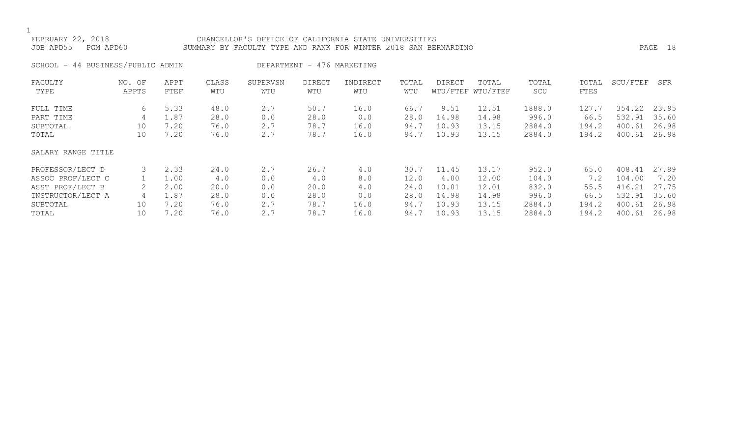FEBRUARY 22, 2018 CHANCELLOR'S OFFICE OF CALIFORNIA STATE UNIVERSITIES
JOB APD55 PGM APD60 SUMMARY BY FACULTY TYPE AND RANK FOR WINTER 2018 SAN BERNARDINO

SCHOOL - 44 BUSINESS/PUBLIC ADMIN DEPARTMENT - 476 MARKETING

| FACULTY TYPE | NO. OF APPTS | APPT FTEF | CLASS WTU | SUPERVSN WTU | DIRECT WTU | INDIRECT WTU | TOTAL WTU | DIRECT WTU/FTEF | TOTAL WTU/FTEF | TOTAL SCU | TOTAL FTES | SCU/FTEF | SFR |
|---|---|---|---|---|---|---|---|---|---|---|---|---|---|
| FULL TIME | 6 | 5.33 | 48.0 | 2.7 | 50.7 | 16.0 | 66.7 | 9.51 | 12.51 | 1888.0 | 127.7 | 354.22 | 23.95 |
| PART TIME | 4 | 1.87 | 28.0 | 0.0 | 28.0 | 0.0 | 28.0 | 14.98 | 14.98 | 996.0 | 66.5 | 532.91 | 35.60 |
| SUBTOTAL | 10 | 7.20 | 76.0 | 2.7 | 78.7 | 16.0 | 94.7 | 10.93 | 13.15 | 2884.0 | 194.2 | 400.61 | 26.98 |
| TOTAL | 10 | 7.20 | 76.0 | 2.7 | 78.7 | 16.0 | 94.7 | 10.93 | 13.15 | 2884.0 | 194.2 | 400.61 | 26.98 |
| SALARY RANGE TITLE | | | | | | | | | | | | | |
| PROFESSOR/LECT D | 3 | 2.33 | 24.0 | 2.7 | 26.7 | 4.0 | 30.7 | 11.45 | 13.17 | 952.0 | 65.0 | 408.41 | 27.89 |
| ASSOC PROF/LECT C | 1 | 1.00 | 4.0 | 0.0 | 4.0 | 8.0 | 12.0 | 4.00 | 12.00 | 104.0 | 7.2 | 104.00 | 7.20 |
| ASST PROF/LECT B | 2 | 2.00 | 20.0 | 0.0 | 20.0 | 4.0 | 24.0 | 10.01 | 12.01 | 832.0 | 55.5 | 416.21 | 27.75 |
| INSTRUCTOR/LECT A | 4 | 1.87 | 28.0 | 0.0 | 28.0 | 0.0 | 28.0 | 14.98 | 14.98 | 996.0 | 66.5 | 532.91 | 35.60 |
| SUBTOTAL | 10 | 7.20 | 76.0 | 2.7 | 78.7 | 16.0 | 94.7 | 10.93 | 13.15 | 2884.0 | 194.2 | 400.61 | 26.98 |
| TOTAL | 10 | 7.20 | 76.0 | 2.7 | 78.7 | 16.0 | 94.7 | 10.93 | 13.15 | 2884.0 | 194.2 | 400.61 | 26.98 |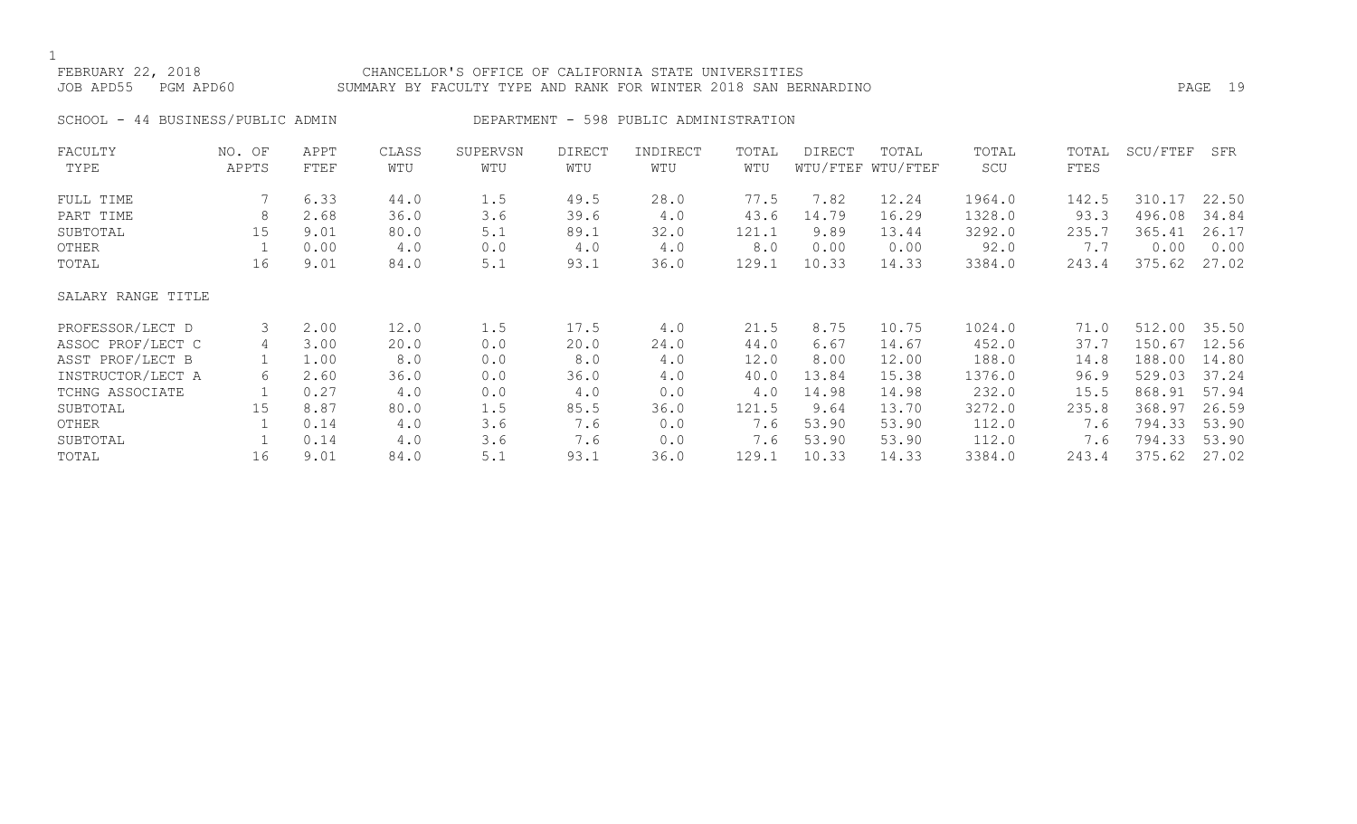FEBRUARY 22, 2018 CHANCELLOR'S OFFICE OF CALIFORNIA STATE UNIVERSITIES
JOB APD55 PGM APD60 SUMMARY BY FACULTY TYPE AND RANK FOR WINTER 2018 SAN BERNARDINO

SCHOOL - 44 BUSINESS/PUBLIC ADMIN DEPARTMENT - 598 PUBLIC ADMINISTRATION

| FACULTY TYPE | NO. OF APPTS | APPT FTEF | CLASS WTU | SUPERVSN WTU | DIRECT WTU | INDIRECT WTU | TOTAL WTU | DIRECT WTU/FTEF | TOTAL WTU/FTEF | TOTAL SCU | TOTAL FTES | SCU/FTEF | SFR |
|---|---|---|---|---|---|---|---|---|---|---|---|---|---|
| FULL TIME | 7 | 6.33 | 44.0 | 1.5 | 49.5 | 28.0 | 77.5 | 7.82 | 12.24 | 1964.0 | 142.5 | 310.17 | 22.50 |
| PART TIME | 8 | 2.68 | 36.0 | 3.6 | 39.6 | 4.0 | 43.6 | 14.79 | 16.29 | 1328.0 | 93.3 | 496.08 | 34.84 |
| SUBTOTAL | 15 | 9.01 | 80.0 | 5.1 | 89.1 | 32.0 | 121.1 | 9.89 | 13.44 | 3292.0 | 235.7 | 365.41 | 26.17 |
| OTHER | 1 | 0.00 | 4.0 | 0.0 | 4.0 | 4.0 | 8.0 | 0.00 | 0.00 | 92.0 | 7.7 | 0.00 | 0.00 |
| TOTAL | 16 | 9.01 | 84.0 | 5.1 | 93.1 | 36.0 | 129.1 | 10.33 | 14.33 | 3384.0 | 243.4 | 375.62 | 27.02 |
| SALARY RANGE TITLE | | | | | | | | | | | | | |
| PROFESSOR/LECT D | 3 | 2.00 | 12.0 | 1.5 | 17.5 | 4.0 | 21.5 | 8.75 | 10.75 | 1024.0 | 71.0 | 512.00 | 35.50 |
| ASSOC PROF/LECT C | 4 | 3.00 | 20.0 | 0.0 | 20.0 | 24.0 | 44.0 | 6.67 | 14.67 | 452.0 | 37.7 | 150.67 | 12.56 |
| ASST PROF/LECT B | 1 | 1.00 | 8.0 | 0.0 | 8.0 | 4.0 | 12.0 | 8.00 | 12.00 | 188.0 | 14.8 | 188.00 | 14.80 |
| INSTRUCTOR/LECT A | 6 | 2.60 | 36.0 | 0.0 | 36.0 | 4.0 | 40.0 | 13.84 | 15.38 | 1376.0 | 96.9 | 529.03 | 37.24 |
| TCHNG ASSOCIATE | 1 | 0.27 | 4.0 | 0.0 | 4.0 | 0.0 | 4.0 | 14.98 | 14.98 | 232.0 | 15.5 | 868.91 | 57.94 |
| SUBTOTAL | 15 | 8.87 | 80.0 | 1.5 | 85.5 | 36.0 | 121.5 | 9.64 | 13.70 | 3272.0 | 235.8 | 368.97 | 26.59 |
| OTHER | 1 | 0.14 | 4.0 | 3.6 | 7.6 | 0.0 | 7.6 | 53.90 | 53.90 | 112.0 | 7.6 | 794.33 | 53.90 |
| SUBTOTAL | 1 | 0.14 | 4.0 | 3.6 | 7.6 | 0.0 | 7.6 | 53.90 | 53.90 | 112.0 | 7.6 | 794.33 | 53.90 |
| TOTAL | 16 | 9.01 | 84.0 | 5.1 | 93.1 | 36.0 | 129.1 | 10.33 | 14.33 | 3384.0 | 243.4 | 375.62 | 27.02 |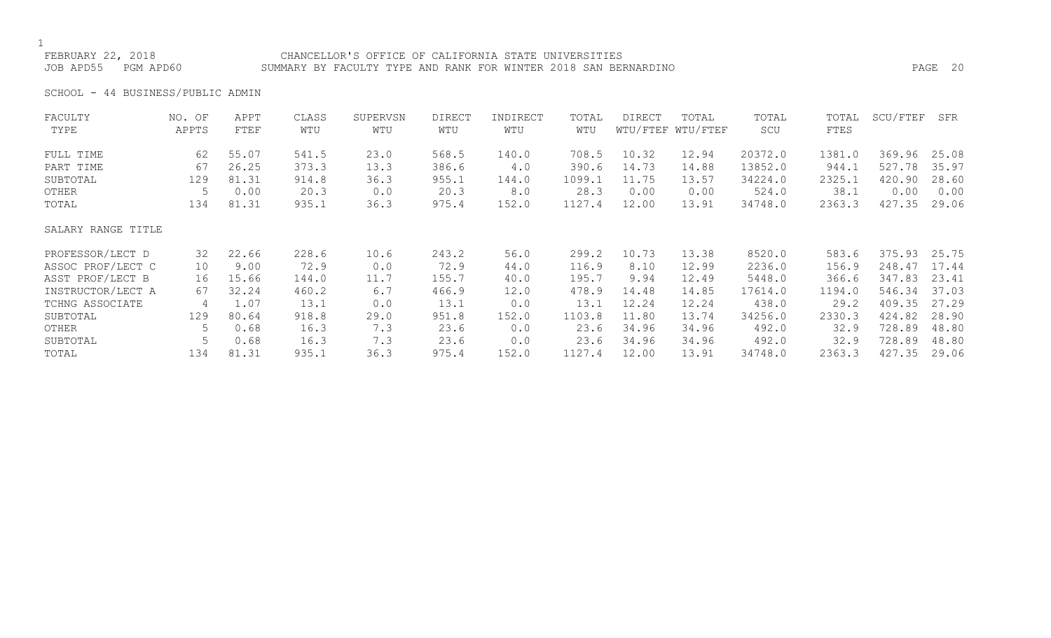FEBRUARY 22, 2018 CHANCELLOR'S OFFICE OF CALIFORNIA STATE UNIVERSITIES
JOB APD55 PGM APD60 SUMMARY BY FACULTY TYPE AND RANK FOR WINTER 2018 SAN BERNARDINO

SCHOOL - 44 BUSINESS/PUBLIC ADMIN

| FACULTY TYPE | NO. OF APPTS | APPT FTEF | CLASS WTU | SUPERVSN WTU | DIRECT WTU | INDIRECT WTU | TOTAL WTU | DIRECT WTU/FTEF | TOTAL WTU/FTEF | TOTAL SCU | TOTAL FTES | SCU/FTEF | SFR |
|---|---|---|---|---|---|---|---|---|---|---|---|---|---|
| FULL TIME | 62 | 55.07 | 541.5 | 23.0 | 568.5 | 140.0 | 708.5 | 10.32 | 12.94 | 20372.0 | 1381.0 | 369.96 | 25.08 |
| PART TIME | 67 | 26.25 | 373.3 | 13.3 | 386.6 | 4.0 | 390.6 | 14.73 | 14.88 | 13852.0 | 944.1 | 527.78 | 35.97 |
| SUBTOTAL | 129 | 81.31 | 914.8 | 36.3 | 955.1 | 144.0 | 1099.1 | 11.75 | 13.57 | 34224.0 | 2325.1 | 420.90 | 28.60 |
| OTHER | 5 | 0.00 | 20.3 | 0.0 | 20.3 | 8.0 | 28.3 | 0.00 | 0.00 | 524.0 | 38.1 | 0.00 | 0.00 |
| TOTAL | 134 | 81.31 | 935.1 | 36.3 | 975.4 | 152.0 | 1127.4 | 12.00 | 13.91 | 34748.0 | 2363.3 | 427.35 | 29.06 |
| **SALARY RANGE TITLE** | | | | | | | | | | | | | |
| PROFESSOR/LECT D | 32 | 22.66 | 228.6 | 10.6 | 243.2 | 56.0 | 299.2 | 10.73 | 13.38 | 8520.0 | 583.6 | 375.93 | 25.75 |
| ASSOC PROF/LECT C | 10 | 9.00 | 72.9 | 0.0 | 72.9 | 44.0 | 116.9 | 8.10 | 12.99 | 2236.0 | 156.9 | 248.47 | 17.44 |
| ASST PROF/LECT B | 16 | 15.66 | 144.0 | 11.7 | 155.7 | 40.0 | 195.7 | 9.94 | 12.49 | 5448.0 | 366.6 | 347.83 | 23.41 |
| INSTRUCTOR/LECT A | 67 | 32.24 | 460.2 | 6.7 | 466.9 | 12.0 | 478.9 | 14.48 | 14.85 | 17614.0 | 1194.0 | 546.34 | 37.03 |
| TCHNG ASSOCIATE | 4 | 1.07 | 13.1 | 0.0 | 13.1 | 0.0 | 13.1 | 12.24 | 12.24 | 438.0 | 29.2 | 409.35 | 27.29 |
| SUBTOTAL | 129 | 80.64 | 918.8 | 29.0 | 951.8 | 152.0 | 1103.8 | 11.80 | 13.74 | 34256.0 | 2330.3 | 424.82 | 28.90 |
| OTHER | 5 | 0.68 | 16.3 | 7.3 | 23.6 | 0.0 | 23.6 | 34.96 | 34.96 | 492.0 | 32.9 | 728.89 | 48.80 |
| SUBTOTAL | 5 | 0.68 | 16.3 | 7.3 | 23.6 | 0.0 | 23.6 | 34.96 | 34.96 | 492.0 | 32.9 | 728.89 | 48.80 |
| TOTAL | 134 | 81.31 | 935.1 | 36.3 | 975.4 | 152.0 | 1127.4 | 12.00 | 13.91 | 34748.0 | 2363.3 | 427.35 | 29.06 |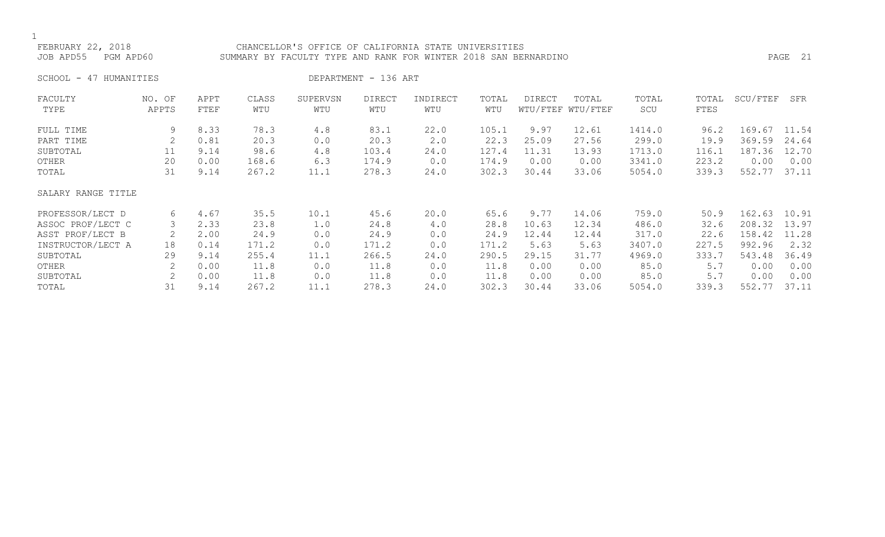CHANCELLOR'S OFFICE OF CALIFORNIA STATE UNIVERSITIES
SUMMARY BY FACULTY TYPE AND RANK FOR WINTER 2018 SAN BERNARDINO

FEBRUARY 22, 2018
JOB APD55 PGM APD60

SCHOOL - 47 HUMANITIES DEPARTMENT - 136 ART

| FACULTY TYPE | NO. OF APPTS | APPT FTEF | CLASS WTU | SUPERVSN WTU | DIRECT WTU | INDIRECT WTU | TOTAL WTU | DIRECT WTU/FTEF | TOTAL WTU/FTEF | TOTAL SCU | TOTAL FTES | SCU/FTEF | SFR |
|---|---|---|---|---|---|---|---|---|---|---|---|---|---|
| FULL TIME | 9 | 8.33 | 78.3 | 4.8 | 83.1 | 22.0 | 105.1 | 9.97 | 12.61 | 1414.0 | 96.2 | 169.67 | 11.54 |
| PART TIME | 2 | 0.81 | 20.3 | 0.0 | 20.3 | 2.0 | 22.3 | 25.09 | 27.56 | 299.0 | 19.9 | 369.59 | 24.64 |
| SUBTOTAL | 11 | 9.14 | 98.6 | 4.8 | 103.4 | 24.0 | 127.4 | 11.31 | 13.93 | 1713.0 | 116.1 | 187.36 | 12.70 |
| OTHER | 20 | 0.00 | 168.6 | 6.3 | 174.9 | 0.0 | 174.9 | 0.00 | 0.00 | 3341.0 | 223.2 | 0.00 | 0.00 |
| TOTAL | 31 | 9.14 | 267.2 | 11.1 | 278.3 | 24.0 | 302.3 | 30.44 | 33.06 | 5054.0 | 339.3 | 552.77 | 37.11 |
| SALARY RANGE TITLE | | | | | | | | | | | | | |
| PROFESSOR/LECT D | 6 | 4.67 | 35.5 | 10.1 | 45.6 | 20.0 | 65.6 | 9.77 | 14.06 | 759.0 | 50.9 | 162.63 | 10.91 |
| ASSOC PROF/LECT C | 3 | 2.33 | 23.8 | 1.0 | 24.8 | 4.0 | 28.8 | 10.63 | 12.34 | 486.0 | 32.6 | 208.32 | 13.97 |
| ASST PROF/LECT B | 2 | 2.00 | 24.9 | 0.0 | 24.9 | 0.0 | 24.9 | 12.44 | 12.44 | 317.0 | 22.6 | 158.42 | 11.28 |
| INSTRUCTOR/LECT A | 18 | 0.14 | 171.2 | 0.0 | 171.2 | 0.0 | 171.2 | 5.63 | 5.63 | 3407.0 | 227.5 | 992.96 | 2.32 |
| SUBTOTAL | 29 | 9.14 | 255.4 | 11.1 | 266.5 | 24.0 | 290.5 | 29.15 | 31.77 | 4969.0 | 333.7 | 543.48 | 36.49 |
| OTHER | 2 | 0.00 | 11.8 | 0.0 | 11.8 | 0.0 | 11.8 | 0.00 | 0.00 | 85.0 | 5.7 | 0.00 | 0.00 |
| SUBTOTAL | 2 | 0.00 | 11.8 | 0.0 | 11.8 | 0.0 | 11.8 | 0.00 | 0.00 | 85.0 | 5.7 | 0.00 | 0.00 |
| TOTAL | 31 | 9.14 | 267.2 | 11.1 | 278.3 | 24.0 | 302.3 | 30.44 | 33.06 | 5054.0 | 339.3 | 552.77 | 37.11 |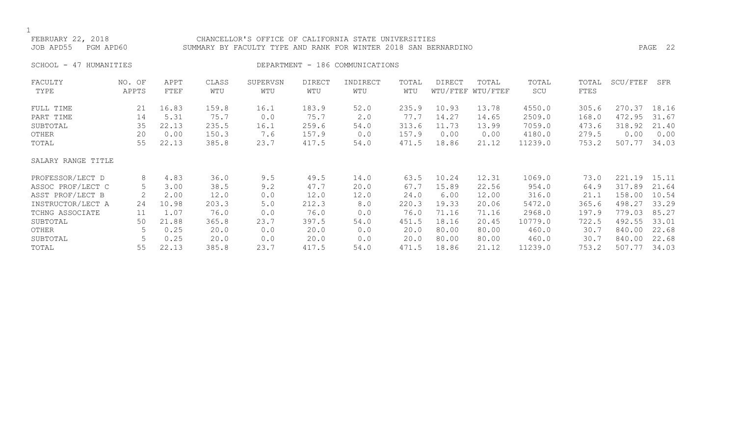FEBRUARY 22, 2018 CHANCELLOR'S OFFICE OF CALIFORNIA STATE UNIVERSITIES
JOB APD55 PGM APD60 SUMMARY BY FACULTY TYPE AND RANK FOR WINTER 2018 SAN BERNARDINO

SCHOOL - 47 HUMANITIES DEPARTMENT - 186 COMMUNICATIONS

| FACULTY TYPE | NO. OF APPTS | APPT FTEF | CLASS WTU | SUPERVSN WTU | DIRECT WTU | INDIRECT WTU | TOTAL WTU | DIRECT WTU/FTEF | TOTAL WTU/FTEF | TOTAL SCU | TOTAL FTES | SCU/FTEF | SFR |
|---|---|---|---|---|---|---|---|---|---|---|---|---|---|
| FULL TIME | 21 | 16.83 | 159.8 | 16.1 | 183.9 | 52.0 | 235.9 | 10.93 | 13.78 | 4550.0 | 305.6 | 270.37 | 18.16 |
| PART TIME | 14 | 5.31 | 75.7 | 0.0 | 75.7 | 2.0 | 77.7 | 14.27 | 14.65 | 2509.0 | 168.0 | 472.95 | 31.67 |
| SUBTOTAL | 35 | 22.13 | 235.5 | 16.1 | 259.6 | 54.0 | 313.6 | 11.73 | 13.99 | 7059.0 | 473.6 | 318.92 | 21.40 |
| OTHER | 20 | 0.00 | 150.3 | 7.6 | 157.9 | 0.0 | 157.9 | 0.00 | 0.00 | 4180.0 | 279.5 | 0.00 | 0.00 |
| TOTAL | 55 | 22.13 | 385.8 | 23.7 | 417.5 | 54.0 | 471.5 | 18.86 | 21.12 | 11239.0 | 753.2 | 507.77 | 34.03 |
| SALARY RANGE TITLE | | | | | | | | | | | | | |
| PROFESSOR/LECT D | 8 | 4.83 | 36.0 | 9.5 | 49.5 | 14.0 | 63.5 | 10.24 | 12.31 | 1069.0 | 73.0 | 221.19 | 15.11 |
| ASSOC PROF/LECT C | 5 | 3.00 | 38.5 | 9.2 | 47.7 | 20.0 | 67.7 | 15.89 | 22.56 | 954.0 | 64.9 | 317.89 | 21.64 |
| ASST PROF/LECT B | 2 | 2.00 | 12.0 | 0.0 | 12.0 | 12.0 | 24.0 | 6.00 | 12.00 | 316.0 | 21.1 | 158.00 | 10.54 |
| INSTRUCTOR/LECT A | 24 | 10.98 | 203.3 | 5.0 | 212.3 | 8.0 | 220.3 | 19.33 | 20.06 | 5472.0 | 365.6 | 498.27 | 33.29 |
| TCHNG ASSOCIATE | 11 | 1.07 | 76.0 | 0.0 | 76.0 | 0.0 | 76.0 | 71.16 | 71.16 | 2968.0 | 197.9 | 779.03 | 85.27 |
| SUBTOTAL | 50 | 21.88 | 365.8 | 23.7 | 397.5 | 54.0 | 451.5 | 18.16 | 20.45 | 10779.0 | 722.5 | 492.55 | 33.01 |
| OTHER | 5 | 0.25 | 20.0 | 0.0 | 20.0 | 0.0 | 20.0 | 80.00 | 80.00 | 460.0 | 30.7 | 840.00 | 22.68 |
| SUBTOTAL | 5 | 0.25 | 20.0 | 0.0 | 20.0 | 0.0 | 20.0 | 80.00 | 80.00 | 460.0 | 30.7 | 840.00 | 22.68 |
| TOTAL | 55 | 22.13 | 385.8 | 23.7 | 417.5 | 54.0 | 471.5 | 18.86 | 21.12 | 11239.0 | 753.2 | 507.77 | 34.03 |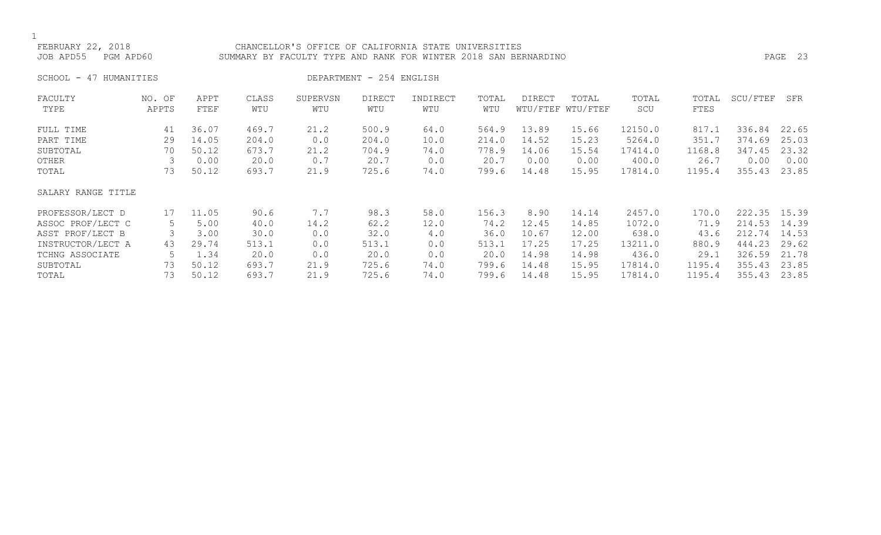FEBRUARY 22, 2018 CHANCELLOR'S OFFICE OF CALIFORNIA STATE UNIVERSITIES
JOB APD55 PGM APD60 SUMMARY BY FACULTY TYPE AND RANK FOR WINTER 2018 SAN BERNARDINO

SCHOOL - 47 HUMANITIES DEPARTMENT - 254 ENGLISH

| FACULTY TYPE | NO. OF APPTS | APPT FTEF | CLASS WTU | SUPERVSN WTU | DIRECT WTU | INDIRECT WTU | TOTAL WTU | DIRECT WTU/FTEF | TOTAL WTU/FTEF | TOTAL SCU | TOTAL FTES | SCU/FTEF | SFR |
|---|---|---|---|---|---|---|---|---|---|---|---|---|---|
| FULL TIME | 41 | 36.07 | 469.7 | 21.2 | 500.9 | 64.0 | 564.9 | 13.89 | 15.66 | 12150.0 | 817.1 | 336.84 | 22.65 |
| PART TIME | 29 | 14.05 | 204.0 | 0.0 | 204.0 | 10.0 | 214.0 | 14.52 | 15.23 | 5264.0 | 351.7 | 374.69 | 25.03 |
| SUBTOTAL | 70 | 50.12 | 673.7 | 21.2 | 704.9 | 74.0 | 778.9 | 14.06 | 15.54 | 17414.0 | 1168.8 | 347.45 | 23.32 |
| OTHER | 3 | 0.00 | 20.0 | 0.7 | 20.7 | 0.0 | 20.7 | 0.00 | 0.00 | 400.0 | 26.7 | 0.00 | 0.00 |
| TOTAL | 73 | 50.12 | 693.7 | 21.9 | 725.6 | 74.0 | 799.6 | 14.48 | 15.95 | 17814.0 | 1195.4 | 355.43 | 23.85 |
| SALARY RANGE TITLE | | | | | | | | | | | | | |
| PROFESSOR/LECT D | 17 | 11.05 | 90.6 | 7.7 | 98.3 | 58.0 | 156.3 | 8.90 | 14.14 | 2457.0 | 170.0 | 222.35 | 15.39 |
| ASSOC PROF/LECT C | 5 | 5.00 | 40.0 | 14.2 | 62.2 | 12.0 | 74.2 | 12.45 | 14.85 | 1072.0 | 71.9 | 214.53 | 14.39 |
| ASST PROF/LECT B | 3 | 3.00 | 30.0 | 0.0 | 32.0 | 4.0 | 36.0 | 10.67 | 12.00 | 638.0 | 43.6 | 212.74 | 14.53 |
| INSTRUCTOR/LECT A | 43 | 29.74 | 513.1 | 0.0 | 513.1 | 0.0 | 513.1 | 17.25 | 17.25 | 13211.0 | 880.9 | 444.23 | 29.62 |
| TCHNG ASSOCIATE | 5 | 1.34 | 20.0 | 0.0 | 20.0 | 0.0 | 20.0 | 14.98 | 14.98 | 436.0 | 29.1 | 326.59 | 21.78 |
| SUBTOTAL | 73 | 50.12 | 693.7 | 21.9 | 725.6 | 74.0 | 799.6 | 14.48 | 15.95 | 17814.0 | 1195.4 | 355.43 | 23.85 |
| TOTAL | 73 | 50.12 | 693.7 | 21.9 | 725.6 | 74.0 | 799.6 | 14.48 | 15.95 | 17814.0 | 1195.4 | 355.43 | 23.85 |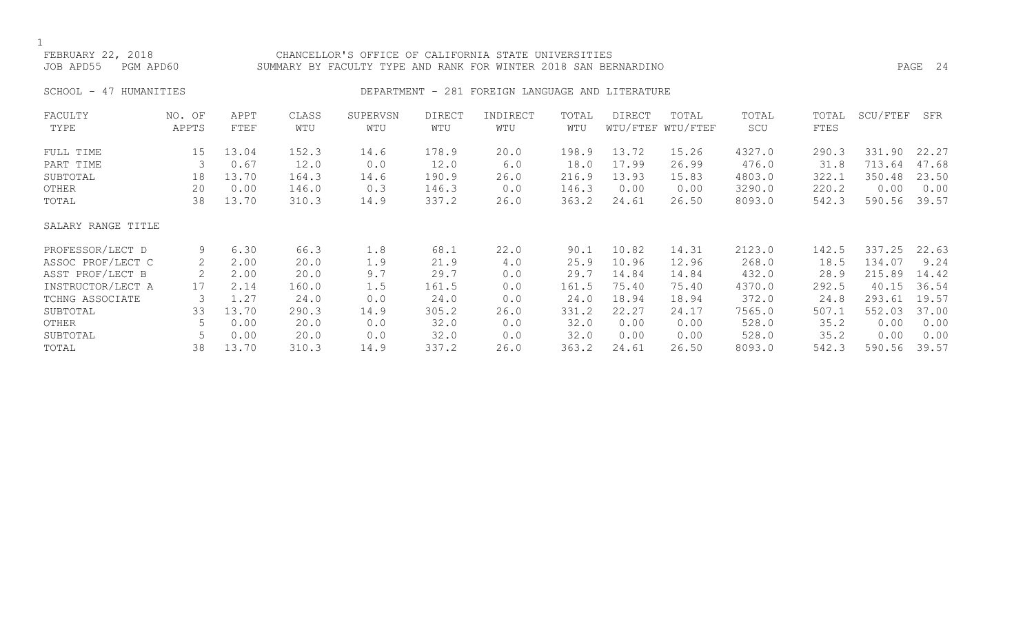FEBRUARY 22, 2018 CHANCELLOR'S OFFICE OF CALIFORNIA STATE UNIVERSITIES
JOB APD55 PGM APD60 SUMMARY BY FACULTY TYPE AND RANK FOR WINTER 2018 SAN BERNARDINO

SCHOOL - 47 HUMANITIES DEPARTMENT - 281 FOREIGN LANGUAGE AND LITERATURE

| FACULTY TYPE | NO. OF APPTS | APPT FTEF | CLASS WTU | SUPERVSN WTU | DIRECT WTU | INDIRECT WTU | TOTAL WTU | DIRECT WTU/FTEF | TOTAL WTU/FTEF | TOTAL SCU | TOTAL FTES | SCU/FTEF | SFR |
|---|---|---|---|---|---|---|---|---|---|---|---|---|---|
| FULL TIME | 15 | 13.04 | 152.3 | 14.6 | 178.9 | 20.0 | 198.9 | 13.72 | 15.26 | 4327.0 | 290.3 | 331.90 | 22.27 |
| PART TIME | 3 | 0.67 | 12.0 | 0.0 | 12.0 | 6.0 | 18.0 | 17.99 | 26.99 | 476.0 | 31.8 | 713.64 | 47.68 |
| SUBTOTAL | 18 | 13.70 | 164.3 | 14.6 | 190.9 | 26.0 | 216.9 | 13.93 | 15.83 | 4803.0 | 322.1 | 350.48 | 23.50 |
| OTHER | 20 | 0.00 | 146.0 | 0.3 | 146.3 | 0.0 | 146.3 | 0.00 | 0.00 | 3290.0 | 220.2 | 0.00 | 0.00 |
| TOTAL | 38 | 13.70 | 310.3 | 14.9 | 337.2 | 26.0 | 363.2 | 24.61 | 26.50 | 8093.0 | 542.3 | 590.56 | 39.57 |
| SALARY RANGE TITLE | | | | | | | | | | | | | |
| PROFESSOR/LECT D | 9 | 6.30 | 66.3 | 1.8 | 68.1 | 22.0 | 90.1 | 10.82 | 14.31 | 2123.0 | 142.5 | 337.25 | 22.63 |
| ASSOC PROF/LECT C | 2 | 2.00 | 20.0 | 1.9 | 21.9 | 4.0 | 25.9 | 10.96 | 12.96 | 268.0 | 18.5 | 134.07 | 9.24 |
| ASST PROF/LECT B | 2 | 2.00 | 20.0 | 9.7 | 29.7 | 0.0 | 29.7 | 14.84 | 14.84 | 432.0 | 28.9 | 215.89 | 14.42 |
| INSTRUCTOR/LECT A | 17 | 2.14 | 160.0 | 1.5 | 161.5 | 0.0 | 161.5 | 75.40 | 75.40 | 4370.0 | 292.5 | 40.15 | 36.54 |
| TCHNG ASSOCIATE | 3 | 1.27 | 24.0 | 0.0 | 24.0 | 0.0 | 24.0 | 18.94 | 18.94 | 372.0 | 24.8 | 293.61 | 19.57 |
| SUBTOTAL | 33 | 13.70 | 290.3 | 14.9 | 305.2 | 26.0 | 331.2 | 22.27 | 24.17 | 7565.0 | 507.1 | 552.03 | 37.00 |
| OTHER | 5 | 0.00 | 20.0 | 0.0 | 32.0 | 0.0 | 32.0 | 0.00 | 0.00 | 528.0 | 35.2 | 0.00 | 0.00 |
| SUBTOTAL | 5 | 0.00 | 20.0 | 0.0 | 32.0 | 0.0 | 32.0 | 0.00 | 0.00 | 528.0 | 35.2 | 0.00 | 0.00 |
| TOTAL | 38 | 13.70 | 310.3 | 14.9 | 337.2 | 26.0 | 363.2 | 24.61 | 26.50 | 8093.0 | 542.3 | 590.56 | 39.57 |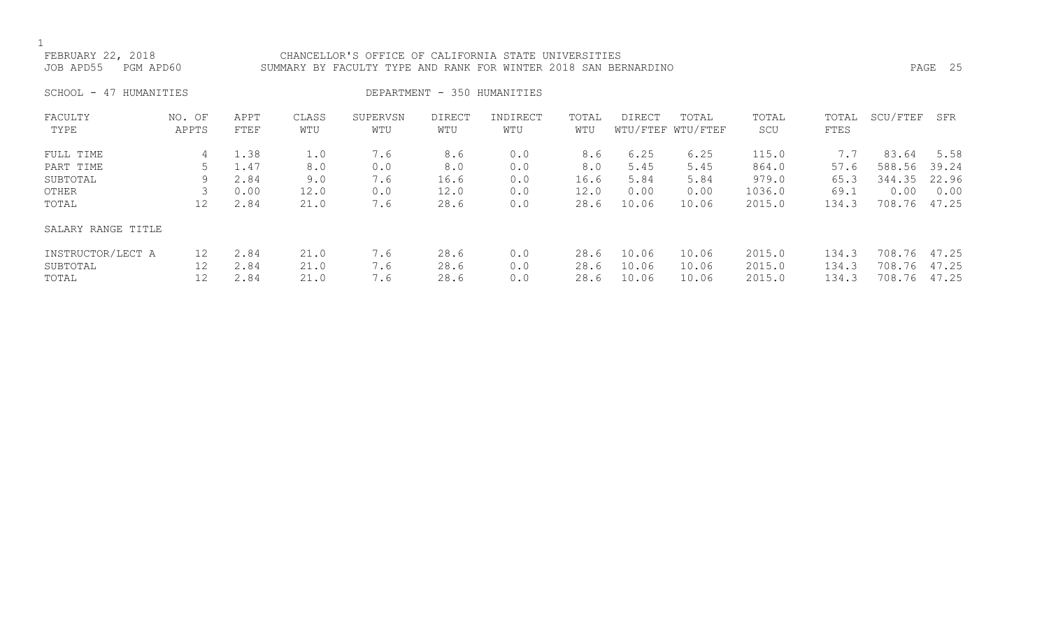FEBRUARY 22, 2018 CHANCELLOR'S OFFICE OF CALIFORNIA STATE UNIVERSITIES
JOB APD55 PGM APD60 SUMMARY BY FACULTY TYPE AND RANK FOR WINTER 2018 SAN BERNARDINO

SCHOOL - 47 HUMANITIES DEPARTMENT - 350 HUMANITIES

| FACULTY TYPE | NO. OF APPTS | APPT FTEF | CLASS WTU | SUPERVSN WTU | DIRECT WTU | INDIRECT WTU | TOTAL WTU | DIRECT WTU/FTEF | TOTAL WTU/FTEF | TOTAL SCU | TOTAL FTES | SCU/FTEF | SFR |
|---|---|---|---|---|---|---|---|---|---|---|---|---|---|
| FULL TIME | 4 | 1.38 | 1.0 | 7.6 | 8.6 | 0.0 | 8.6 | 6.25 | 6.25 | 115.0 | 7.7 | 83.64 | 5.58 |
| PART TIME | 5 | 1.47 | 8.0 | 0.0 | 8.0 | 0.0 | 8.0 | 5.45 | 5.45 | 864.0 | 57.6 | 588.56 | 39.24 |
| SUBTOTAL | 9 | 2.84 | 9.0 | 7.6 | 16.6 | 0.0 | 16.6 | 5.84 | 5.84 | 979.0 | 65.3 | 344.35 | 22.96 |
| OTHER | 3 | 0.00 | 12.0 | 0.0 | 12.0 | 0.0 | 12.0 | 0.00 | 0.00 | 1036.0 | 69.1 | 0.00 | 0.00 |
| TOTAL | 12 | 2.84 | 21.0 | 7.6 | 28.6 | 0.0 | 28.6 | 10.06 | 10.06 | 2015.0 | 134.3 | 708.76 | 47.25 |
| **SALARY RANGE TITLE** | | | | | | | | | | | | | |
| INSTRUCTOR/LECT A | 12 | 2.84 | 21.0 | 7.6 | 28.6 | 0.0 | 28.6 | 10.06 | 10.06 | 2015.0 | 134.3 | 708.76 | 47.25 |
| SUBTOTAL | 12 | 2.84 | 21.0 | 7.6 | 28.6 | 0.0 | 28.6 | 10.06 | 10.06 | 2015.0 | 134.3 | 708.76 | 47.25 |
| TOTAL | 12 | 2.84 | 21.0 | 7.6 | 28.6 | 0.0 | 28.6 | 10.06 | 10.06 | 2015.0 | 134.3 | 708.76 | 47.25 |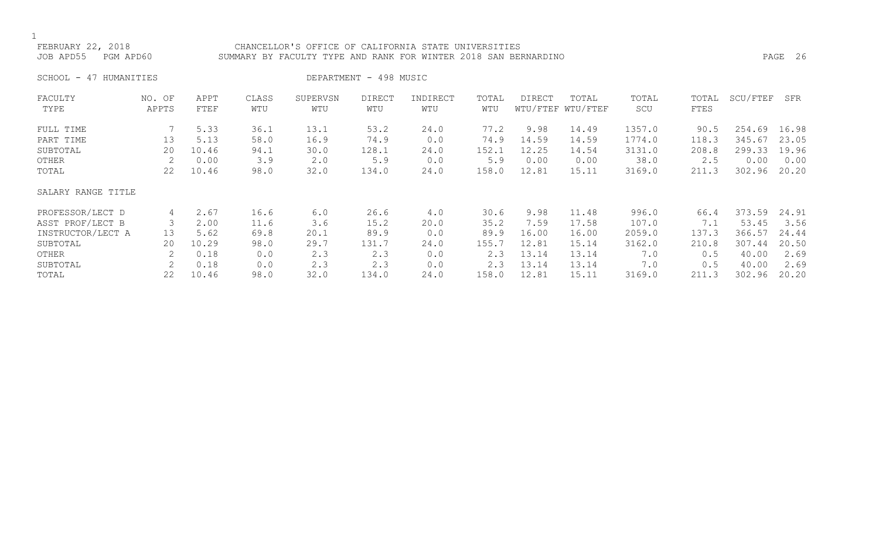FEBRUARY 22, 2018 CHANCELLOR'S OFFICE OF CALIFORNIA STATE UNIVERSITIES
JOB APD55 PGM APD60 SUMMARY BY FACULTY TYPE AND RANK FOR WINTER 2018 SAN BERNARDINO

SCHOOL - 47 HUMANITIES DEPARTMENT - 498 MUSIC

| FACULTY TYPE | NO. OF APPTS | APPT FTEF | CLASS WTU | SUPERVSN WTU | DIRECT WTU | INDIRECT WTU | TOTAL WTU | DIRECT WTU/FTEF | TOTAL WTU/FTEF | TOTAL SCU | TOTAL FTES | SCU/FTEF | SFR |
|---|---|---|---|---|---|---|---|---|---|---|---|---|---|
| FULL TIME | 7 | 5.33 | 36.1 | 13.1 | 53.2 | 24.0 | 77.2 | 9.98 | 14.49 | 1357.0 | 90.5 | 254.69 | 16.98 |
| PART TIME | 13 | 5.13 | 58.0 | 16.9 | 74.9 | 0.0 | 74.9 | 14.59 | 14.59 | 1774.0 | 118.3 | 345.67 | 23.05 |
| SUBTOTAL | 20 | 10.46 | 94.1 | 30.0 | 128.1 | 24.0 | 152.1 | 12.25 | 14.54 | 3131.0 | 208.8 | 299.33 | 19.96 |
| OTHER | 2 | 0.00 | 3.9 | 2.0 | 5.9 | 0.0 | 5.9 | 0.00 | 0.00 | 38.0 | 2.5 | 0.00 | 0.00 |
| TOTAL | 22 | 10.46 | 98.0 | 32.0 | 134.0 | 24.0 | 158.0 | 12.81 | 15.11 | 3169.0 | 211.3 | 302.96 | 20.20 |
| **SALARY RANGE TITLE** | | | | | | | | | | | | | |
| PROFESSOR/LECT D | 4 | 2.67 | 16.6 | 6.0 | 26.6 | 4.0 | 30.6 | 9.98 | 11.48 | 996.0 | 66.4 | 373.59 | 24.91 |
| ASST PROF/LECT B | 3 | 2.00 | 11.6 | 3.6 | 15.2 | 20.0 | 35.2 | 7.59 | 17.58 | 107.0 | 7.1 | 53.45 | 3.56 |
| INSTRUCTOR/LECT A | 13 | 5.62 | 69.8 | 20.1 | 89.9 | 0.0 | 89.9 | 16.00 | 16.00 | 2059.0 | 137.3 | 366.57 | 24.44 |
| SUBTOTAL | 20 | 10.29 | 98.0 | 29.7 | 131.7 | 24.0 | 155.7 | 12.81 | 15.14 | 3162.0 | 210.8 | 307.44 | 20.50 |
| OTHER | 2 | 0.18 | 0.0 | 2.3 | 2.3 | 0.0 | 2.3 | 13.14 | 13.14 | 7.0 | 0.5 | 40.00 | 2.69 |
| SUBTOTAL | 2 | 0.18 | 0.0 | 2.3 | 2.3 | 0.0 | 2.3 | 13.14 | 13.14 | 7.0 | 0.5 | 40.00 | 2.69 |
| TOTAL | 22 | 10.46 | 98.0 | 32.0 | 134.0 | 24.0 | 158.0 | 12.81 | 15.11 | 3169.0 | 211.3 | 302.96 | 20.20 |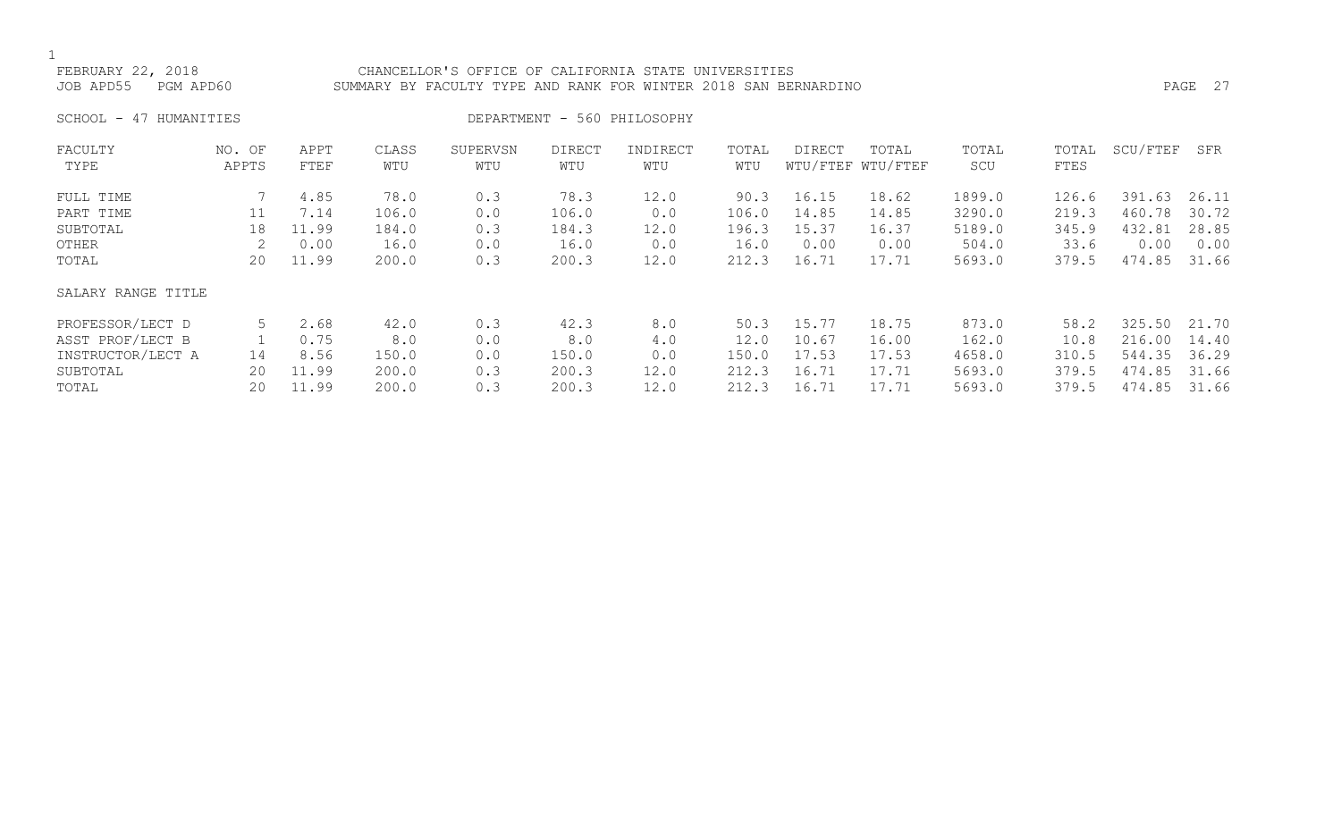FEBRUARY 22, 2018 CHANCELLOR'S OFFICE OF CALIFORNIA STATE UNIVERSITIES
JOB APD55 PGM APD60 SUMMARY BY FACULTY TYPE AND RANK FOR WINTER 2018 SAN BERNARDINO

SCHOOL - 47 HUMANITIES DEPARTMENT - 560 PHILOSOPHY

| FACULTY TYPE | NO. OF APPTS | APPT FTEF | CLASS WTU | SUPERVSN WTU | DIRECT WTU | INDIRECT WTU | TOTAL WTU | DIRECT WTU/FTEF | TOTAL WTU/FTEF | TOTAL SCU | TOTAL FTES | SCU/FTEF | SFR |
|---|---|---|---|---|---|---|---|---|---|---|---|---|---|
| FULL TIME | 7 | 4.85 | 78.0 | 0.3 | 78.3 | 12.0 | 90.3 | 16.15 | 18.62 | 1899.0 | 126.6 | 391.63 | 26.11 |
| PART TIME | 11 | 7.14 | 106.0 | 0.0 | 106.0 | 0.0 | 106.0 | 14.85 | 14.85 | 3290.0 | 219.3 | 460.78 | 30.72 |
| SUBTOTAL | 18 | 11.99 | 184.0 | 0.3 | 184.3 | 12.0 | 196.3 | 15.37 | 16.37 | 5189.0 | 345.9 | 432.81 | 28.85 |
| OTHER | 2 | 0.00 | 16.0 | 0.0 | 16.0 | 0.0 | 16.0 | 0.00 | 0.00 | 504.0 | 33.6 | 0.00 | 0.00 |
| TOTAL | 20 | 11.99 | 200.0 | 0.3 | 200.3 | 12.0 | 212.3 | 16.71 | 17.71 | 5693.0 | 379.5 | 474.85 | 31.66 |
| SALARY RANGE TITLE | | | | | | | | | | | | | |
| PROFESSOR/LECT D | 5 | 2.68 | 42.0 | 0.3 | 42.3 | 8.0 | 50.3 | 15.77 | 18.75 | 873.0 | 58.2 | 325.50 | 21.70 |
| ASST PROF/LECT B | 1 | 0.75 | 8.0 | 0.0 | 8.0 | 4.0 | 12.0 | 10.67 | 16.00 | 162.0 | 10.8 | 216.00 | 14.40 |
| INSTRUCTOR/LECT A | 14 | 8.56 | 150.0 | 0.0 | 150.0 | 0.0 | 150.0 | 17.53 | 17.53 | 4658.0 | 310.5 | 544.35 | 36.29 |
| SUBTOTAL | 20 | 11.99 | 200.0 | 0.3 | 200.3 | 12.0 | 212.3 | 16.71 | 17.71 | 5693.0 | 379.5 | 474.85 | 31.66 |
| TOTAL | 20 | 11.99 | 200.0 | 0.3 | 200.3 | 12.0 | 212.3 | 16.71 | 17.71 | 5693.0 | 379.5 | 474.85 | 31.66 |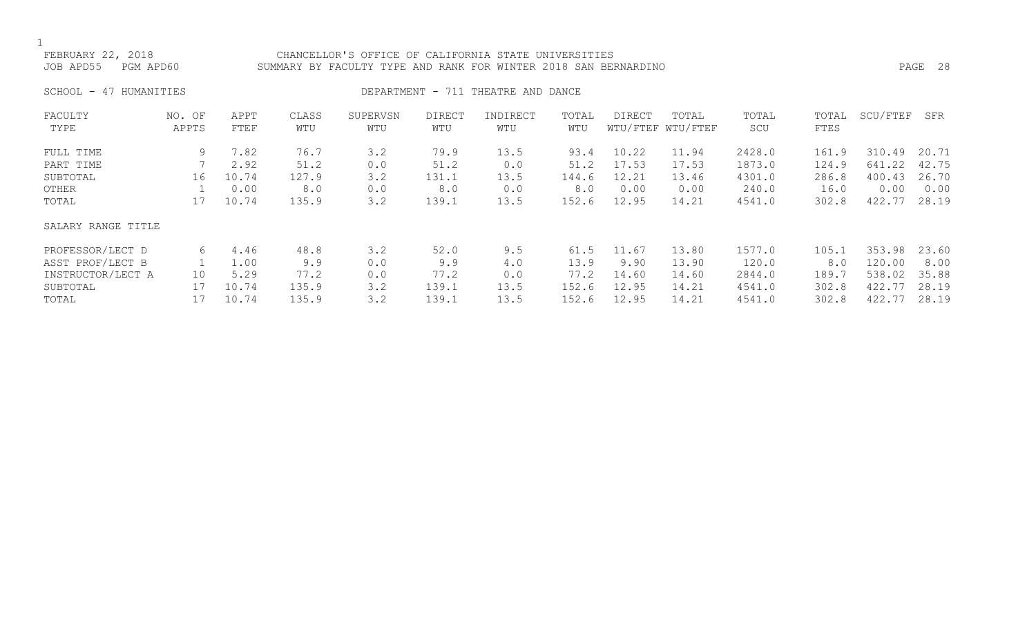CHANCELLOR'S OFFICE OF CALIFORNIA STATE UNIVERSITIES
SUMMARY BY FACULTY TYPE AND RANK FOR WINTER 2018 SAN BERNARDINO

FEBRUARY 22, 2018
JOB APD55 PGM APD60

SCHOOL - 47 HUMANITIES DEPARTMENT - 711 THEATRE AND DANCE

| FACULTY TYPE | NO. OF APPTS | APPT FTEF | CLASS WTU | SUPERVSN WTU | DIRECT WTU | INDIRECT WTU | TOTAL WTU | DIRECT WTU/FTEF | TOTAL WTU/FTEF | TOTAL SCU | TOTAL FTES | SCU/FTEF | SFR |
|---|---|---|---|---|---|---|---|---|---|---|---|---|---|
| FULL TIME | 9 | 7.82 | 76.7 | 3.2 | 79.9 | 13.5 | 93.4 | 10.22 | 11.94 | 2428.0 | 161.9 | 310.49 | 20.71 |
| PART TIME | 7 | 2.92 | 51.2 | 0.0 | 51.2 | 0.0 | 51.2 | 17.53 | 17.53 | 1873.0 | 124.9 | 641.22 | 42.75 |
| SUBTOTAL | 16 | 10.74 | 127.9 | 3.2 | 131.1 | 13.5 | 144.6 | 12.21 | 13.46 | 4301.0 | 286.8 | 400.43 | 26.70 |
| OTHER | 1 | 0.00 | 8.0 | 0.0 | 8.0 | 0.0 | 8.0 | 0.00 | 0.00 | 240.0 | 16.0 | 0.00 | 0.00 |
| TOTAL | 17 | 10.74 | 135.9 | 3.2 | 139.1 | 13.5 | 152.6 | 12.95 | 14.21 | 4541.0 | 302.8 | 422.77 | 28.19 |
| SALARY RANGE TITLE | | | | | | | | | | | | | |
| PROFESSOR/LECT D | 6 | 4.46 | 48.8 | 3.2 | 52.0 | 9.5 | 61.5 | 11.67 | 13.80 | 1577.0 | 105.1 | 353.98 | 23.60 |
| ASST PROF/LECT B | 1 | 1.00 | 9.9 | 0.0 | 9.9 | 4.0 | 13.9 | 9.90 | 13.90 | 120.0 | 8.0 | 120.00 | 8.00 |
| INSTRUCTOR/LECT A | 10 | 5.29 | 77.2 | 0.0 | 77.2 | 0.0 | 77.2 | 14.60 | 14.60 | 2844.0 | 189.7 | 538.02 | 35.88 |
| SUBTOTAL | 17 | 10.74 | 135.9 | 3.2 | 139.1 | 13.5 | 152.6 | 12.95 | 14.21 | 4541.0 | 302.8 | 422.77 | 28.19 |
| TOTAL | 17 | 10.74 | 135.9 | 3.2 | 139.1 | 13.5 | 152.6 | 12.95 | 14.21 | 4541.0 | 302.8 | 422.77 | 28.19 |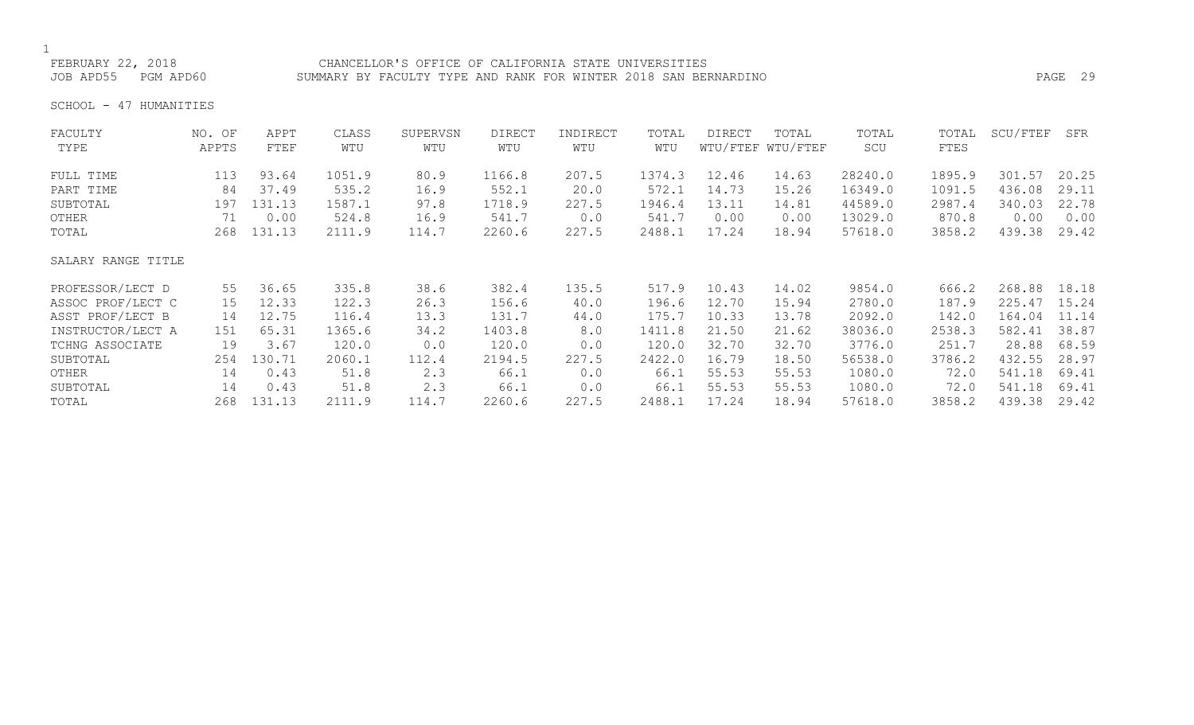FEBRUARY 22, 2018 CHANCELLOR'S OFFICE OF CALIFORNIA STATE UNIVERSITIES
JOB APD55 PGM APD60 SUMMARY BY FACULTY TYPE AND RANK FOR WINTER 2018 SAN BERNARDINO

SCHOOL - 47 HUMANITIES

| FACULTY TYPE | NO. OF APPTS | APPT FTEF | CLASS WTU | SUPERVSN WTU | DIRECT WTU | INDIRECT WTU | TOTAL WTU | DIRECT WTU/FTEF | TOTAL WTU/FTEF | TOTAL SCU | TOTAL FTES | SCU/FTEF | SFR |
|---|---|---|---|---|---|---|---|---|---|---|---|---|---|
| FULL TIME | 113 | 93.64 | 1051.9 | 80.9 | 1166.8 | 207.5 | 1374.3 | 12.46 | 14.63 | 28240.0 | 1895.9 | 301.57 | 20.25 |
| PART TIME | 84 | 37.49 | 535.2 | 16.9 | 552.1 | 20.0 | 572.1 | 14.73 | 15.26 | 16349.0 | 1091.5 | 436.08 | 29.11 |
| SUBTOTAL | 197 | 131.13 | 1587.1 | 97.8 | 1718.9 | 227.5 | 1946.4 | 13.11 | 14.81 | 44589.0 | 2987.4 | 340.03 | 22.78 |
| OTHER | 71 | 0.00 | 524.8 | 16.9 | 541.7 | 0.0 | 541.7 | 0.00 | 0.00 | 13029.0 | 870.8 | 0.00 | 0.00 |
| TOTAL | 268 | 131.13 | 2111.9 | 114.7 | 2260.6 | 227.5 | 2488.1 | 17.24 | 18.94 | 57618.0 | 3858.2 | 439.38 | 29.42 |

| SALARY RANGE TITLE | NO. OF APPTS | APPT FTEF | CLASS WTU | SUPERVSN WTU | DIRECT WTU | INDIRECT WTU | TOTAL WTU | DIRECT WTU/FTEF | TOTAL WTU/FTEF | TOTAL SCU | TOTAL FTES | SCU/FTEF | SFR |
|---|---|---|---|---|---|---|---|---|---|---|---|---|---|
| PROFESSOR/LECT D | 55 | 36.65 | 335.8 | 38.6 | 382.4 | 135.5 | 517.9 | 10.43 | 14.02 | 9854.0 | 666.2 | 268.88 | 18.18 |
| ASSOC PROF/LECT C | 15 | 12.33 | 122.3 | 26.3 | 156.6 | 40.0 | 196.6 | 12.70 | 15.94 | 2780.0 | 187.9 | 225.47 | 15.24 |
| ASST PROF/LECT B | 14 | 12.75 | 116.4 | 13.3 | 131.7 | 44.0 | 175.7 | 10.33 | 13.78 | 2092.0 | 142.0 | 164.04 | 11.14 |
| INSTRUCTOR/LECT A | 151 | 65.31 | 1365.6 | 34.2 | 1403.8 | 8.0 | 1411.8 | 21.50 | 21.62 | 38036.0 | 2538.3 | 582.41 | 38.87 |
| TCHNG ASSOCIATE | 19 | 3.67 | 120.0 | 0.0 | 120.0 | 0.0 | 120.0 | 32.70 | 32.70 | 3776.0 | 251.7 | 28.88 | 68.59 |
| SUBTOTAL | 254 | 130.71 | 2060.1 | 112.4 | 2194.5 | 227.5 | 2422.0 | 16.79 | 18.50 | 56538.0 | 3786.2 | 432.55 | 28.97 |
| OTHER | 14 | 0.43 | 51.8 | 2.3 | 66.1 | 0.0 | 66.1 | 55.53 | 55.53 | 1080.0 | 72.0 | 541.18 | 69.41 |
| SUBTOTAL | 14 | 0.43 | 51.8 | 2.3 | 66.1 | 0.0 | 66.1 | 55.53 | 55.53 | 1080.0 | 72.0 | 541.18 | 69.41 |
| TOTAL | 268 | 131.13 | 2111.9 | 114.7 | 2260.6 | 227.5 | 2488.1 | 17.24 | 18.94 | 57618.0 | 3858.2 | 439.38 | 29.42 |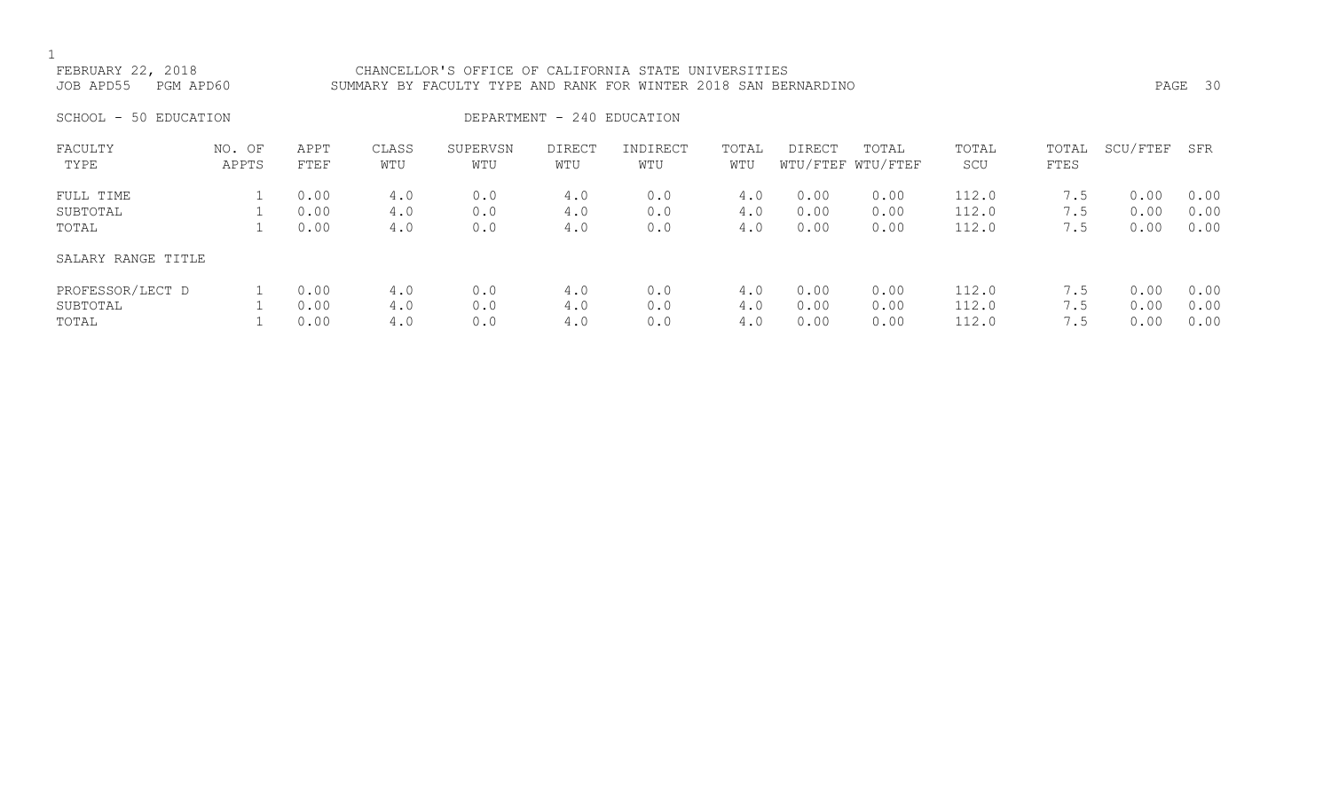FEBRUARY 22, 2018 CHANCELLOR'S OFFICE OF CALIFORNIA STATE UNIVERSITIES
JOB APD55 PGM APD60 SUMMARY BY FACULTY TYPE AND RANK FOR WINTER 2018 SAN BERNARDINO

SCHOOL - 50 EDUCATION DEPARTMENT - 240 EDUCATION

| FACULTY TYPE | NO. OF APPTS | APPT FTEF | CLASS WTU | SUPERVSN WTU | DIRECT WTU | INDIRECT WTU | TOTAL WTU | DIRECT WTU/FTEF | TOTAL WTU/FTEF | TOTAL SCU | TOTAL FTES | SCU/FTEF | SFR |
|---|---|---|---|---|---|---|---|---|---|---|---|---|---|
| FULL TIME | 1 | 0.00 | 4.0 | 0.0 | 4.0 | 0.0 | 4.0 | 0.00 | 0.00 | 112.0 | 7.5 | 0.00 | 0.00 |
| SUBTOTAL | 1 | 0.00 | 4.0 | 0.0 | 4.0 | 0.0 | 4.0 | 0.00 | 0.00 | 112.0 | 7.5 | 0.00 | 0.00 |
| TOTAL | 1 | 0.00 | 4.0 | 0.0 | 4.0 | 0.0 | 4.0 | 0.00 | 0.00 | 112.0 | 7.5 | 0.00 | 0.00 |
| SALARY RANGE TITLE | | | | | | | | | | | | | |
| PROFESSOR/LECT D | 1 | 0.00 | 4.0 | 0.0 | 4.0 | 0.0 | 4.0 | 0.00 | 0.00 | 112.0 | 7.5 | 0.00 | 0.00 |
| SUBTOTAL | 1 | 0.00 | 4.0 | 0.0 | 4.0 | 0.0 | 4.0 | 0.00 | 0.00 | 112.0 | 7.5 | 0.00 | 0.00 |
| TOTAL | 1 | 0.00 | 4.0 | 0.0 | 4.0 | 0.0 | 4.0 | 0.00 | 0.00 | 112.0 | 7.5 | 0.00 | 0.00 |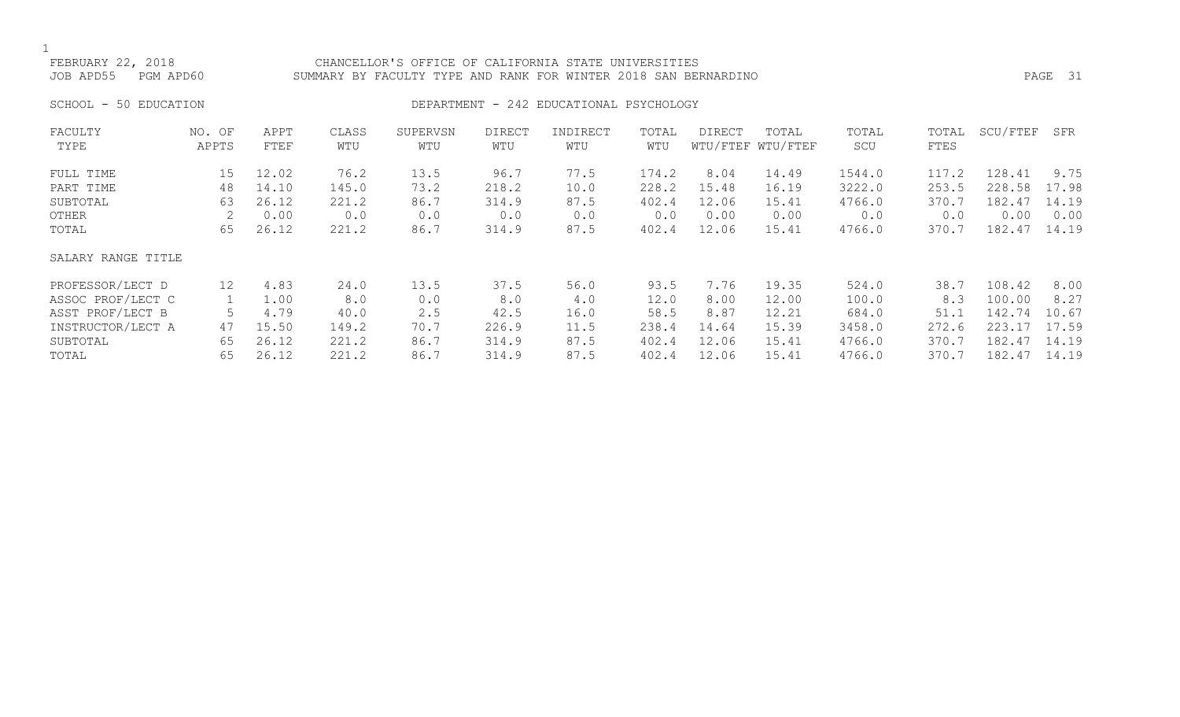FEBRUARY 22, 2018 CHANCELLOR'S OFFICE OF CALIFORNIA STATE UNIVERSITIES
JOB APD55 PGM APD60 SUMMARY BY FACULTY TYPE AND RANK FOR WINTER 2018 SAN BERNARDINO

SCHOOL - 50 EDUCATION DEPARTMENT - 242 EDUCATIONAL PSYCHOLOGY

| FACULTY TYPE | NO. OF APPTS | APPT FTEF | CLASS WTU | SUPERVSN WTU | DIRECT WTU | INDIRECT WTU | TOTAL WTU | DIRECT WTU/FTEF | TOTAL WTU/FTEF | TOTAL SCU | TOTAL FTES | SCU/FTEF | SFR |
|---|---|---|---|---|---|---|---|---|---|---|---|---|---|
| FULL TIME | 15 | 12.02 | 76.2 | 13.5 | 96.7 | 77.5 | 174.2 | 8.04 | 14.49 | 1544.0 | 117.2 | 128.41 | 9.75 |
| PART TIME | 48 | 14.10 | 145.0 | 73.2 | 218.2 | 10.0 | 228.2 | 15.48 | 16.19 | 3222.0 | 253.5 | 228.58 | 17.98 |
| SUBTOTAL | 63 | 26.12 | 221.2 | 86.7 | 314.9 | 87.5 | 402.4 | 12.06 | 15.41 | 4766.0 | 370.7 | 182.47 | 14.19 |
| OTHER | 2 | 0.00 | 0.0 | 0.0 | 0.0 | 0.0 | 0.0 | 0.00 | 0.00 | 0.0 | 0.0 | 0.00 | 0.00 |
| TOTAL | 65 | 26.12 | 221.2 | 86.7 | 314.9 | 87.5 | 402.4 | 12.06 | 15.41 | 4766.0 | 370.7 | 182.47 | 14.19 |
| SALARY RANGE TITLE | | | | | | | | | | | | | |
| PROFESSOR/LECT D | 12 | 4.83 | 24.0 | 13.5 | 37.5 | 56.0 | 93.5 | 7.76 | 19.35 | 524.0 | 38.7 | 108.42 | 8.00 |
| ASSOC PROF/LECT C | 1 | 1.00 | 8.0 | 0.0 | 8.0 | 4.0 | 12.0 | 8.00 | 12.00 | 100.0 | 8.3 | 100.00 | 8.27 |
| ASST PROF/LECT B | 5 | 4.79 | 40.0 | 2.5 | 42.5 | 16.0 | 58.5 | 8.87 | 12.21 | 684.0 | 51.1 | 142.74 | 10.67 |
| INSTRUCTOR/LECT A | 47 | 15.50 | 149.2 | 70.7 | 226.9 | 11.5 | 238.4 | 14.64 | 15.39 | 3458.0 | 272.6 | 223.17 | 17.59 |
| SUBTOTAL | 65 | 26.12 | 221.2 | 86.7 | 314.9 | 87.5 | 402.4 | 12.06 | 15.41 | 4766.0 | 370.7 | 182.47 | 14.19 |
| TOTAL | 65 | 26.12 | 221.2 | 86.7 | 314.9 | 87.5 | 402.4 | 12.06 | 15.41 | 4766.0 | 370.7 | 182.47 | 14.19 |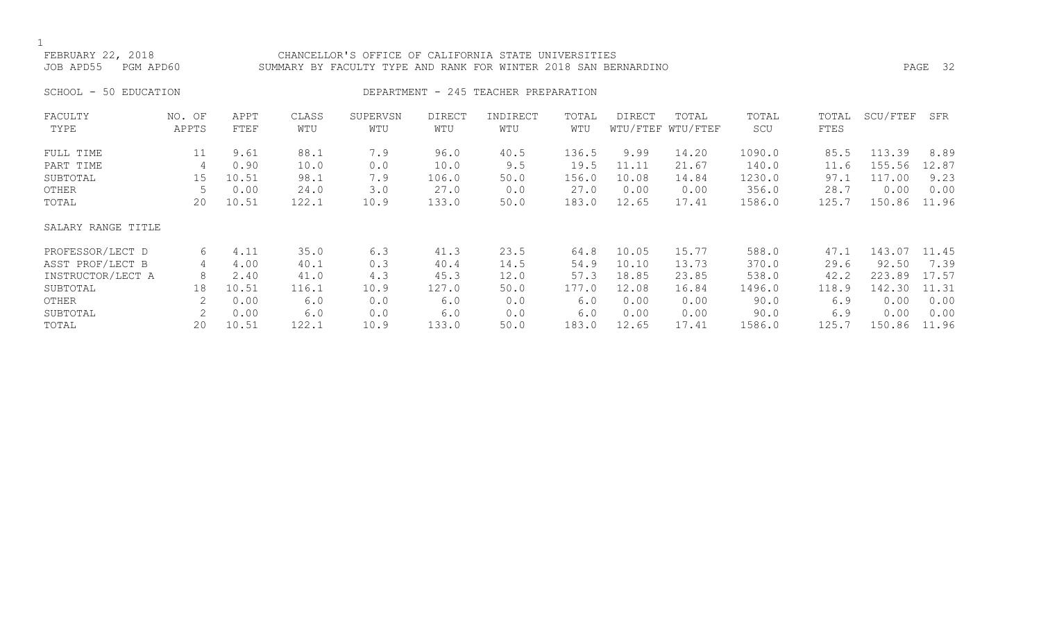FEBRUARY 22, 2018 — CHANCELLOR'S OFFICE OF CALIFORNIA STATE UNIVERSITIES
JOB APD55 PGM APD60 — SUMMARY BY FACULTY TYPE AND RANK FOR WINTER 2018 SAN BERNARDINO

SCHOOL - 50 EDUCATION — DEPARTMENT - 245 TEACHER PREPARATION

| FACULTY TYPE | NO. OF APPTS | APPT FTEF | CLASS WTU | SUPERVSN WTU | DIRECT WTU | INDIRECT WTU | TOTAL WTU | DIRECT WTU/FTEF | TOTAL WTU/FTEF | TOTAL SCU | TOTAL FTES | SCU/FTEF | SFR |
|---|---|---|---|---|---|---|---|---|---|---|---|---|---|
| FULL TIME | 11 | 9.61 | 88.1 | 7.9 | 96.0 | 40.5 | 136.5 | 9.99 | 14.20 | 1090.0 | 85.5 | 113.39 | 8.89 |
| PART TIME | 4 | 0.90 | 10.0 | 0.0 | 10.0 | 9.5 | 19.5 | 11.11 | 21.67 | 140.0 | 11.6 | 155.56 | 12.87 |
| SUBTOTAL | 15 | 10.51 | 98.1 | 7.9 | 106.0 | 50.0 | 156.0 | 10.08 | 14.84 | 1230.0 | 97.1 | 117.00 | 9.23 |
| OTHER | 5 | 0.00 | 24.0 | 3.0 | 27.0 | 0.0 | 27.0 | 0.00 | 0.00 | 356.0 | 28.7 | 0.00 | 0.00 |
| TOTAL | 20 | 10.51 | 122.1 | 10.9 | 133.0 | 50.0 | 183.0 | 12.65 | 17.41 | 1586.0 | 125.7 | 150.86 | 11.96 |
| **SALARY RANGE TITLE** | | | | | | | | | | | | | |
| PROFESSOR/LECT D | 6 | 4.11 | 35.0 | 6.3 | 41.3 | 23.5 | 64.8 | 10.05 | 15.77 | 588.0 | 47.1 | 143.07 | 11.45 |
| ASST PROF/LECT B | 4 | 4.00 | 40.1 | 0.3 | 40.4 | 14.5 | 54.9 | 10.10 | 13.73 | 370.0 | 29.6 | 92.50 | 7.39 |
| INSTRUCTOR/LECT A | 8 | 2.40 | 41.0 | 4.3 | 45.3 | 12.0 | 57.3 | 18.85 | 23.85 | 538.0 | 42.2 | 223.89 | 17.57 |
| SUBTOTAL | 18 | 10.51 | 116.1 | 10.9 | 127.0 | 50.0 | 177.0 | 12.08 | 16.84 | 1496.0 | 118.9 | 142.30 | 11.31 |
| OTHER | 2 | 0.00 | 6.0 | 0.0 | 6.0 | 0.0 | 6.0 | 0.00 | 0.00 | 90.0 | 6.9 | 0.00 | 0.00 |
| SUBTOTAL | 2 | 0.00 | 6.0 | 0.0 | 6.0 | 0.0 | 6.0 | 0.00 | 0.00 | 90.0 | 6.9 | 0.00 | 0.00 |
| TOTAL | 20 | 10.51 | 122.1 | 10.9 | 133.0 | 50.0 | 183.0 | 12.65 | 17.41 | 1586.0 | 125.7 | 150.86 | 11.96 |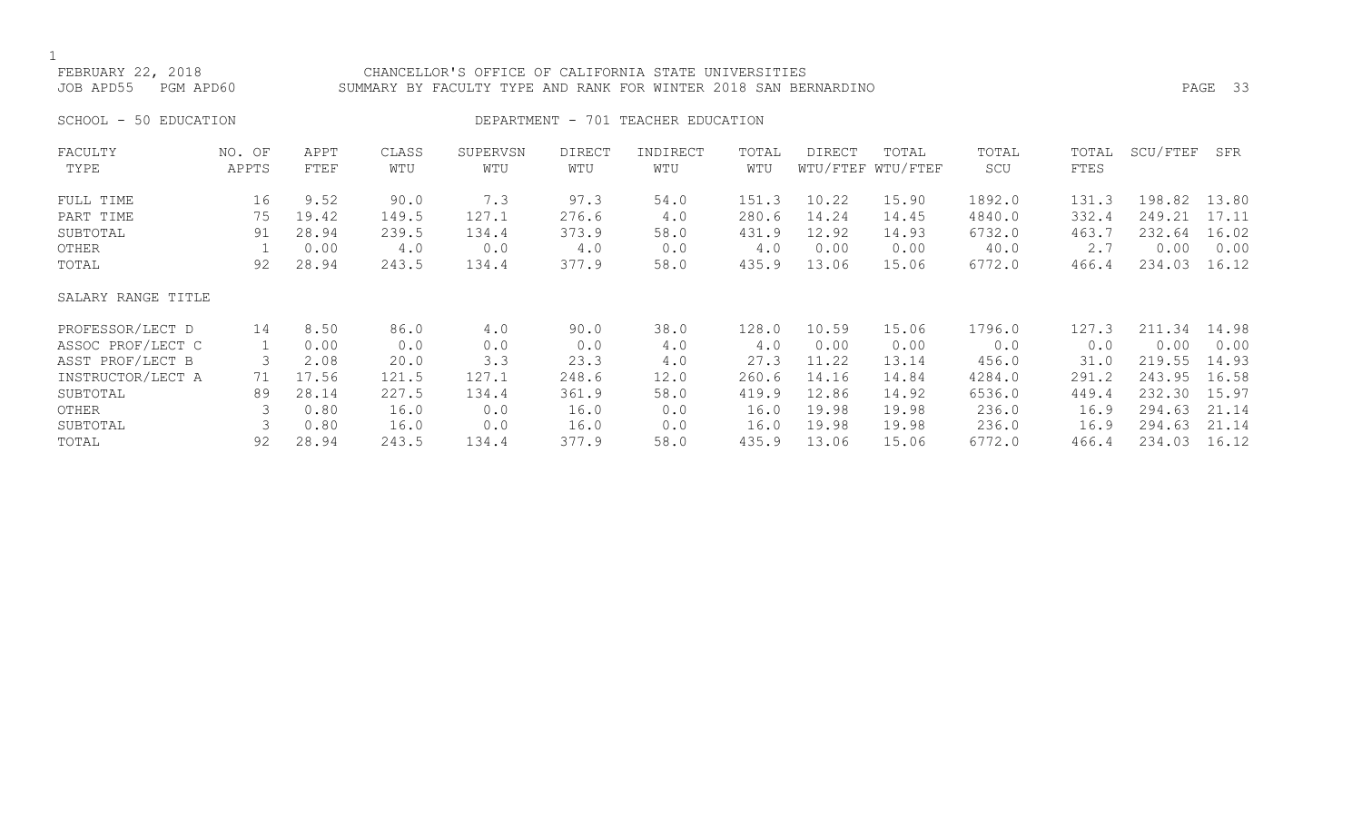FEBRUARY 22, 2018 CHANCELLOR'S OFFICE OF CALIFORNIA STATE UNIVERSITIES
JOB APD55 PGM APD60 SUMMARY BY FACULTY TYPE AND RANK FOR WINTER 2018 SAN BERNARDINO

SCHOOL - 50 EDUCATION DEPARTMENT - 701 TEACHER EDUCATION

| FACULTY TYPE | NO. OF APPTS | APPT FTEF | CLASS WTU | SUPERVSN WTU | DIRECT WTU | INDIRECT WTU | TOTAL WTU | DIRECT WTU/FTEF | TOTAL WTU/FTEF | TOTAL SCU | TOTAL FTES | SCU/FTEF | SFR |
|---|---|---|---|---|---|---|---|---|---|---|---|---|---|
| FULL TIME | 16 | 9.52 | 90.0 | 7.3 | 97.3 | 54.0 | 151.3 | 10.22 | 15.90 | 1892.0 | 131.3 | 198.82 | 13.80 |
| PART TIME | 75 | 19.42 | 149.5 | 127.1 | 276.6 | 4.0 | 280.6 | 14.24 | 14.45 | 4840.0 | 332.4 | 249.21 | 17.11 |
| SUBTOTAL | 91 | 28.94 | 239.5 | 134.4 | 373.9 | 58.0 | 431.9 | 12.92 | 14.93 | 6732.0 | 463.7 | 232.64 | 16.02 |
| OTHER | 1 | 0.00 | 4.0 | 0.0 | 4.0 | 0.0 | 4.0 | 0.00 | 0.00 | 40.0 | 2.7 | 0.00 | 0.00 |
| TOTAL | 92 | 28.94 | 243.5 | 134.4 | 377.9 | 58.0 | 435.9 | 13.06 | 15.06 | 6772.0 | 466.4 | 234.03 | 16.12 |
| **SALARY RANGE TITLE** | | | | | | | | | | | | | |
| PROFESSOR/LECT D | 14 | 8.50 | 86.0 | 4.0 | 90.0 | 38.0 | 128.0 | 10.59 | 15.06 | 1796.0 | 127.3 | 211.34 | 14.98 |
| ASSOC PROF/LECT C | 1 | 0.00 | 0.0 | 0.0 | 0.0 | 4.0 | 4.0 | 0.00 | 0.00 | 0.0 | 0.0 | 0.00 | 0.00 |
| ASST PROF/LECT B | 3 | 2.08 | 20.0 | 3.3 | 23.3 | 4.0 | 27.3 | 11.22 | 13.14 | 456.0 | 31.0 | 219.55 | 14.93 |
| INSTRUCTOR/LECT A | 71 | 17.56 | 121.5 | 127.1 | 248.6 | 12.0 | 260.6 | 14.16 | 14.84 | 4284.0 | 291.2 | 243.95 | 16.58 |
| SUBTOTAL | 89 | 28.14 | 227.5 | 134.4 | 361.9 | 58.0 | 419.9 | 12.86 | 14.92 | 6536.0 | 449.4 | 232.30 | 15.97 |
| OTHER | 3 | 0.80 | 16.0 | 0.0 | 16.0 | 0.0 | 16.0 | 19.98 | 19.98 | 236.0 | 16.9 | 294.63 | 21.14 |
| SUBTOTAL | 3 | 0.80 | 16.0 | 0.0 | 16.0 | 0.0 | 16.0 | 19.98 | 19.98 | 236.0 | 16.9 | 294.63 | 21.14 |
| TOTAL | 92 | 28.94 | 243.5 | 134.4 | 377.9 | 58.0 | 435.9 | 13.06 | 15.06 | 6772.0 | 466.4 | 234.03 | 16.12 |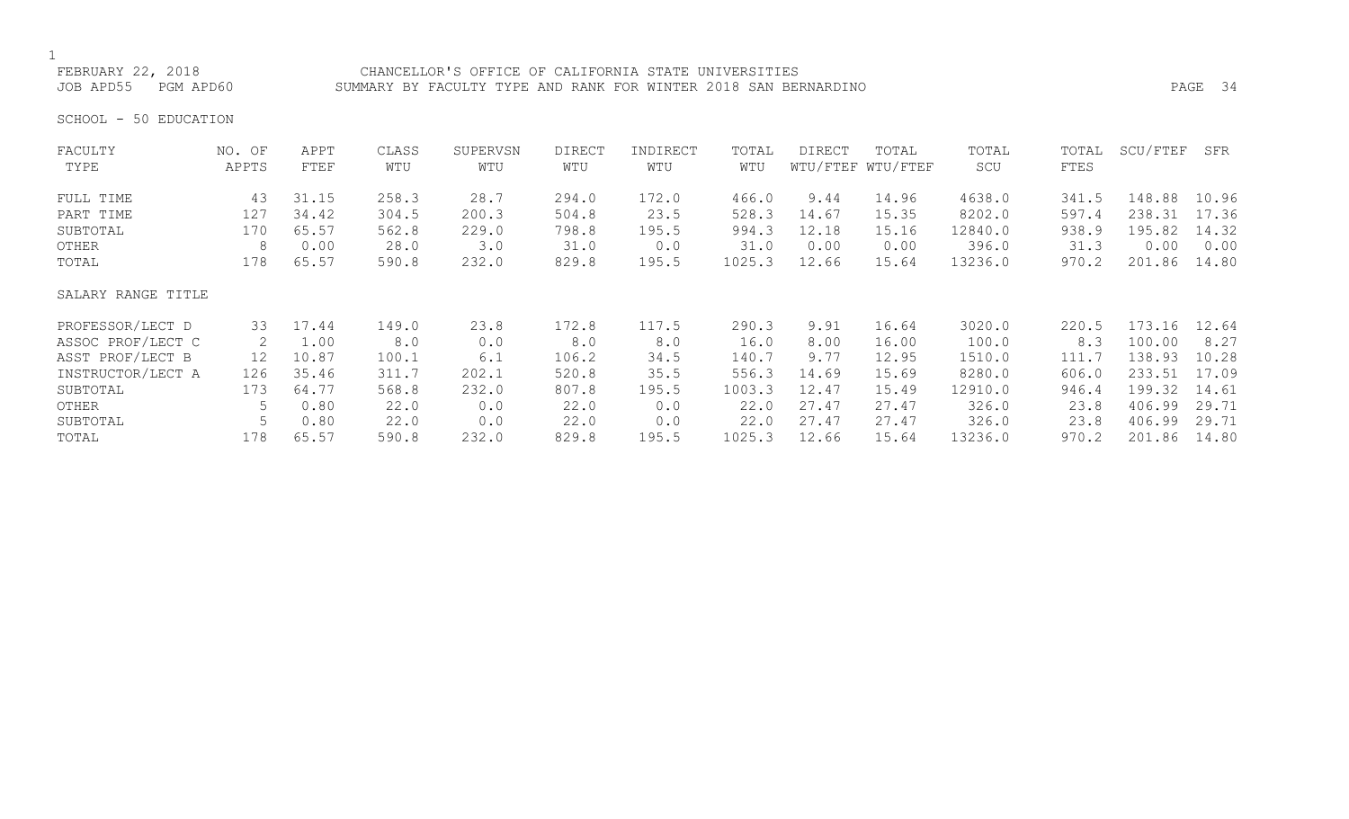CHANCELLOR'S OFFICE OF CALIFORNIA STATE UNIVERSITIES
SUMMARY BY FACULTY TYPE AND RANK FOR WINTER 2018 SAN BERNARDINO

FEBRUARY 22, 2018
JOB APD55 PGM APD60

SCHOOL - 50 EDUCATION

| FACULTY TYPE | NO. OF APPTS | APPT FTEF | CLASS WTU | SUPERVSN WTU | DIRECT WTU | INDIRECT WTU | TOTAL WTU | DIRECT WTU/FTEF | TOTAL WTU/FTEF | TOTAL SCU | TOTAL FTES | SCU/FTEF | SFR |
|---|---|---|---|---|---|---|---|---|---|---|---|---|---|
| FULL TIME | 43 | 31.15 | 258.3 | 28.7 | 294.0 | 172.0 | 466.0 | 9.44 | 14.96 | 4638.0 | 341.5 | 148.88 | 10.96 |
| PART TIME | 127 | 34.42 | 304.5 | 200.3 | 504.8 | 23.5 | 528.3 | 14.67 | 15.35 | 8202.0 | 597.4 | 238.31 | 17.36 |
| SUBTOTAL | 170 | 65.57 | 562.8 | 229.0 | 798.8 | 195.5 | 994.3 | 12.18 | 15.16 | 12840.0 | 938.9 | 195.82 | 14.32 |
| OTHER | 8 | 0.00 | 28.0 | 3.0 | 31.0 | 0.0 | 31.0 | 0.00 | 0.00 | 396.0 | 31.3 | 0.00 | 0.00 |
| TOTAL | 178 | 65.57 | 590.8 | 232.0 | 829.8 | 195.5 | 1025.3 | 12.66 | 15.64 | 13236.0 | 970.2 | 201.86 | 14.80 |
| **SALARY RANGE TITLE** | | | | | | | | | | | | | |
| PROFESSOR/LECT D | 33 | 17.44 | 149.0 | 23.8 | 172.8 | 117.5 | 290.3 | 9.91 | 16.64 | 3020.0 | 220.5 | 173.16 | 12.64 |
| ASSOC PROF/LECT C | 2 | 1.00 | 8.0 | 0.0 | 8.0 | 8.0 | 16.0 | 8.00 | 16.00 | 100.0 | 8.3 | 100.00 | 8.27 |
| ASST PROF/LECT B | 12 | 10.87 | 100.1 | 6.1 | 106.2 | 34.5 | 140.7 | 9.77 | 12.95 | 1510.0 | 111.7 | 138.93 | 10.28 |
| INSTRUCTOR/LECT A | 126 | 35.46 | 311.7 | 202.1 | 520.8 | 35.5 | 556.3 | 14.69 | 15.69 | 8280.0 | 606.0 | 233.51 | 17.09 |
| SUBTOTAL | 173 | 64.77 | 568.8 | 232.0 | 807.8 | 195.5 | 1003.3 | 12.47 | 15.49 | 12910.0 | 946.4 | 199.32 | 14.61 |
| OTHER | 5 | 0.80 | 22.0 | 0.0 | 22.0 | 0.0 | 22.0 | 27.47 | 27.47 | 326.0 | 23.8 | 406.99 | 29.71 |
| SUBTOTAL | 5 | 0.80 | 22.0 | 0.0 | 22.0 | 0.0 | 22.0 | 27.47 | 27.47 | 326.0 | 23.8 | 406.99 | 29.71 |
| TOTAL | 178 | 65.57 | 590.8 | 232.0 | 829.8 | 195.5 | 1025.3 | 12.66 | 15.64 | 13236.0 | 970.2 | 201.86 | 14.80 |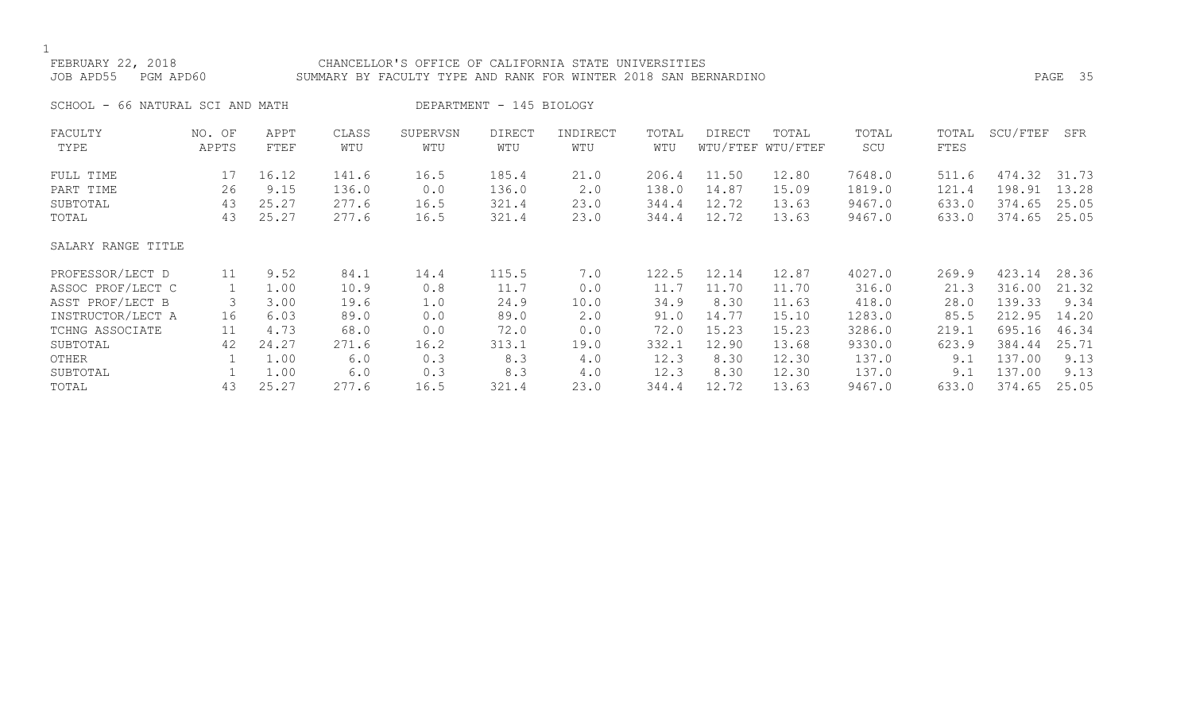FEBRUARY 22, 2018 CHANCELLOR'S OFFICE OF CALIFORNIA STATE UNIVERSITIES
JOB APD55 PGM APD60 SUMMARY BY FACULTY TYPE AND RANK FOR WINTER 2018 SAN BERNARDINO

SCHOOL - 66 NATURAL SCI AND MATH DEPARTMENT - 145 BIOLOGY

| FACULTY TYPE | NO. OF APPTS | APPT FTEF | CLASS WTU | SUPERVSN WTU | DIRECT WTU | INDIRECT WTU | TOTAL WTU | DIRECT WTU/FTEF | TOTAL WTU/FTEF | TOTAL SCU | TOTAL FTES | SCU/FTEF | SFR |
|---|---|---|---|---|---|---|---|---|---|---|---|---|---|
| FULL TIME | 17 | 16.12 | 141.6 | 16.5 | 185.4 | 21.0 | 206.4 | 11.50 | 12.80 | 7648.0 | 511.6 | 474.32 | 31.73 |
| PART TIME | 26 | 9.15 | 136.0 | 0.0 | 136.0 | 2.0 | 138.0 | 14.87 | 15.09 | 1819.0 | 121.4 | 198.91 | 13.28 |
| SUBTOTAL | 43 | 25.27 | 277.6 | 16.5 | 321.4 | 23.0 | 344.4 | 12.72 | 13.63 | 9467.0 | 633.0 | 374.65 | 25.05 |
| TOTAL | 43 | 25.27 | 277.6 | 16.5 | 321.4 | 23.0 | 344.4 | 12.72 | 13.63 | 9467.0 | 633.0 | 374.65 | 25.05 |
| SALARY RANGE TITLE | | | | | | | | | | | | | |
| PROFESSOR/LECT D | 11 | 9.52 | 84.1 | 14.4 | 115.5 | 7.0 | 122.5 | 12.14 | 12.87 | 4027.0 | 269.9 | 423.14 | 28.36 |
| ASSOC PROF/LECT C | 1 | 1.00 | 10.9 | 0.8 | 11.7 | 0.0 | 11.7 | 11.70 | 11.70 | 316.0 | 21.3 | 316.00 | 21.32 |
| ASST PROF/LECT B | 3 | 3.00 | 19.6 | 1.0 | 24.9 | 10.0 | 34.9 | 8.30 | 11.63 | 418.0 | 28.0 | 139.33 | 9.34 |
| INSTRUCTOR/LECT A | 16 | 6.03 | 89.0 | 0.0 | 89.0 | 2.0 | 91.0 | 14.77 | 15.10 | 1283.0 | 85.5 | 212.95 | 14.20 |
| TCHNG ASSOCIATE | 11 | 4.73 | 68.0 | 0.0 | 72.0 | 0.0 | 72.0 | 15.23 | 15.23 | 3286.0 | 219.1 | 695.16 | 46.34 |
| SUBTOTAL | 42 | 24.27 | 271.6 | 16.2 | 313.1 | 19.0 | 332.1 | 12.90 | 13.68 | 9330.0 | 623.9 | 384.44 | 25.71 |
| OTHER | 1 | 1.00 | 6.0 | 0.3 | 8.3 | 4.0 | 12.3 | 8.30 | 12.30 | 137.0 | 9.1 | 137.00 | 9.13 |
| SUBTOTAL | 1 | 1.00 | 6.0 | 0.3 | 8.3 | 4.0 | 12.3 | 8.30 | 12.30 | 137.0 | 9.1 | 137.00 | 9.13 |
| TOTAL | 43 | 25.27 | 277.6 | 16.5 | 321.4 | 23.0 | 344.4 | 12.72 | 13.63 | 9467.0 | 633.0 | 374.65 | 25.05 |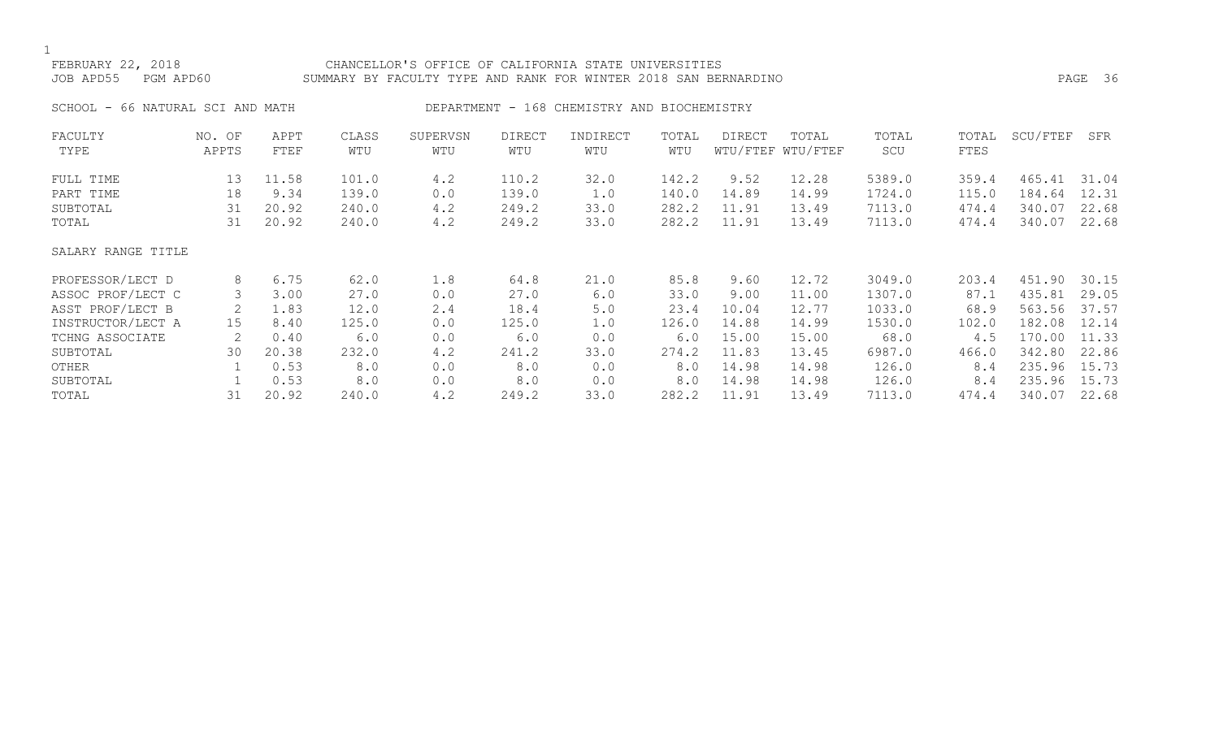FEBRUARY 22, 2018 CHANCELLOR'S OFFICE OF CALIFORNIA STATE UNIVERSITIES
JOB APD55 PGM APD60 SUMMARY BY FACULTY TYPE AND RANK FOR WINTER 2018 SAN BERNARDINO

SCHOOL - 66 NATURAL SCI AND MATH DEPARTMENT - 168 CHEMISTRY AND BIOCHEMISTRY

| FACULTY TYPE | NO. OF APPTS | APPT FTEF | CLASS WTU | SUPERVSN WTU | DIRECT WTU | INDIRECT WTU | TOTAL WTU | DIRECT WTU/FTEF | TOTAL WTU/FTEF | TOTAL SCU | TOTAL FTES | SCU/FTEF | SFR |
|---|---|---|---|---|---|---|---|---|---|---|---|---|---|
| FULL TIME | 13 | 11.58 | 101.0 | 4.2 | 110.2 | 32.0 | 142.2 | 9.52 | 12.28 | 5389.0 | 359.4 | 465.41 | 31.04 |
| PART TIME | 18 | 9.34 | 139.0 | 0.0 | 139.0 | 1.0 | 140.0 | 14.89 | 14.99 | 1724.0 | 115.0 | 184.64 | 12.31 |
| SUBTOTAL | 31 | 20.92 | 240.0 | 4.2 | 249.2 | 33.0 | 282.2 | 11.91 | 13.49 | 7113.0 | 474.4 | 340.07 | 22.68 |
| TOTAL | 31 | 20.92 | 240.0 | 4.2 | 249.2 | 33.0 | 282.2 | 11.91 | 13.49 | 7113.0 | 474.4 | 340.07 | 22.68 |
| SALARY RANGE TITLE | | | | | | | | | | | | | |
| PROFESSOR/LECT D | 8 | 6.75 | 62.0 | 1.8 | 64.8 | 21.0 | 85.8 | 9.60 | 12.72 | 3049.0 | 203.4 | 451.90 | 30.15 |
| ASSOC PROF/LECT C | 3 | 3.00 | 27.0 | 0.0 | 27.0 | 6.0 | 33.0 | 9.00 | 11.00 | 1307.0 | 87.1 | 435.81 | 29.05 |
| ASST PROF/LECT B | 2 | 1.83 | 12.0 | 2.4 | 18.4 | 5.0 | 23.4 | 10.04 | 12.77 | 1033.0 | 68.9 | 563.56 | 37.57 |
| INSTRUCTOR/LECT A | 15 | 8.40 | 125.0 | 0.0 | 125.0 | 1.0 | 126.0 | 14.88 | 14.99 | 1530.0 | 102.0 | 182.08 | 12.14 |
| TCHNG ASSOCIATE | 2 | 0.40 | 6.0 | 0.0 | 6.0 | 0.0 | 6.0 | 15.00 | 15.00 | 68.0 | 4.5 | 170.00 | 11.33 |
| SUBTOTAL | 30 | 20.38 | 232.0 | 4.2 | 241.2 | 33.0 | 274.2 | 11.83 | 13.45 | 6987.0 | 466.0 | 342.80 | 22.86 |
| OTHER | 1 | 0.53 | 8.0 | 0.0 | 8.0 | 0.0 | 8.0 | 14.98 | 14.98 | 126.0 | 8.4 | 235.96 | 15.73 |
| SUBTOTAL | 1 | 0.53 | 8.0 | 0.0 | 8.0 | 0.0 | 8.0 | 14.98 | 14.98 | 126.0 | 8.4 | 235.96 | 15.73 |
| TOTAL | 31 | 20.92 | 240.0 | 4.2 | 249.2 | 33.0 | 282.2 | 11.91 | 13.49 | 7113.0 | 474.4 | 340.07 | 22.68 |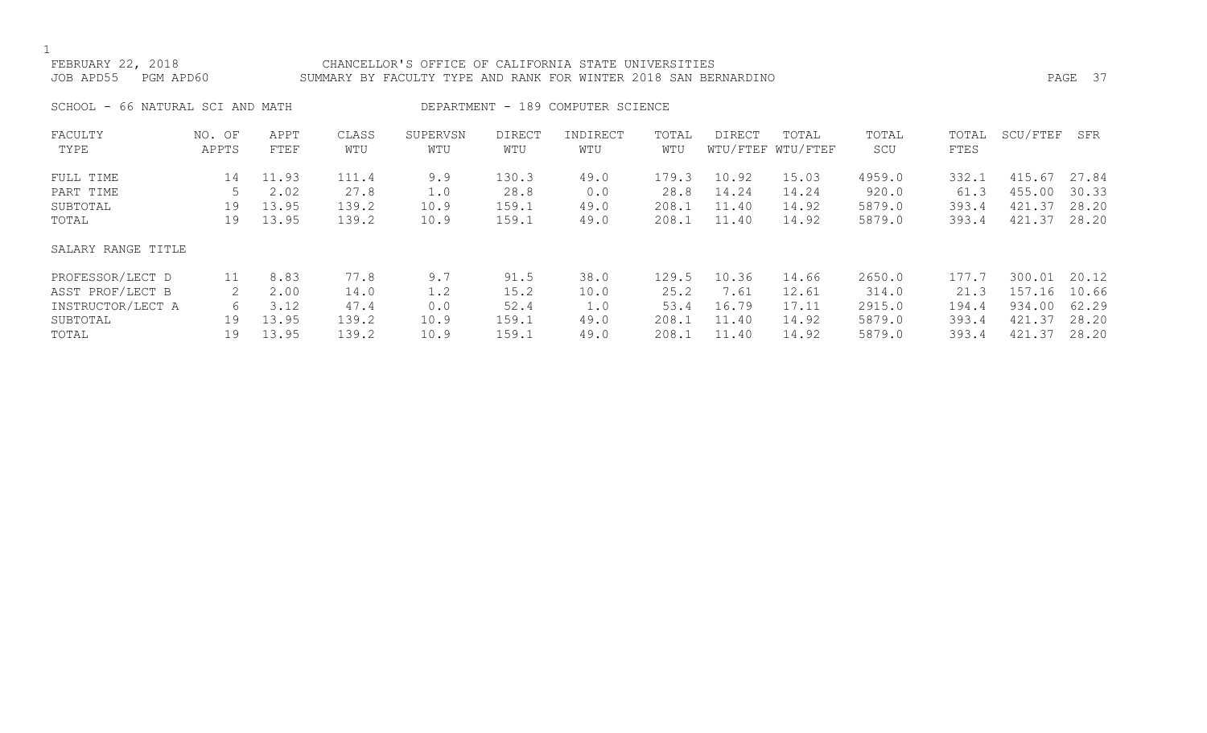CHANCELLOR'S OFFICE OF CALIFORNIA STATE UNIVERSITIES

SUMMARY BY FACULTY TYPE AND RANK FOR WINTER 2018 SAN BERNARDINO

FEBRUARY 22, 2018
JOB APD55 PGM APD60

SCHOOL - 66 NATURAL SCI AND MATH

DEPARTMENT - 189 COMPUTER SCIENCE

| FACULTY TYPE | NO. OF APPTS | APPT FTEF | CLASS WTU | SUPERVSN WTU | DIRECT WTU | INDIRECT WTU | TOTAL WTU | DIRECT WTU/FTEF | TOTAL WTU/FTEF | TOTAL SCU | TOTAL FTES | SCU/FTEF | SFR |
|---|---|---|---|---|---|---|---|---|---|---|---|---|---|
| FULL TIME | 14 | 11.93 | 111.4 | 9.9 | 130.3 | 49.0 | 179.3 | 10.92 | 15.03 | 4959.0 | 332.1 | 415.67 | 27.84 |
| PART TIME | 5 | 2.02 | 27.8 | 1.0 | 28.8 | 0.0 | 28.8 | 14.24 | 14.24 | 920.0 | 61.3 | 455.00 | 30.33 |
| SUBTOTAL | 19 | 13.95 | 139.2 | 10.9 | 159.1 | 49.0 | 208.1 | 11.40 | 14.92 | 5879.0 | 393.4 | 421.37 | 28.20 |
| TOTAL | 19 | 13.95 | 139.2 | 10.9 | 159.1 | 49.0 | 208.1 | 11.40 | 14.92 | 5879.0 | 393.4 | 421.37 | 28.20 |

| SALARY RANGE TITLE | NO. OF APPTS | APPT FTEF | CLASS WTU | SUPERVSN WTU | DIRECT WTU | INDIRECT WTU | TOTAL WTU | DIRECT WTU/FTEF | TOTAL WTU/FTEF | TOTAL SCU | TOTAL FTES | SCU/FTEF | SFR |
|---|---|---|---|---|---|---|---|---|---|---|---|---|---|
| PROFESSOR/LECT D | 11 | 8.83 | 77.8 | 9.7 | 91.5 | 38.0 | 129.5 | 10.36 | 14.66 | 2650.0 | 177.7 | 300.01 | 20.12 |
| ASST PROF/LECT B | 2 | 2.00 | 14.0 | 1.2 | 15.2 | 10.0 | 25.2 | 7.61 | 12.61 | 314.0 | 21.3 | 157.16 | 10.66 |
| INSTRUCTOR/LECT A | 6 | 3.12 | 47.4 | 0.0 | 52.4 | 1.0 | 53.4 | 16.79 | 17.11 | 2915.0 | 194.4 | 934.00 | 62.29 |
| SUBTOTAL | 19 | 13.95 | 139.2 | 10.9 | 159.1 | 49.0 | 208.1 | 11.40 | 14.92 | 5879.0 | 393.4 | 421.37 | 28.20 |
| TOTAL | 19 | 13.95 | 139.2 | 10.9 | 159.1 | 49.0 | 208.1 | 11.40 | 14.92 | 5879.0 | 393.4 | 421.37 | 28.20 |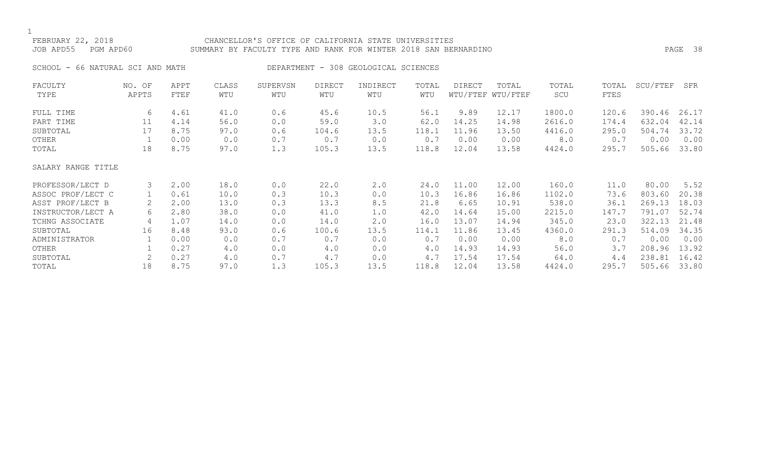FEBRUARY 22, 2018 CHANCELLOR'S OFFICE OF CALIFORNIA STATE UNIVERSITIES
JOB APD55 PGM APD60 SUMMARY BY FACULTY TYPE AND RANK FOR WINTER 2018 SAN BERNARDINO

SCHOOL - 66 NATURAL SCI AND MATH DEPARTMENT - 308 GEOLOGICAL SCIENCES

| FACULTY TYPE | NO. OF APPTS | APPT FTEF | CLASS WTU | SUPERVSN WTU | DIRECT WTU | INDIRECT WTU | TOTAL WTU | DIRECT WTU/FTEF | TOTAL WTU/FTEF | TOTAL SCU | TOTAL FTES | SCU/FTEF | SFR |
|---|---|---|---|---|---|---|---|---|---|---|---|---|---|
| FULL TIME | 6 | 4.61 | 41.0 | 0.6 | 45.6 | 10.5 | 56.1 | 9.89 | 12.17 | 1800.0 | 120.6 | 390.46 | 26.17 |
| PART TIME | 11 | 4.14 | 56.0 | 0.0 | 59.0 | 3.0 | 62.0 | 14.25 | 14.98 | 2616.0 | 174.4 | 632.04 | 42.14 |
| SUBTOTAL | 17 | 8.75 | 97.0 | 0.6 | 104.6 | 13.5 | 118.1 | 11.96 | 13.50 | 4416.0 | 295.0 | 504.74 | 33.72 |
| OTHER | 1 | 0.00 | 0.0 | 0.7 | 0.7 | 0.0 | 0.7 | 0.00 | 0.00 | 8.0 | 0.7 | 0.00 | 0.00 |
| TOTAL | 18 | 8.75 | 97.0 | 1.3 | 105.3 | 13.5 | 118.8 | 12.04 | 13.58 | 4424.0 | 295.7 | 505.66 | 33.80 |
| **SALARY RANGE TITLE** | | | | | | | | | | | | | |
| PROFESSOR/LECT D | 3 | 2.00 | 18.0 | 0.0 | 22.0 | 2.0 | 24.0 | 11.00 | 12.00 | 160.0 | 11.0 | 80.00 | 5.52 |
| ASSOC PROF/LECT C | 1 | 0.61 | 10.0 | 0.3 | 10.3 | 0.0 | 10.3 | 16.86 | 16.86 | 1102.0 | 73.6 | 803.60 | 20.38 |
| ASST PROF/LECT B | 2 | 2.00 | 13.0 | 0.3 | 13.3 | 8.5 | 21.8 | 6.65 | 10.91 | 538.0 | 36.1 | 269.13 | 18.03 |
| INSTRUCTOR/LECT A | 6 | 2.80 | 38.0 | 0.0 | 41.0 | 1.0 | 42.0 | 14.64 | 15.00 | 2215.0 | 147.7 | 791.07 | 52.74 |
| TCHNG ASSOCIATE | 4 | 1.07 | 14.0 | 0.0 | 14.0 | 2.0 | 16.0 | 13.07 | 14.94 | 345.0 | 23.0 | 322.13 | 21.48 |
| SUBTOTAL | 16 | 8.48 | 93.0 | 0.6 | 100.6 | 13.5 | 114.1 | 11.86 | 13.45 | 4360.0 | 291.3 | 514.09 | 34.35 |
| ADMINISTRATOR | 1 | 0.00 | 0.0 | 0.7 | 0.7 | 0.0 | 0.7 | 0.00 | 0.00 | 8.0 | 0.7 | 0.00 | 0.00 |
| OTHER | 1 | 0.27 | 4.0 | 0.0 | 4.0 | 0.0 | 4.0 | 14.93 | 14.93 | 56.0 | 3.7 | 208.96 | 13.92 |
| SUBTOTAL | 2 | 0.27 | 4.0 | 0.7 | 4.7 | 0.0 | 4.7 | 17.54 | 17.54 | 64.0 | 4.4 | 238.81 | 16.42 |
| TOTAL | 18 | 8.75 | 97.0 | 1.3 | 105.3 | 13.5 | 118.8 | 12.04 | 13.58 | 4424.0 | 295.7 | 505.66 | 33.80 |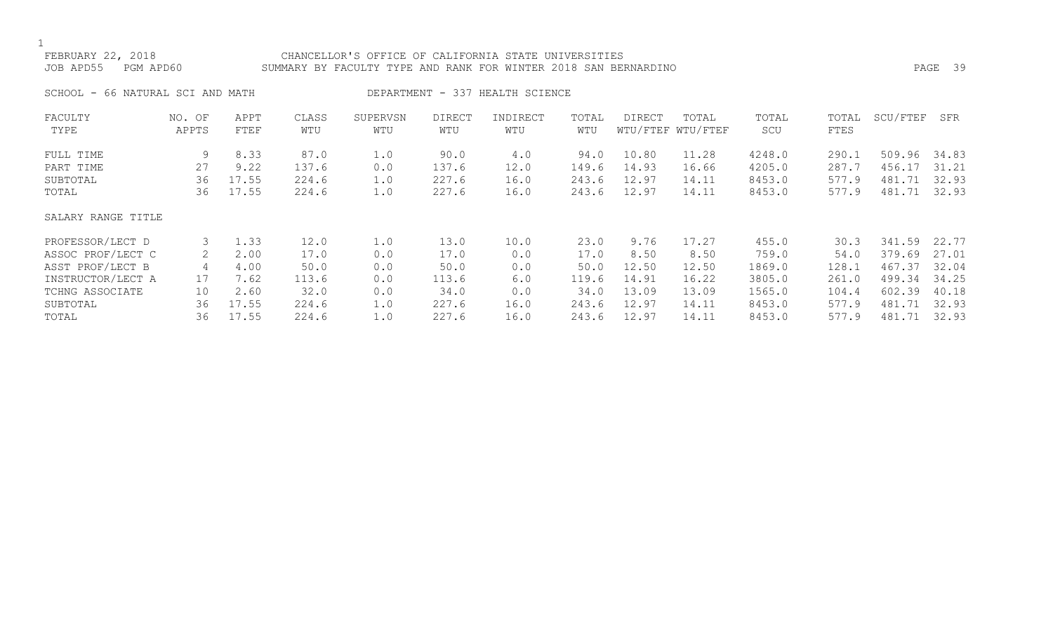FEBRUARY 22, 2018 CHANCELLOR'S OFFICE OF CALIFORNIA STATE UNIVERSITIES
JOB APD55 PGM APD60 SUMMARY BY FACULTY TYPE AND RANK FOR WINTER 2018 SAN BERNARDINO

SCHOOL - 66 NATURAL SCI AND MATH DEPARTMENT - 337 HEALTH SCIENCE

| FACULTY TYPE | NO. OF APPTS | APPT FTEF | CLASS WTU | SUPERVSN WTU | DIRECT WTU | INDIRECT WTU | TOTAL WTU | DIRECT WTU/FTEF | TOTAL WTU/FTEF | TOTAL SCU | TOTAL FTES | SCU/FTEF | SFR |
|---|---|---|---|---|---|---|---|---|---|---|---|---|---|
| FULL TIME | 9 | 8.33 | 87.0 | 1.0 | 90.0 | 4.0 | 94.0 | 10.80 | 11.28 | 4248.0 | 290.1 | 509.96 | 34.83 |
| PART TIME | 27 | 9.22 | 137.6 | 0.0 | 137.6 | 12.0 | 149.6 | 14.93 | 16.66 | 4205.0 | 287.7 | 456.17 | 31.21 |
| SUBTOTAL | 36 | 17.55 | 224.6 | 1.0 | 227.6 | 16.0 | 243.6 | 12.97 | 14.11 | 8453.0 | 577.9 | 481.71 | 32.93 |
| TOTAL | 36 | 17.55 | 224.6 | 1.0 | 227.6 | 16.0 | 243.6 | 12.97 | 14.11 | 8453.0 | 577.9 | 481.71 | 32.93 |
| SALARY RANGE TITLE | | | | | | | | | | | | | |
| PROFESSOR/LECT D | 3 | 1.33 | 12.0 | 1.0 | 13.0 | 10.0 | 23.0 | 9.76 | 17.27 | 455.0 | 30.3 | 341.59 | 22.77 |
| ASSOC PROF/LECT C | 2 | 2.00 | 17.0 | 0.0 | 17.0 | 0.0 | 17.0 | 8.50 | 8.50 | 759.0 | 54.0 | 379.69 | 27.01 |
| ASST PROF/LECT B | 4 | 4.00 | 50.0 | 0.0 | 50.0 | 0.0 | 50.0 | 12.50 | 12.50 | 1869.0 | 128.1 | 467.37 | 32.04 |
| INSTRUCTOR/LECT A | 17 | 7.62 | 113.6 | 0.0 | 113.6 | 6.0 | 119.6 | 14.91 | 16.22 | 3805.0 | 261.0 | 499.34 | 34.25 |
| TCHNG ASSOCIATE | 10 | 2.60 | 32.0 | 0.0 | 34.0 | 0.0 | 34.0 | 13.09 | 13.09 | 1565.0 | 104.4 | 602.39 | 40.18 |
| SUBTOTAL | 36 | 17.55 | 224.6 | 1.0 | 227.6 | 16.0 | 243.6 | 12.97 | 14.11 | 8453.0 | 577.9 | 481.71 | 32.93 |
| TOTAL | 36 | 17.55 | 224.6 | 1.0 | 227.6 | 16.0 | 243.6 | 12.97 | 14.11 | 8453.0 | 577.9 | 481.71 | 32.93 |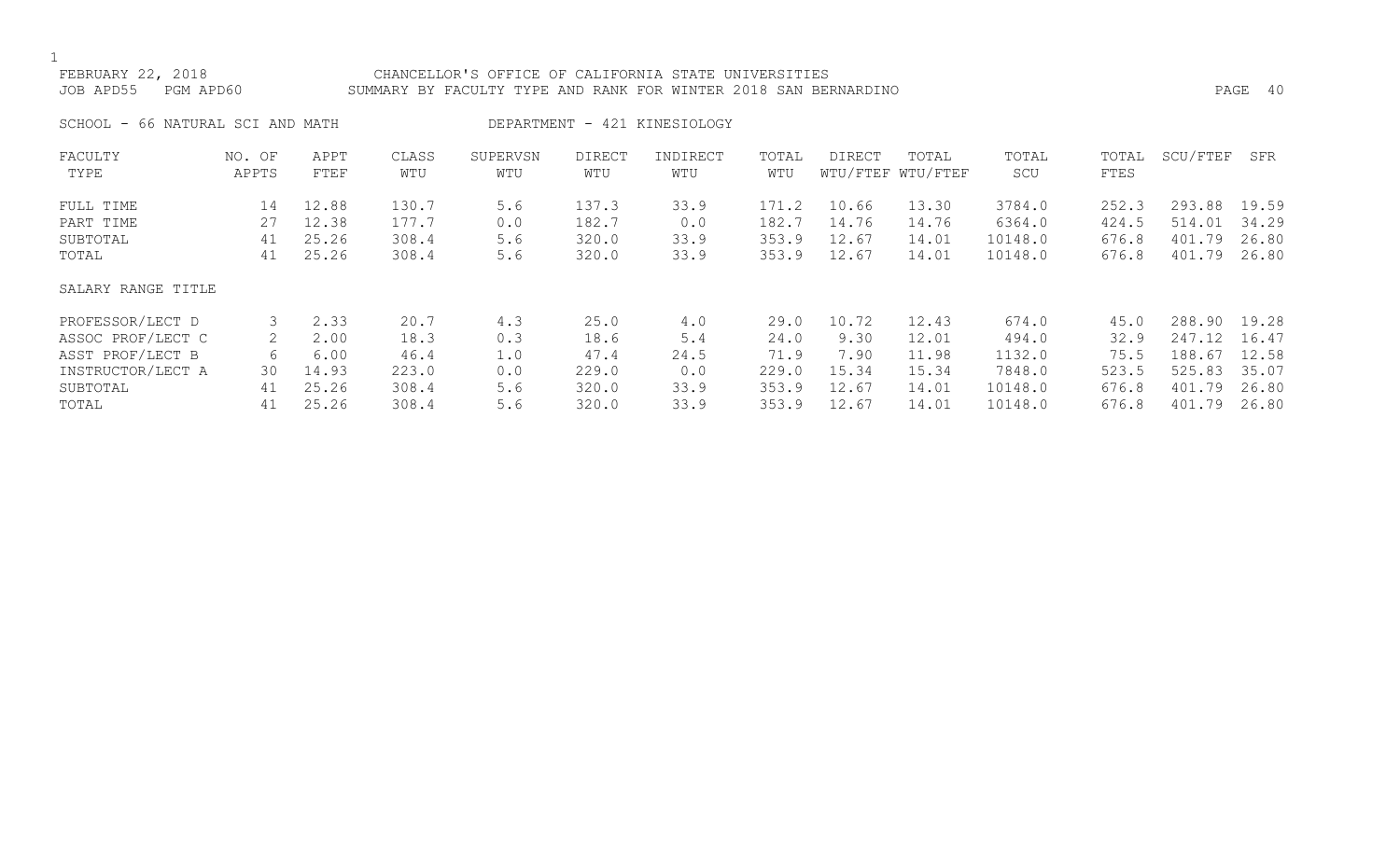FEBRUARY 22, 2018 CHANCELLOR'S OFFICE OF CALIFORNIA STATE UNIVERSITIES
JOB APD55 PGM APD60 SUMMARY BY FACULTY TYPE AND RANK FOR WINTER 2018 SAN BERNARDINO

SCHOOL - 66 NATURAL SCI AND MATH DEPARTMENT - 421 KINESIOLOGY

| FACULTY TYPE | NO. OF APPTS | APPT FTEF | CLASS WTU | SUPERVSN WTU | DIRECT WTU | INDIRECT WTU | TOTAL WTU | DIRECT WTU/FTEF | TOTAL WTU/FTEF | TOTAL SCU | TOTAL FTES | SCU/FTEF | SFR |
|---|---|---|---|---|---|---|---|---|---|---|---|---|---|
| FULL TIME | 14 | 12.88 | 130.7 | 5.6 | 137.3 | 33.9 | 171.2 | 10.66 | 13.30 | 3784.0 | 252.3 | 293.88 | 19.59 |
| PART TIME | 27 | 12.38 | 177.7 | 0.0 | 182.7 | 0.0 | 182.7 | 14.76 | 14.76 | 6364.0 | 424.5 | 514.01 | 34.29 |
| SUBTOTAL | 41 | 25.26 | 308.4 | 5.6 | 320.0 | 33.9 | 353.9 | 12.67 | 14.01 | 10148.0 | 676.8 | 401.79 | 26.80 |
| TOTAL | 41 | 25.26 | 308.4 | 5.6 | 320.0 | 33.9 | 353.9 | 12.67 | 14.01 | 10148.0 | 676.8 | 401.79 | 26.80 |
| SALARY RANGE TITLE | | | | | | | | | | | | | |
| PROFESSOR/LECT D | 3 | 2.33 | 20.7 | 4.3 | 25.0 | 4.0 | 29.0 | 10.72 | 12.43 | 674.0 | 45.0 | 288.90 | 19.28 |
| ASSOC PROF/LECT C | 2 | 2.00 | 18.3 | 0.3 | 18.6 | 5.4 | 24.0 | 9.30 | 12.01 | 494.0 | 32.9 | 247.12 | 16.47 |
| ASST PROF/LECT B | 6 | 6.00 | 46.4 | 1.0 | 47.4 | 24.5 | 71.9 | 7.90 | 11.98 | 1132.0 | 75.5 | 188.67 | 12.58 |
| INSTRUCTOR/LECT A | 30 | 14.93 | 223.0 | 0.0 | 229.0 | 0.0 | 229.0 | 15.34 | 15.34 | 7848.0 | 523.5 | 525.83 | 35.07 |
| SUBTOTAL | 41 | 25.26 | 308.4 | 5.6 | 320.0 | 33.9 | 353.9 | 12.67 | 14.01 | 10148.0 | 676.8 | 401.79 | 26.80 |
| TOTAL | 41 | 25.26 | 308.4 | 5.6 | 320.0 | 33.9 | 353.9 | 12.67 | 14.01 | 10148.0 | 676.8 | 401.79 | 26.80 |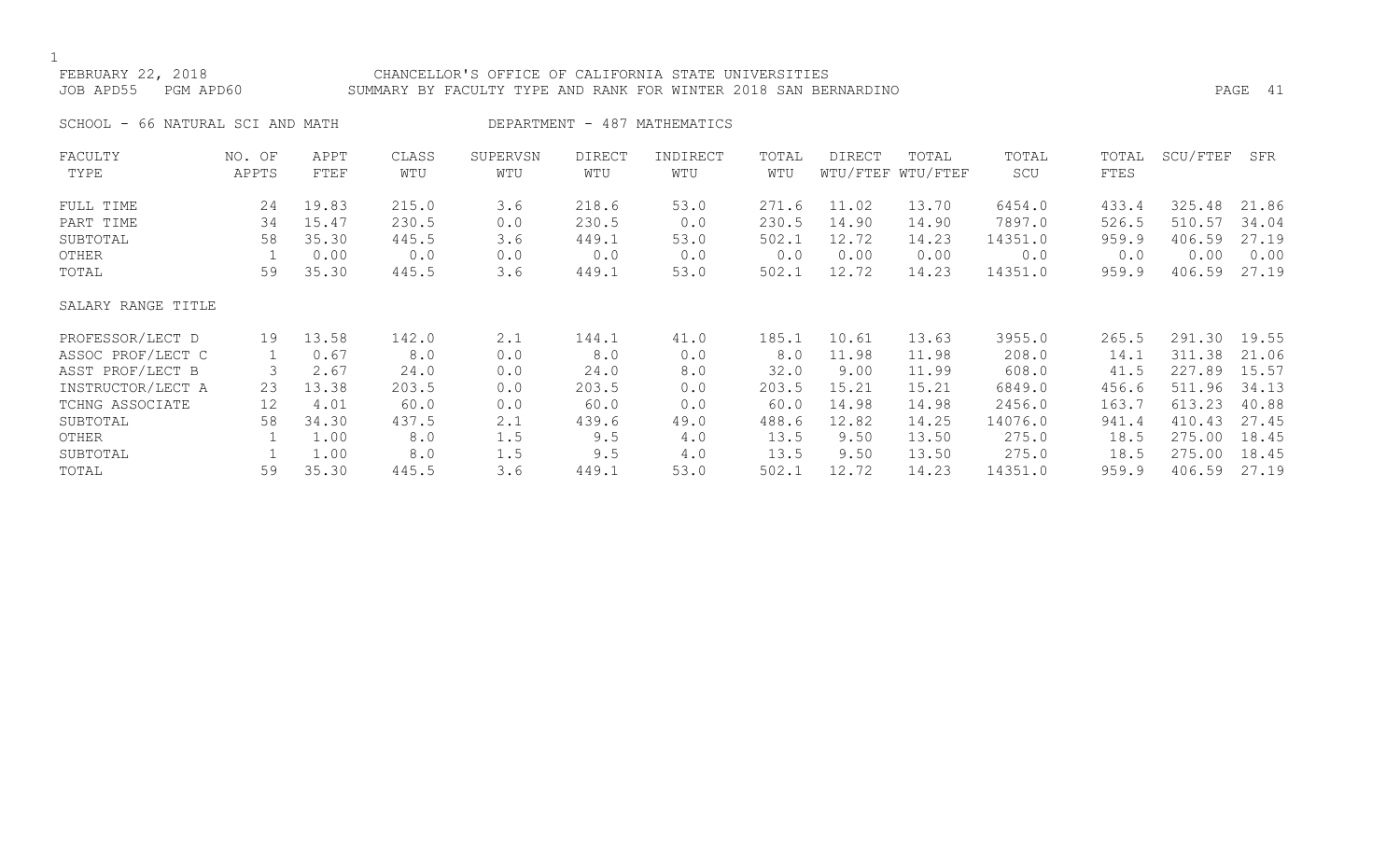FEBRUARY 22, 2018 CHANCELLOR'S OFFICE OF CALIFORNIA STATE UNIVERSITIES
JOB APD55 PGM APD60 SUMMARY BY FACULTY TYPE AND RANK FOR WINTER 2018 SAN BERNARDINO

SCHOOL - 66 NATURAL SCI AND MATH DEPARTMENT - 487 MATHEMATICS

| FACULTY TYPE | NO. OF APPTS | APPT FTEF | CLASS WTU | SUPERVSN WTU | DIRECT WTU | INDIRECT WTU | TOTAL WTU | DIRECT WTU/FTEF | TOTAL WTU/FTEF | TOTAL SCU | TOTAL FTES | SCU/FTEF | SFR |
|---|---|---|---|---|---|---|---|---|---|---|---|---|---|
| FULL TIME | 24 | 19.83 | 215.0 | 3.6 | 218.6 | 53.0 | 271.6 | 11.02 | 13.70 | 6454.0 | 433.4 | 325.48 | 21.86 |
| PART TIME | 34 | 15.47 | 230.5 | 0.0 | 230.5 | 0.0 | 230.5 | 14.90 | 14.90 | 7897.0 | 526.5 | 510.57 | 34.04 |
| SUBTOTAL | 58 | 35.30 | 445.5 | 3.6 | 449.1 | 53.0 | 502.1 | 12.72 | 14.23 | 14351.0 | 959.9 | 406.59 | 27.19 |
| OTHER | 1 | 0.00 | 0.0 | 0.0 | 0.0 | 0.0 | 0.0 | 0.00 | 0.00 | 0.0 | 0.0 | 0.00 | 0.00 |
| TOTAL | 59 | 35.30 | 445.5 | 3.6 | 449.1 | 53.0 | 502.1 | 12.72 | 14.23 | 14351.0 | 959.9 | 406.59 | 27.19 |
| SALARY RANGE TITLE | | | | | | | | | | | | | |
| PROFESSOR/LECT D | 19 | 13.58 | 142.0 | 2.1 | 144.1 | 41.0 | 185.1 | 10.61 | 13.63 | 3955.0 | 265.5 | 291.30 | 19.55 |
| ASSOC PROF/LECT C | 1 | 0.67 | 8.0 | 0.0 | 8.0 | 0.0 | 8.0 | 11.98 | 11.98 | 208.0 | 14.1 | 311.38 | 21.06 |
| ASST PROF/LECT B | 3 | 2.67 | 24.0 | 0.0 | 24.0 | 8.0 | 32.0 | 9.00 | 11.99 | 608.0 | 41.5 | 227.89 | 15.57 |
| INSTRUCTOR/LECT A | 23 | 13.38 | 203.5 | 0.0 | 203.5 | 0.0 | 203.5 | 15.21 | 15.21 | 6849.0 | 456.6 | 511.96 | 34.13 |
| TCHNG ASSOCIATE | 12 | 4.01 | 60.0 | 0.0 | 60.0 | 0.0 | 60.0 | 14.98 | 14.98 | 2456.0 | 163.7 | 613.23 | 40.88 |
| SUBTOTAL | 58 | 34.30 | 437.5 | 2.1 | 439.6 | 49.0 | 488.6 | 12.82 | 14.25 | 14076.0 | 941.4 | 410.43 | 27.45 |
| OTHER | 1 | 1.00 | 8.0 | 1.5 | 9.5 | 4.0 | 13.5 | 9.50 | 13.50 | 275.0 | 18.5 | 275.00 | 18.45 |
| SUBTOTAL | 1 | 1.00 | 8.0 | 1.5 | 9.5 | 4.0 | 13.5 | 9.50 | 13.50 | 275.0 | 18.5 | 275.00 | 18.45 |
| TOTAL | 59 | 35.30 | 445.5 | 3.6 | 449.1 | 53.0 | 502.1 | 12.72 | 14.23 | 14351.0 | 959.9 | 406.59 | 27.19 |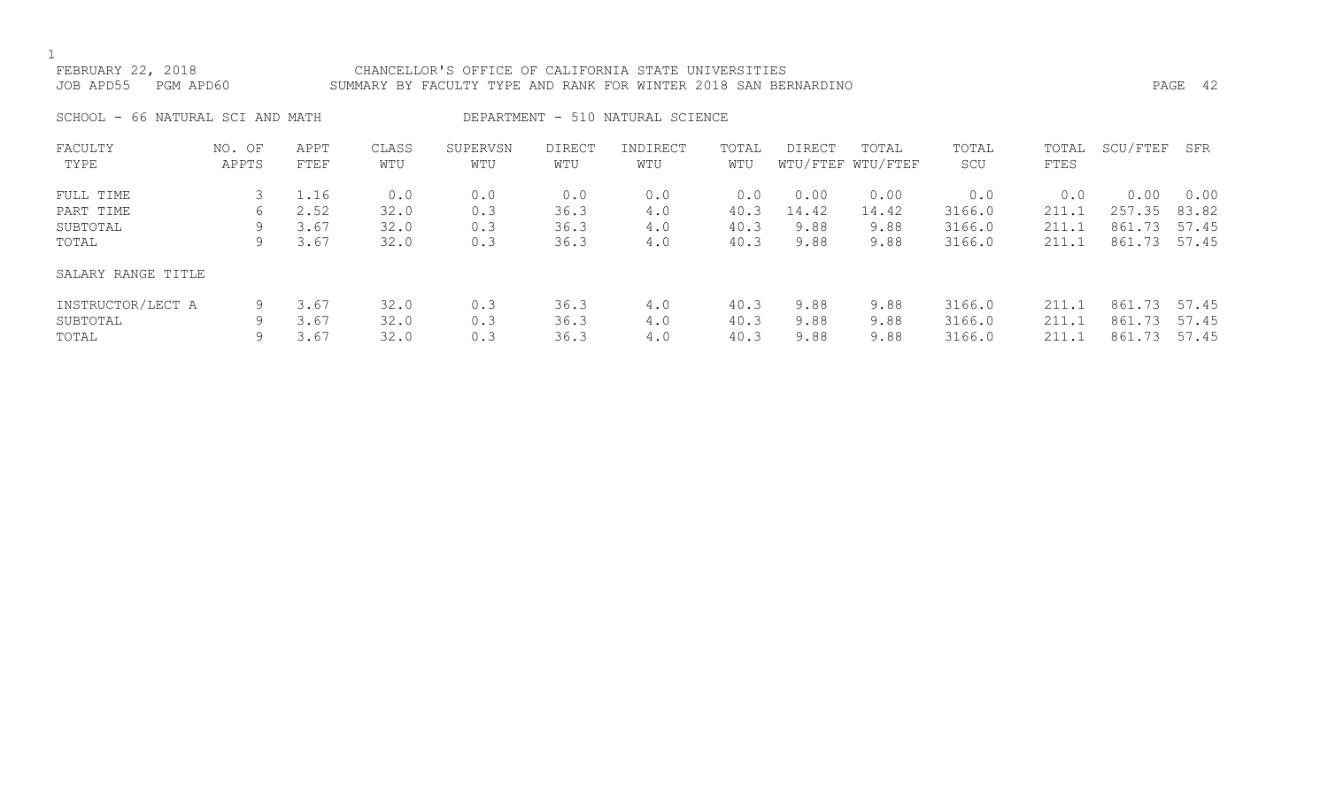FEBRUARY 22, 2018 CHANCELLOR'S OFFICE OF CALIFORNIA STATE UNIVERSITIES
JOB APD55 PGM APD60 SUMMARY BY FACULTY TYPE AND RANK FOR WINTER 2018 SAN BERNARDINO

SCHOOL - 66 NATURAL SCI AND MATH DEPARTMENT - 510 NATURAL SCIENCE

| FACULTY TYPE | NO. OF APPTS | APPT FTEF | CLASS WTU | SUPERVSN WTU | DIRECT WTU | INDIRECT WTU | TOTAL WTU | DIRECT WTU/FTEF | TOTAL WTU/FTEF | TOTAL SCU | TOTAL FTES | SCU/FTEF | SFR |
|---|---|---|---|---|---|---|---|---|---|---|---|---|---|
| FULL TIME | 3 | 1.16 | 0.0 | 0.0 | 0.0 | 0.0 | 0.0 | 0.00 | 0.00 | 0.0 | 0.0 | 0.00 | 0.00 |
| PART TIME | 6 | 2.52 | 32.0 | 0.3 | 36.3 | 4.0 | 40.3 | 14.42 | 14.42 | 3166.0 | 211.1 | 257.35 | 83.82 |
| SUBTOTAL | 9 | 3.67 | 32.0 | 0.3 | 36.3 | 4.0 | 40.3 | 9.88 | 9.88 | 3166.0 | 211.1 | 861.73 | 57.45 |
| TOTAL | 9 | 3.67 | 32.0 | 0.3 | 36.3 | 4.0 | 40.3 | 9.88 | 9.88 | 3166.0 | 211.1 | 861.73 | 57.45 |
| SALARY RANGE TITLE | | | | | | | | | | | | | |
| INSTRUCTOR/LECT A | 9 | 3.67 | 32.0 | 0.3 | 36.3 | 4.0 | 40.3 | 9.88 | 9.88 | 3166.0 | 211.1 | 861.73 | 57.45 |
| SUBTOTAL | 9 | 3.67 | 32.0 | 0.3 | 36.3 | 4.0 | 40.3 | 9.88 | 9.88 | 3166.0 | 211.1 | 861.73 | 57.45 |
| TOTAL | 9 | 3.67 | 32.0 | 0.3 | 36.3 | 4.0 | 40.3 | 9.88 | 9.88 | 3166.0 | 211.1 | 861.73 | 57.45 |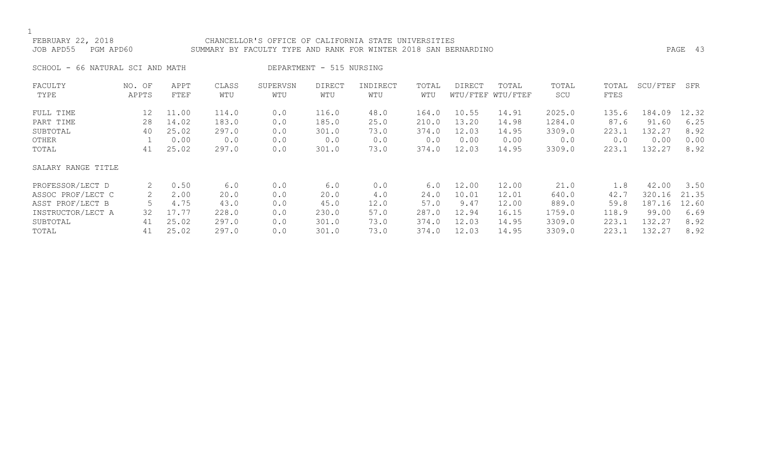FEBRUARY 22, 2018 CHANCELLOR'S OFFICE OF CALIFORNIA STATE UNIVERSITIES
JOB APD55 PGM APD60 SUMMARY BY FACULTY TYPE AND RANK FOR WINTER 2018 SAN BERNARDINO

SCHOOL - 66 NATURAL SCI AND MATH DEPARTMENT - 515 NURSING

| FACULTY TYPE | NO. OF APPTS | APPT FTEF | CLASS WTU | SUPERVSN WTU | DIRECT WTU | INDIRECT WTU | TOTAL WTU | DIRECT WTU/FTEF | TOTAL WTU/FTEF | TOTAL SCU | TOTAL FTES | SCU/FTEF | SFR |
|---|---|---|---|---|---|---|---|---|---|---|---|---|---|
| FULL TIME | 12 | 11.00 | 114.0 | 0.0 | 116.0 | 48.0 | 164.0 | 10.55 | 14.91 | 2025.0 | 135.6 | 184.09 | 12.32 |
| PART TIME | 28 | 14.02 | 183.0 | 0.0 | 185.0 | 25.0 | 210.0 | 13.20 | 14.98 | 1284.0 | 87.6 | 91.60 | 6.25 |
| SUBTOTAL | 40 | 25.02 | 297.0 | 0.0 | 301.0 | 73.0 | 374.0 | 12.03 | 14.95 | 3309.0 | 223.1 | 132.27 | 8.92 |
| OTHER | 1 | 0.00 | 0.0 | 0.0 | 0.0 | 0.0 | 0.0 | 0.00 | 0.00 | 0.0 | 0.0 | 0.00 | 0.00 |
| TOTAL | 41 | 25.02 | 297.0 | 0.0 | 301.0 | 73.0 | 374.0 | 12.03 | 14.95 | 3309.0 | 223.1 | 132.27 | 8.92 |
| SALARY RANGE TITLE | | | | | | | | | | | | | |
| PROFESSOR/LECT D | 2 | 0.50 | 6.0 | 0.0 | 6.0 | 0.0 | 6.0 | 12.00 | 12.00 | 21.0 | 1.8 | 42.00 | 3.50 |
| ASSOC PROF/LECT C | 2 | 2.00 | 20.0 | 0.0 | 20.0 | 4.0 | 24.0 | 10.01 | 12.01 | 640.0 | 42.7 | 320.16 | 21.35 |
| ASST PROF/LECT B | 5 | 4.75 | 43.0 | 0.0 | 45.0 | 12.0 | 57.0 | 9.47 | 12.00 | 889.0 | 59.8 | 187.16 | 12.60 |
| INSTRUCTOR/LECT A | 32 | 17.77 | 228.0 | 0.0 | 230.0 | 57.0 | 287.0 | 12.94 | 16.15 | 1759.0 | 118.9 | 99.00 | 6.69 |
| SUBTOTAL | 41 | 25.02 | 297.0 | 0.0 | 301.0 | 73.0 | 374.0 | 12.03 | 14.95 | 3309.0 | 223.1 | 132.27 | 8.92 |
| TOTAL | 41 | 25.02 | 297.0 | 0.0 | 301.0 | 73.0 | 374.0 | 12.03 | 14.95 | 3309.0 | 223.1 | 132.27 | 8.92 |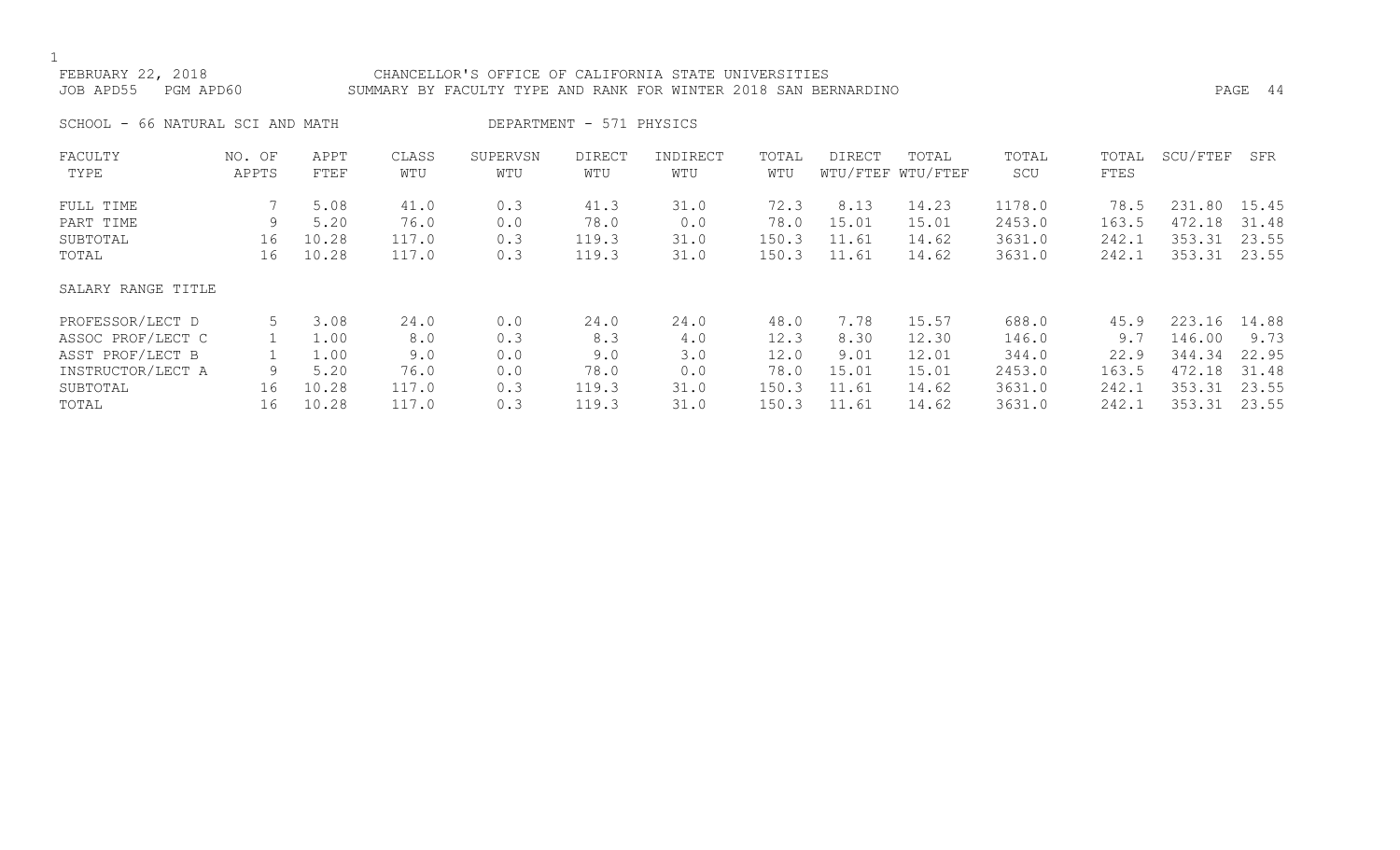FEBRUARY 22, 2018 CHANCELLOR'S OFFICE OF CALIFORNIA STATE UNIVERSITIES
JOB APD55 PGM APD60 SUMMARY BY FACULTY TYPE AND RANK FOR WINTER 2018 SAN BERNARDINO

SCHOOL - 66 NATURAL SCI AND MATH DEPARTMENT - 571 PHYSICS

| FACULTY TYPE | NO. OF APPTS | APPT FTEF | CLASS WTU | SUPERVSN WTU | DIRECT WTU | INDIRECT WTU | TOTAL WTU | DIRECT WTU/FTEF | TOTAL WTU/FTEF | TOTAL SCU | TOTAL FTES | SCU/FTEF | SFR |
|---|---|---|---|---|---|---|---|---|---|---|---|---|---|
| FULL TIME | 7 | 5.08 | 41.0 | 0.3 | 41.3 | 31.0 | 72.3 | 8.13 | 14.23 | 1178.0 | 78.5 | 231.80 | 15.45 |
| PART TIME | 9 | 5.20 | 76.0 | 0.0 | 78.0 | 0.0 | 78.0 | 15.01 | 15.01 | 2453.0 | 163.5 | 472.18 | 31.48 |
| SUBTOTAL | 16 | 10.28 | 117.0 | 0.3 | 119.3 | 31.0 | 150.3 | 11.61 | 14.62 | 3631.0 | 242.1 | 353.31 | 23.55 |
| TOTAL | 16 | 10.28 | 117.0 | 0.3 | 119.3 | 31.0 | 150.3 | 11.61 | 14.62 | 3631.0 | 242.1 | 353.31 | 23.55 |
| SALARY RANGE TITLE | | | | | | | | | | | | | |
| PROFESSOR/LECT D | 5 | 3.08 | 24.0 | 0.0 | 24.0 | 24.0 | 48.0 | 7.78 | 15.57 | 688.0 | 45.9 | 223.16 | 14.88 |
| ASSOC PROF/LECT C | 1 | 1.00 | 8.0 | 0.3 | 8.3 | 4.0 | 12.3 | 8.30 | 12.30 | 146.0 | 9.7 | 146.00 | 9.73 |
| ASST PROF/LECT B | 1 | 1.00 | 9.0 | 0.0 | 9.0 | 3.0 | 12.0 | 9.01 | 12.01 | 344.0 | 22.9 | 344.34 | 22.95 |
| INSTRUCTOR/LECT A | 9 | 5.20 | 76.0 | 0.0 | 78.0 | 0.0 | 78.0 | 15.01 | 15.01 | 2453.0 | 163.5 | 472.18 | 31.48 |
| SUBTOTAL | 16 | 10.28 | 117.0 | 0.3 | 119.3 | 31.0 | 150.3 | 11.61 | 14.62 | 3631.0 | 242.1 | 353.31 | 23.55 |
| TOTAL | 16 | 10.28 | 117.0 | 0.3 | 119.3 | 31.0 | 150.3 | 11.61 | 14.62 | 3631.0 | 242.1 | 353.31 | 23.55 |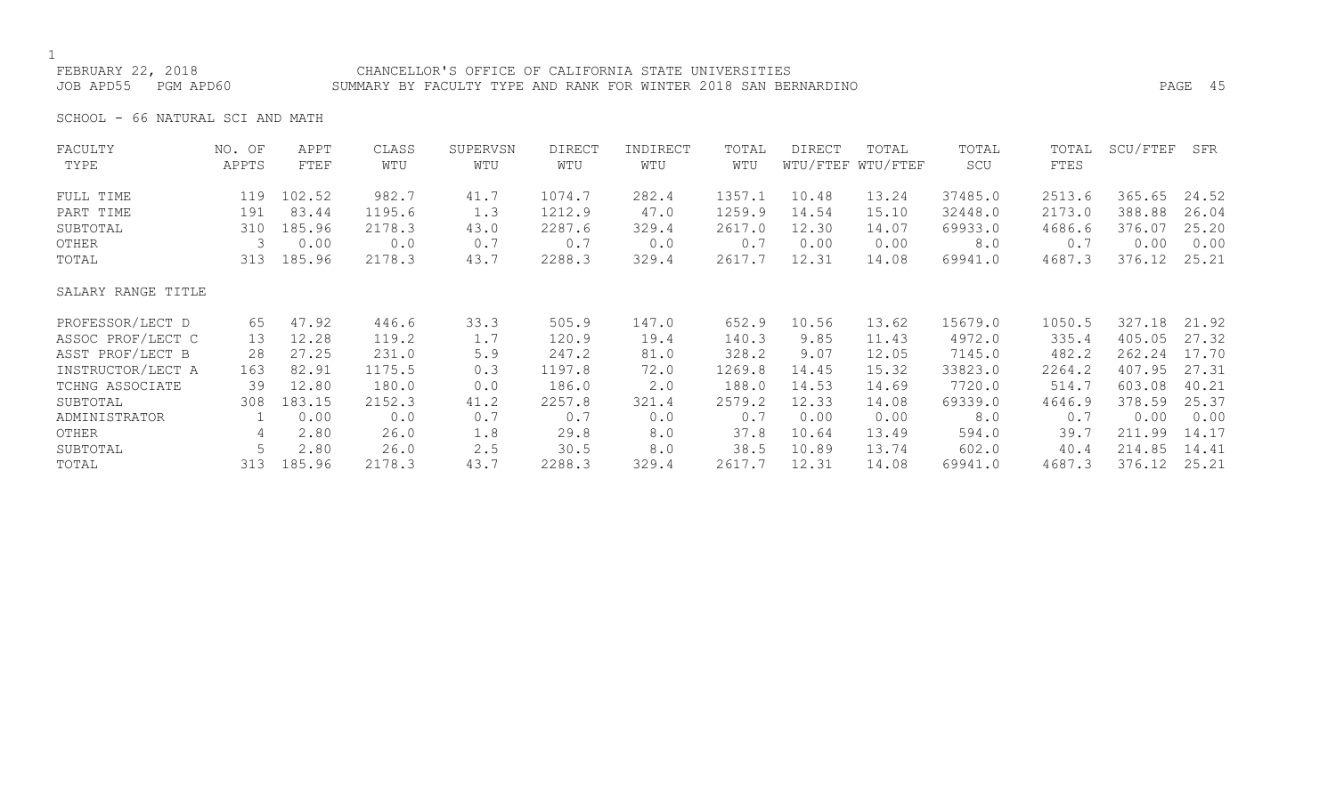FEBRUARY 22, 2018 CHANCELLOR'S OFFICE OF CALIFORNIA STATE UNIVERSITIES
JOB APD55 PGM APD60 SUMMARY BY FACULTY TYPE AND RANK FOR WINTER 2018 SAN BERNARDINO

SCHOOL - 66 NATURAL SCI AND MATH

| FACULTY TYPE | NO. OF APPTS | APPT FTEF | CLASS WTU | SUPERVSN WTU | DIRECT WTU | INDIRECT WTU | TOTAL WTU | DIRECT WTU/FTEF | TOTAL WTU/FTEF | TOTAL SCU | TOTAL FTES | SCU/FTEF | SFR |
|---|---|---|---|---|---|---|---|---|---|---|---|---|---|
| FULL TIME | 119 | 102.52 | 982.7 | 41.7 | 1074.7 | 282.4 | 1357.1 | 10.48 | 13.24 | 37485.0 | 2513.6 | 365.65 | 24.52 |
| PART TIME | 191 | 83.44 | 1195.6 | 1.3 | 1212.9 | 47.0 | 1259.9 | 14.54 | 15.10 | 32448.0 | 2173.0 | 388.88 | 26.04 |
| SUBTOTAL | 310 | 185.96 | 2178.3 | 43.0 | 2287.6 | 329.4 | 2617.0 | 12.30 | 14.07 | 69933.0 | 4686.6 | 376.07 | 25.20 |
| OTHER | 3 | 0.00 | 0.0 | 0.7 | 0.7 | 0.0 | 0.7 | 0.00 | 0.00 | 8.0 | 0.7 | 0.00 | 0.00 |
| TOTAL | 313 | 185.96 | 2178.3 | 43.7 | 2288.3 | 329.4 | 2617.7 | 12.31 | 14.08 | 69941.0 | 4687.3 | 376.12 | 25.21 |
| SALARY RANGE TITLE | | | | | | | | | | | | | |
| PROFESSOR/LECT D | 65 | 47.92 | 446.6 | 33.3 | 505.9 | 147.0 | 652.9 | 10.56 | 13.62 | 15679.0 | 1050.5 | 327.18 | 21.92 |
| ASSOC PROF/LECT C | 13 | 12.28 | 119.2 | 1.7 | 120.9 | 19.4 | 140.3 | 9.85 | 11.43 | 4972.0 | 335.4 | 405.05 | 27.32 |
| ASST PROF/LECT B | 28 | 27.25 | 231.0 | 5.9 | 247.2 | 81.0 | 328.2 | 9.07 | 12.05 | 7145.0 | 482.2 | 262.24 | 17.70 |
| INSTRUCTOR/LECT A | 163 | 82.91 | 1175.5 | 0.3 | 1197.8 | 72.0 | 1269.8 | 14.45 | 15.32 | 33823.0 | 2264.2 | 407.95 | 27.31 |
| TCHNG ASSOCIATE | 39 | 12.80 | 180.0 | 0.0 | 186.0 | 2.0 | 188.0 | 14.53 | 14.69 | 7720.0 | 514.7 | 603.08 | 40.21 |
| SUBTOTAL | 308 | 183.15 | 2152.3 | 41.2 | 2257.8 | 321.4 | 2579.2 | 12.33 | 14.08 | 69339.0 | 4646.9 | 378.59 | 25.37 |
| ADMINISTRATOR | 1 | 0.00 | 0.0 | 0.7 | 0.7 | 0.0 | 0.7 | 0.00 | 0.00 | 8.0 | 0.7 | 0.00 | 0.00 |
| OTHER | 4 | 2.80 | 26.0 | 1.8 | 29.8 | 8.0 | 37.8 | 10.64 | 13.49 | 594.0 | 39.7 | 211.99 | 14.17 |
| SUBTOTAL | 5 | 2.80 | 26.0 | 2.5 | 30.5 | 8.0 | 38.5 | 10.89 | 13.74 | 602.0 | 40.4 | 214.85 | 14.41 |
| TOTAL | 313 | 185.96 | 2178.3 | 43.7 | 2288.3 | 329.4 | 2617.7 | 12.31 | 14.08 | 69941.0 | 4687.3 | 376.12 | 25.21 |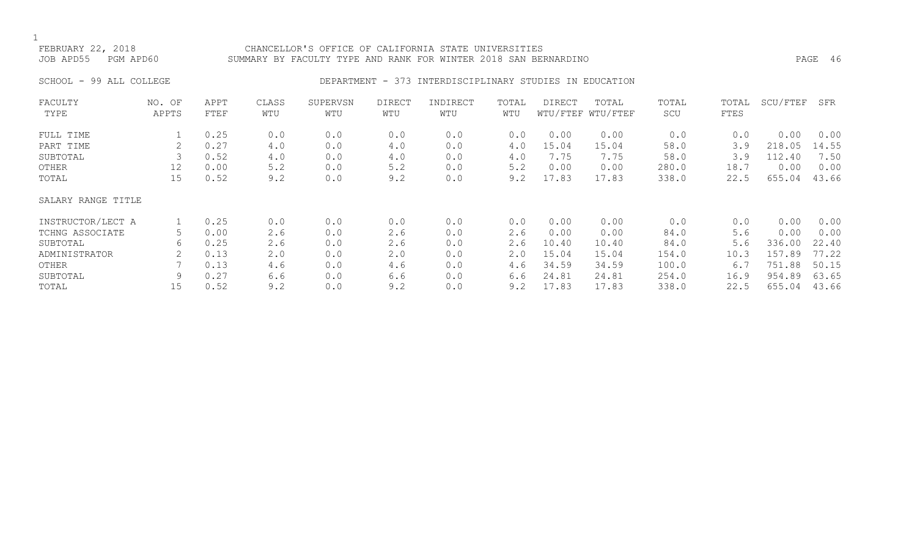FEBRUARY 22, 2018 CHANCELLOR'S OFFICE OF CALIFORNIA STATE UNIVERSITIES
JOB APD55 PGM APD60 SUMMARY BY FACULTY TYPE AND RANK FOR WINTER 2018 SAN BERNARDINO

SCHOOL - 99 ALL COLLEGE DEPARTMENT - 373 INTERDISCIPLINARY STUDIES IN EDUCATION

| FACULTY TYPE | NO. OF APPTS | APPT FTEF | CLASS WTU | SUPERVSN WTU | DIRECT WTU | INDIRECT WTU | TOTAL WTU | DIRECT WTU/FTEF | TOTAL WTU/FTEF | TOTAL SCU | TOTAL FTES | SCU/FTEF | SFR |
|---|---|---|---|---|---|---|---|---|---|---|---|---|---|
| FULL TIME | 1 | 0.25 | 0.0 | 0.0 | 0.0 | 0.0 | 0.0 | 0.00 | 0.00 | 0.0 | 0.0 | 0.00 | 0.00 |
| PART TIME | 2 | 0.27 | 4.0 | 0.0 | 4.0 | 0.0 | 4.0 | 15.04 | 15.04 | 58.0 | 3.9 | 218.05 | 14.55 |
| SUBTOTAL | 3 | 0.52 | 4.0 | 0.0 | 4.0 | 0.0 | 4.0 | 7.75 | 7.75 | 58.0 | 3.9 | 112.40 | 7.50 |
| OTHER | 12 | 0.00 | 5.2 | 0.0 | 5.2 | 0.0 | 5.2 | 0.00 | 0.00 | 280.0 | 18.7 | 0.00 | 0.00 |
| TOTAL | 15 | 0.52 | 9.2 | 0.0 | 9.2 | 0.0 | 9.2 | 17.83 | 17.83 | 338.0 | 22.5 | 655.04 | 43.66 |

SALARY RANGE TITLE

| SALARY RANGE TITLE | NO. OF APPTS | APPT FTEF | CLASS WTU | SUPERVSN WTU | DIRECT WTU | INDIRECT WTU | TOTAL WTU | DIRECT WTU/FTEF | TOTAL WTU/FTEF | TOTAL SCU | TOTAL FTES | SCU/FTEF | SFR |
|---|---|---|---|---|---|---|---|---|---|---|---|---|---|
| INSTRUCTOR/LECT A | 1 | 0.25 | 0.0 | 0.0 | 0.0 | 0.0 | 0.0 | 0.00 | 0.00 | 0.0 | 0.0 | 0.00 | 0.00 |
| TCHNG ASSOCIATE | 5 | 0.00 | 2.6 | 0.0 | 2.6 | 0.0 | 2.6 | 0.00 | 0.00 | 84.0 | 5.6 | 0.00 | 0.00 |
| SUBTOTAL | 6 | 0.25 | 2.6 | 0.0 | 2.6 | 0.0 | 2.6 | 10.40 | 10.40 | 84.0 | 5.6 | 336.00 | 22.40 |
| ADMINISTRATOR | 2 | 0.13 | 2.0 | 0.0 | 2.0 | 0.0 | 2.0 | 15.04 | 15.04 | 154.0 | 10.3 | 157.89 | 77.22 |
| OTHER | 7 | 0.13 | 4.6 | 0.0 | 4.6 | 0.0 | 4.6 | 34.59 | 34.59 | 100.0 | 6.7 | 751.88 | 50.15 |
| SUBTOTAL | 9 | 0.27 | 6.6 | 0.0 | 6.6 | 0.0 | 6.6 | 24.81 | 24.81 | 254.0 | 16.9 | 954.89 | 63.65 |
| TOTAL | 15 | 0.52 | 9.2 | 0.0 | 9.2 | 0.0 | 9.2 | 17.83 | 17.83 | 338.0 | 22.5 | 655.04 | 43.66 |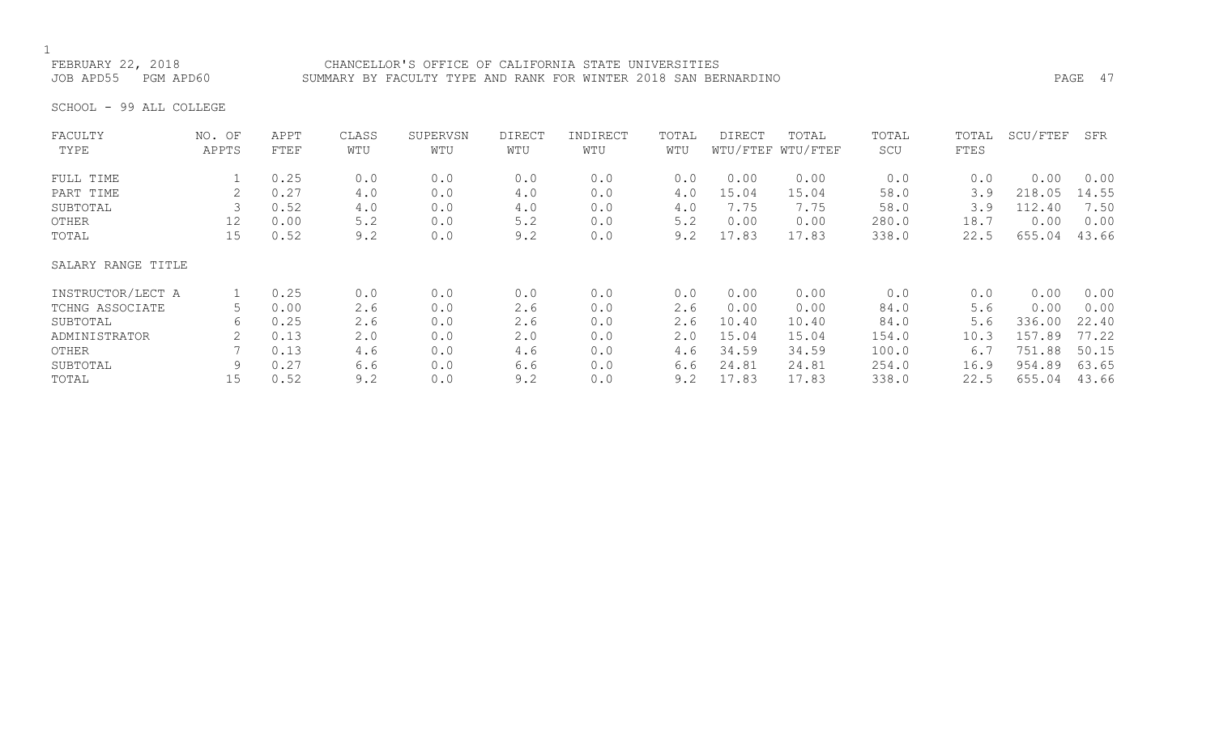FEBRUARY 22, 2018 CHANCELLOR'S OFFICE OF CALIFORNIA STATE UNIVERSITIES
JOB APD55 PGM APD60 SUMMARY BY FACULTY TYPE AND RANK FOR WINTER 2018 SAN BERNARDINO

SCHOOL - 99 ALL COLLEGE

| FACULTY TYPE | NO. OF APPTS | APPT FTEF | CLASS WTU | SUPERVSN WTU | DIRECT WTU | INDIRECT WTU | TOTAL WTU | DIRECT WTU/FTEF | TOTAL WTU/FTEF | TOTAL SCU | TOTAL FTES | SCU/FTEF | SFR |
|---|---|---|---|---|---|---|---|---|---|---|---|---|---|
| FULL TIME | 1 | 0.25 | 0.0 | 0.0 | 0.0 | 0.0 | 0.0 | 0.00 | 0.00 | 0.0 | 0.0 | 0.00 | 0.00 |
| PART TIME | 2 | 0.27 | 4.0 | 0.0 | 4.0 | 0.0 | 4.0 | 15.04 | 15.04 | 58.0 | 3.9 | 218.05 | 14.55 |
| SUBTOTAL | 3 | 0.52 | 4.0 | 0.0 | 4.0 | 0.0 | 4.0 | 7.75 | 7.75 | 58.0 | 3.9 | 112.40 | 7.50 |
| OTHER | 12 | 0.00 | 5.2 | 0.0 | 5.2 | 0.0 | 5.2 | 0.00 | 0.00 | 280.0 | 18.7 | 0.00 | 0.00 |
| TOTAL | 15 | 0.52 | 9.2 | 0.0 | 9.2 | 0.0 | 9.2 | 17.83 | 17.83 | 338.0 | 22.5 | 655.04 | 43.66 |

| SALARY RANGE TITLE | NO. OF APPTS | APPT FTEF | CLASS WTU | SUPERVSN WTU | DIRECT WTU | INDIRECT WTU | TOTAL WTU | DIRECT WTU/FTEF | TOTAL WTU/FTEF | TOTAL SCU | TOTAL FTES | SCU/FTEF | SFR |
|---|---|---|---|---|---|---|---|---|---|---|---|---|---|
| INSTRUCTOR/LECT A | 1 | 0.25 | 0.0 | 0.0 | 0.0 | 0.0 | 0.0 | 0.00 | 0.00 | 0.0 | 0.0 | 0.00 | 0.00 |
| TCHNG ASSOCIATE | 5 | 0.00 | 2.6 | 0.0 | 2.6 | 0.0 | 2.6 | 0.00 | 0.00 | 84.0 | 5.6 | 0.00 | 0.00 |
| SUBTOTAL | 6 | 0.25 | 2.6 | 0.0 | 2.6 | 0.0 | 2.6 | 10.40 | 10.40 | 84.0 | 5.6 | 336.00 | 22.40 |
| ADMINISTRATOR | 2 | 0.13 | 2.0 | 0.0 | 2.0 | 0.0 | 2.0 | 15.04 | 15.04 | 154.0 | 10.3 | 157.89 | 77.22 |
| OTHER | 7 | 0.13 | 4.6 | 0.0 | 4.6 | 0.0 | 4.6 | 34.59 | 34.59 | 100.0 | 6.7 | 751.88 | 50.15 |
| SUBTOTAL | 9 | 0.27 | 6.6 | 0.0 | 6.6 | 0.0 | 6.6 | 24.81 | 24.81 | 254.0 | 16.9 | 954.89 | 63.65 |
| TOTAL | 15 | 0.52 | 9.2 | 0.0 | 9.2 | 0.0 | 9.2 | 17.83 | 17.83 | 338.0 | 22.5 | 655.04 | 43.66 |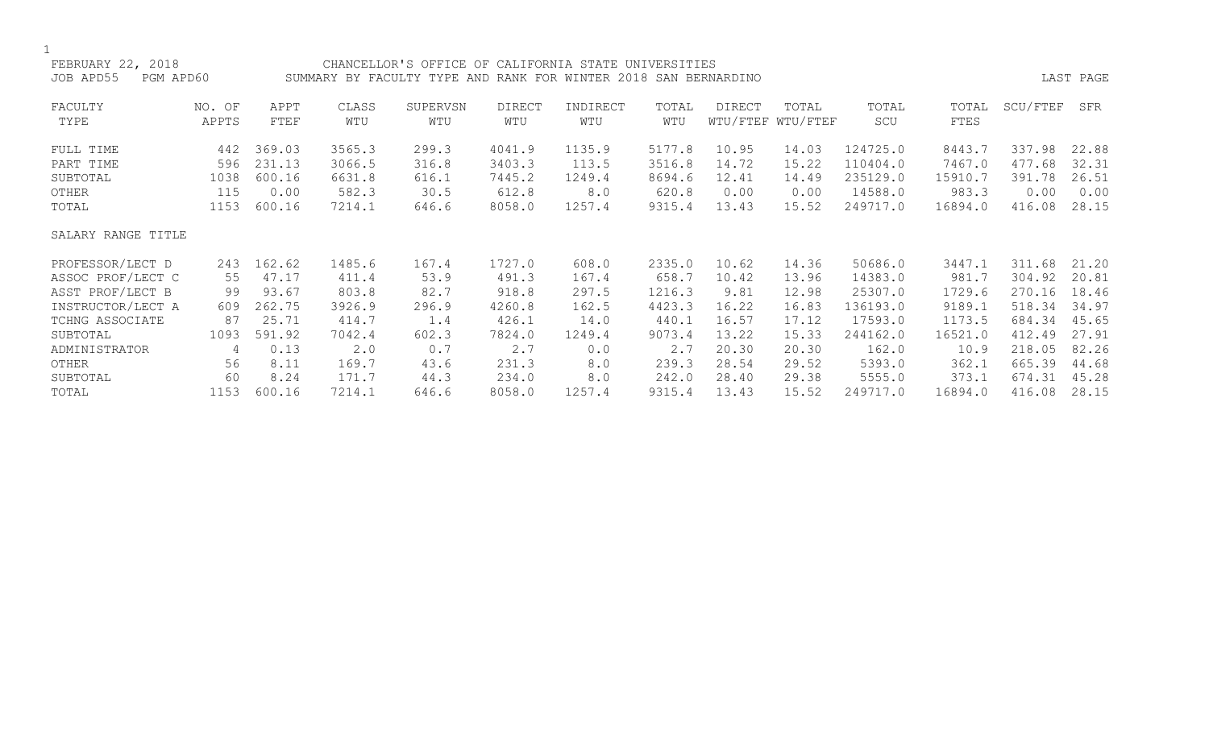FEBRUARY 22, 2018 CHANCELLOR'S OFFICE OF CALIFORNIA STATE UNIVERSITIES
JOB APD55 PGM APD60 SUMMARY BY FACULTY TYPE AND RANK FOR WINTER 2018 SAN BERNARDINO LAST PAGE

| FACULTY TYPE | NO. OF APPTS | APPT FTEF | CLASS WTU | SUPERVSN WTU | DIRECT WTU | INDIRECT WTU | TOTAL WTU | DIRECT WTU/FTEF | TOTAL WTU/FTEF | TOTAL SCU | TOTAL FTES | SCU/FTEF | SFR |
|---|---|---|---|---|---|---|---|---|---|---|---|---|---|
| FULL TIME | 442 | 369.03 | 3565.3 | 299.3 | 4041.9 | 1135.9 | 5177.8 | 10.95 | 14.03 | 124725.0 | 8443.7 | 337.98 | 22.88 |
| PART TIME | 596 | 231.13 | 3066.5 | 316.8 | 3403.3 | 113.5 | 3516.8 | 14.72 | 15.22 | 110404.0 | 7467.0 | 477.68 | 32.31 |
| SUBTOTAL | 1038 | 600.16 | 6631.8 | 616.1 | 7445.2 | 1249.4 | 8694.6 | 12.41 | 14.49 | 235129.0 | 15910.7 | 391.78 | 26.51 |
| OTHER | 115 | 0.00 | 582.3 | 30.5 | 612.8 | 8.0 | 620.8 | 0.00 | 0.00 | 14588.0 | 983.3 | 0.00 | 0.00 |
| TOTAL | 1153 | 600.16 | 7214.1 | 646.6 | 8058.0 | 1257.4 | 9315.4 | 13.43 | 15.52 | 249717.0 | 16894.0 | 416.08 | 28.15 |
| SALARY RANGE TITLE | | | | | | | | | | | | | |
| PROFESSOR/LECT D | 243 | 162.62 | 1485.6 | 167.4 | 1727.0 | 608.0 | 2335.0 | 10.62 | 14.36 | 50686.0 | 3447.1 | 311.68 | 21.20 |
| ASSOC PROF/LECT C | 55 | 47.17 | 411.4 | 53.9 | 491.3 | 167.4 | 658.7 | 10.42 | 13.96 | 14383.0 | 981.7 | 304.92 | 20.81 |
| ASST PROF/LECT B | 99 | 93.67 | 803.8 | 82.7 | 918.8 | 297.5 | 1216.3 | 9.81 | 12.98 | 25307.0 | 1729.6 | 270.16 | 18.46 |
| INSTRUCTOR/LECT A | 609 | 262.75 | 3926.9 | 296.9 | 4260.8 | 162.5 | 4423.3 | 16.22 | 16.83 | 136193.0 | 9189.1 | 518.34 | 34.97 |
| TCHNG ASSOCIATE | 87 | 25.71 | 414.7 | 1.4 | 426.1 | 14.0 | 440.1 | 16.57 | 17.12 | 17593.0 | 1173.5 | 684.34 | 45.65 |
| SUBTOTAL | 1093 | 591.92 | 7042.4 | 602.3 | 7824.0 | 1249.4 | 9073.4 | 13.22 | 15.33 | 244162.0 | 16521.0 | 412.49 | 27.91 |
| ADMINISTRATOR | 4 | 0.13 | 2.0 | 0.7 | 2.7 | 0.0 | 2.7 | 20.30 | 20.30 | 162.0 | 10.9 | 218.05 | 82.26 |
| OTHER | 56 | 8.11 | 169.7 | 43.6 | 231.3 | 8.0 | 239.3 | 28.54 | 29.52 | 5393.0 | 362.1 | 665.39 | 44.68 |
| SUBTOTAL | 60 | 8.24 | 171.7 | 44.3 | 234.0 | 8.0 | 242.0 | 28.40 | 29.38 | 5555.0 | 373.1 | 674.31 | 45.28 |
| TOTAL | 1153 | 600.16 | 7214.1 | 646.6 | 8058.0 | 1257.4 | 9315.4 | 13.43 | 15.52 | 249717.0 | 16894.0 | 416.08 | 28.15 |